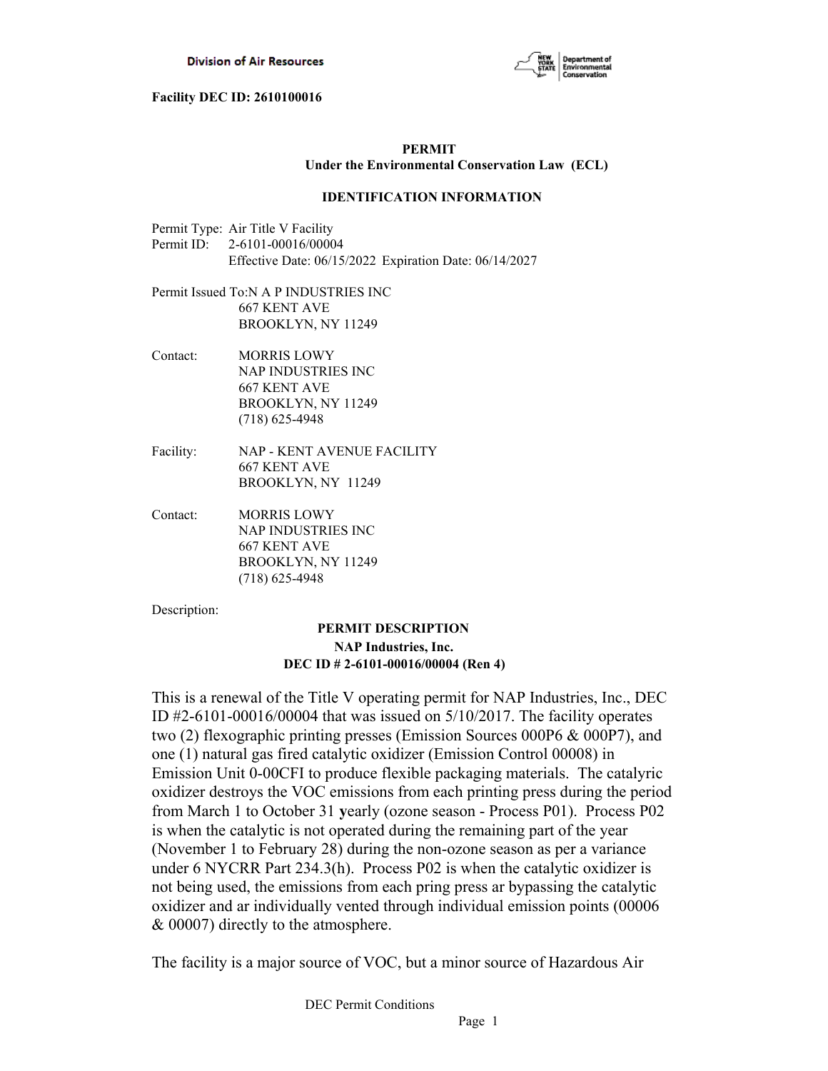**Facility DEC ID: 2610100016**

**PERMIT**
**Under the Environmental Conservation Law (ECL)**

**IDENTIFICATION INFORMATION**

Permit Type: Air Title V Facility
Permit ID: 2-6101-00016/00004
Effective Date: 06/15/2022 Expiration Date: 06/14/2027

Permit Issued To:N A P INDUSTRIES INC
667 KENT AVE
BROOKLYN, NY 11249

Contact: MORRIS LOWY
NAP INDUSTRIES INC
667 KENT AVE
BROOKLYN, NY 11249
(718) 625-4948

Facility: NAP - KENT AVENUE FACILITY
667 KENT AVE
BROOKLYN, NY 11249

Contact: MORRIS LOWY
NAP INDUSTRIES INC
667 KENT AVE
BROOKLYN, NY 11249
(718) 625-4948

Description:

**PERMIT DESCRIPTION**
**NAP Industries, Inc.**
**DEC ID # 2-6101-00016/00004 (Ren 4)**

This is a renewal of the Title V operating permit for NAP Industries, Inc., DEC ID #2-6101-00016/00004 that was issued on 5/10/2017. The facility operates two (2) flexographic printing presses (Emission Sources 000P6 & 000P7), and one (1) natural gas fired catalytic oxidizer (Emission Control 00008) in Emission Unit 0-00CFI to produce flexible packaging materials. The catalyric oxidizer destroys the VOC emissions from each printing press during the period from March 1 to October 31 **y**early (ozone season - Process P01). Process P02 is when the catalytic is not operated during the remaining part of the year (November 1 to February 28) during the non-ozone season as per a variance under 6 NYCRR Part 234.3(h). Process P02 is when the catalytic oxidizer is not being used, the emissions from each pring press ar bypassing the catalytic oxidizer and ar individually vented through individual emission points (00006 & 00007) directly to the atmosphere.

The facility is a major source of VOC, but a minor source of Hazardous Air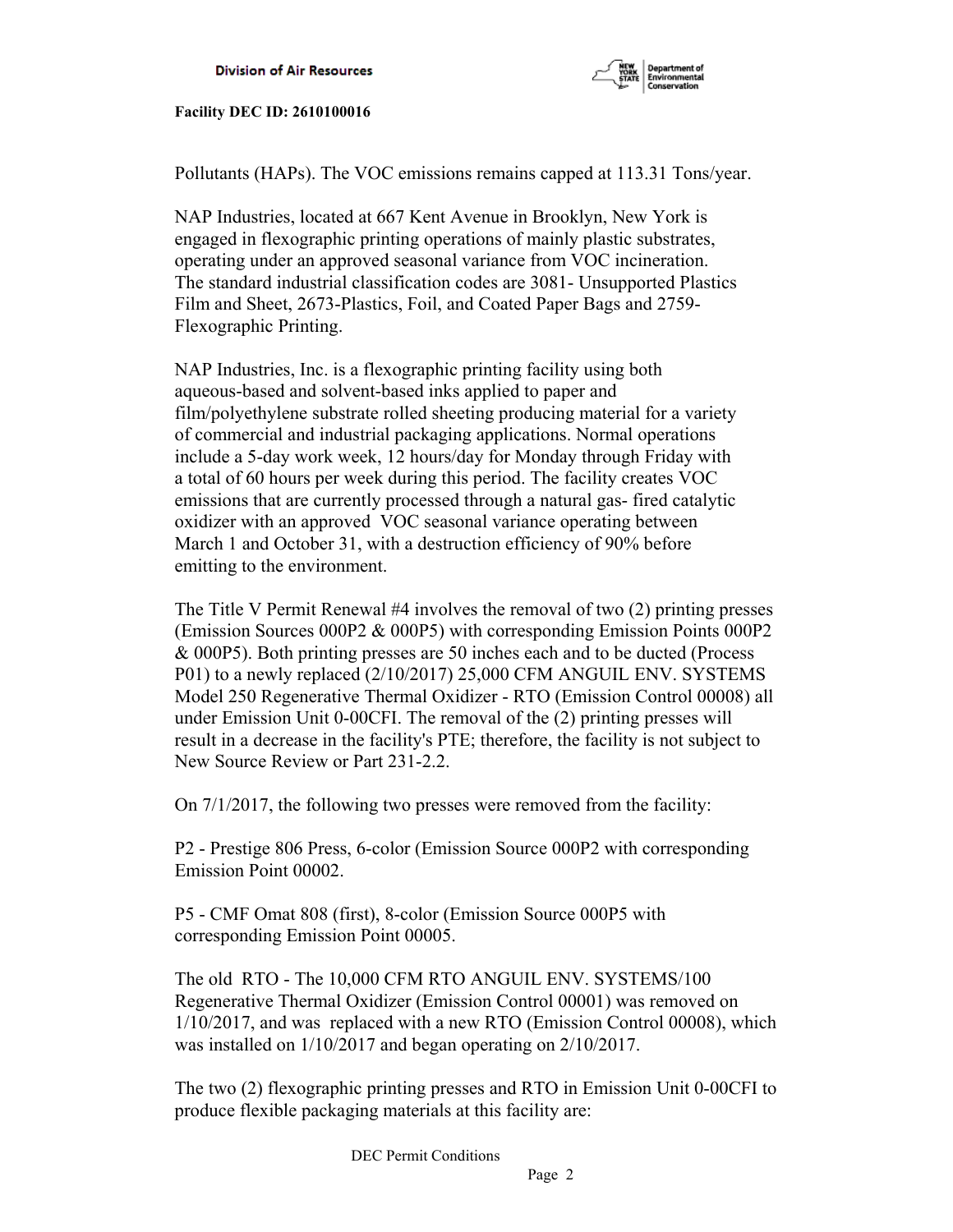Pollutants (HAPs). The VOC emissions remains capped at 113.31 Tons/year.

NAP Industries, located at 667 Kent Avenue in Brooklyn, New York is engaged in flexographic printing operations of mainly plastic substrates, operating under an approved seasonal variance from VOC incineration. The standard industrial classification codes are 3081- Unsupported Plastics Film and Sheet, 2673-Plastics, Foil, and Coated Paper Bags and 2759- Flexographic Printing.

NAP Industries, Inc. is a flexographic printing facility using both aqueous-based and solvent-based inks applied to paper and film/polyethylene substrate rolled sheeting producing material for a variety of commercial and industrial packaging applications. Normal operations include a 5-day work week, 12 hours/day for Monday through Friday with a total of 60 hours per week during this period. The facility creates VOC emissions that are currently processed through a natural gas- fired catalytic oxidizer with an approved VOC seasonal variance operating between March 1 and October 31, with a destruction efficiency of 90% before emitting to the environment.

The Title V Permit Renewal #4 involves the removal of two (2) printing presses (Emission Sources 000P2 & 000P5) with corresponding Emission Points 000P2 & 000P5). Both printing presses are 50 inches each and to be ducted (Process P01) to a newly replaced (2/10/2017) 25,000 CFM ANGUIL ENV. SYSTEMS Model 250 Regenerative Thermal Oxidizer - RTO (Emission Control 00008) all under Emission Unit 0-00CFI. The removal of the (2) printing presses will result in a decrease in the facility's PTE; therefore, the facility is not subject to New Source Review or Part 231-2.2.

On 7/1/2017, the following two presses were removed from the facility:

P2 - Prestige 806 Press, 6-color (Emission Source 000P2 with corresponding Emission Point 00002.

P5 - CMF Omat 808 (first), 8-color (Emission Source 000P5 with corresponding Emission Point 00005.

The old RTO - The 10,000 CFM RTO ANGUIL ENV. SYSTEMS/100 Regenerative Thermal Oxidizer (Emission Control 00001) was removed on 1/10/2017, and was replaced with a new RTO (Emission Control 00008), which was installed on 1/10/2017 and began operating on 2/10/2017.

The two (2) flexographic printing presses and RTO in Emission Unit 0-00CFI to produce flexible packaging materials at this facility are: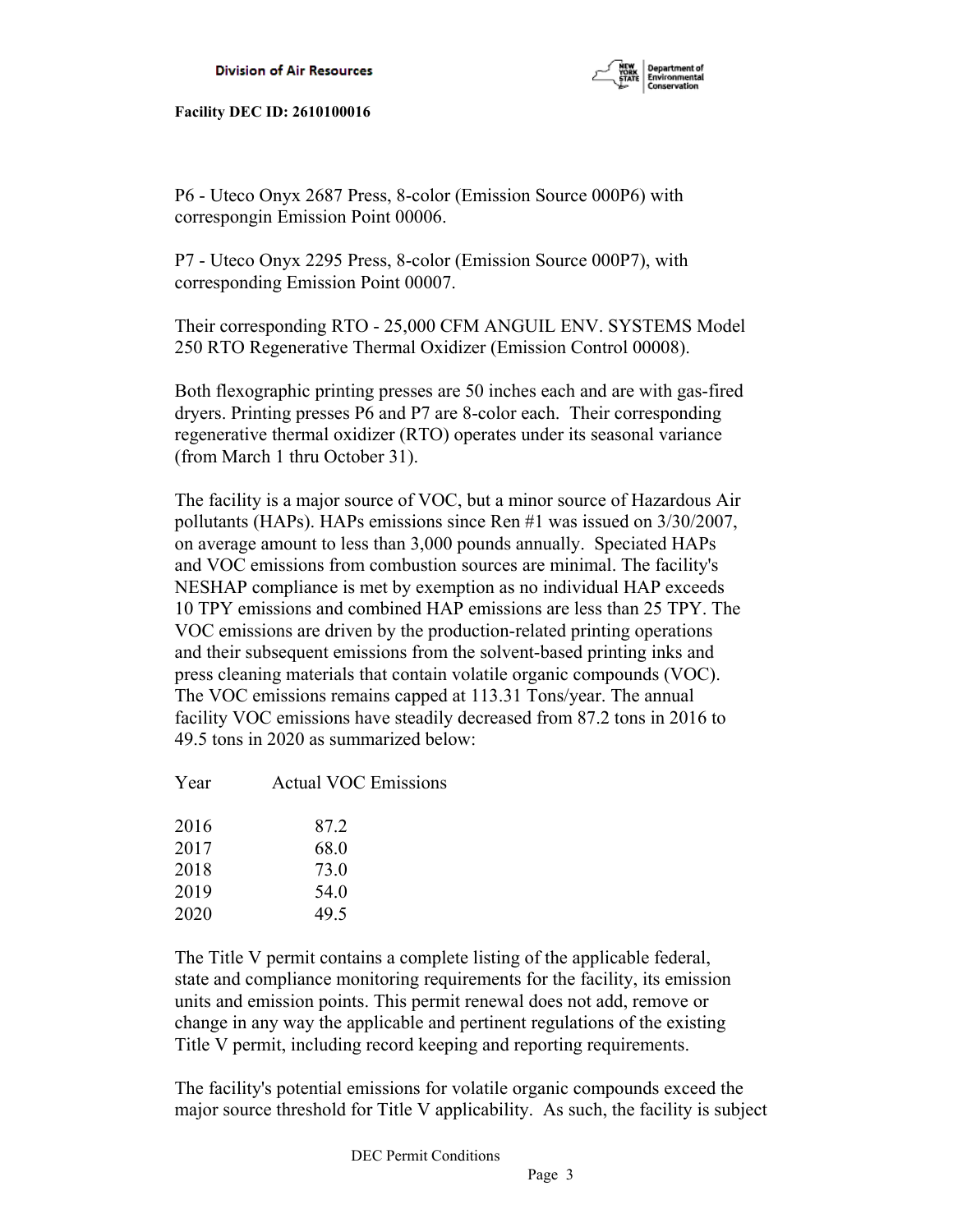P6 - Uteco Onyx 2687 Press, 8-color (Emission Source 000P6) with correspongin Emission Point 00006.

P7 - Uteco Onyx 2295 Press, 8-color (Emission Source 000P7), with corresponding Emission Point 00007.

Their corresponding RTO - 25,000 CFM ANGUIL ENV. SYSTEMS Model 250 RTO Regenerative Thermal Oxidizer (Emission Control 00008).

Both flexographic printing presses are 50 inches each and are with gas-fired dryers. Printing presses P6 and P7 are 8-color each. Their corresponding regenerative thermal oxidizer (RTO) operates under its seasonal variance (from March 1 thru October 31).

The facility is a major source of VOC, but a minor source of Hazardous Air pollutants (HAPs). HAPs emissions since Ren #1 was issued on 3/30/2007, on average amount to less than 3,000 pounds annually. Speciated HAPs and VOC emissions from combustion sources are minimal. The facility's NESHAP compliance is met by exemption as no individual HAP exceeds 10 TPY emissions and combined HAP emissions are less than 25 TPY. The VOC emissions are driven by the production-related printing operations and their subsequent emissions from the solvent-based printing inks and press cleaning materials that contain volatile organic compounds (VOC). The VOC emissions remains capped at 113.31 Tons/year. The annual facility VOC emissions have steadily decreased from 87.2 tons in 2016 to 49.5 tons in 2020 as summarized below:

| Year | Actual VOC Emissions |
|---|---|
| 2016 | 87.2 |
| 2017 | 68.0 |
| 2018 | 73.0 |
| 2019 | 54.0 |
| 2020 | 49.5 |

The Title V permit contains a complete listing of the applicable federal, state and compliance monitoring requirements for the facility, its emission units and emission points. This permit renewal does not add, remove or change in any way the applicable and pertinent regulations of the existing Title V permit, including record keeping and reporting requirements.

The facility's potential emissions for volatile organic compounds exceed the major source threshold for Title V applicability. As such, the facility is subject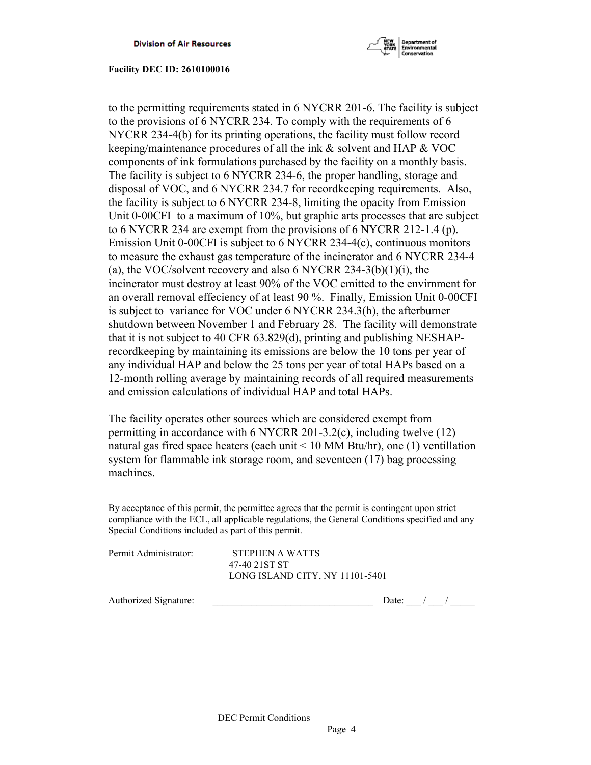to the permitting requirements stated in 6 NYCRR 201-6. The facility is subject to the provisions of 6 NYCRR 234. To comply with the requirements of 6 NYCRR 234-4(b) for its printing operations, the facility must follow record keeping/maintenance procedures of all the ink & solvent and HAP & VOC components of ink formulations purchased by the facility on a monthly basis. The facility is subject to 6 NYCRR 234-6, the proper handling, storage and disposal of VOC, and 6 NYCRR 234.7 for recordkeeping requirements. Also, the facility is subject to 6 NYCRR 234-8, limiting the opacity from Emission Unit 0-00CFI to a maximum of 10%, but graphic arts processes that are subject to 6 NYCRR 234 are exempt from the provisions of 6 NYCRR 212-1.4 (p). Emission Unit 0-00CFI is subject to 6 NYCRR 234-4(c), continuous monitors to measure the exhaust gas temperature of the incinerator and 6 NYCRR 234-4 (a), the VOC/solvent recovery and also 6 NYCRR 234-3(b)(1)(i), the incinerator must destroy at least 90% of the VOC emitted to the envirnment for an overall removal effeciency of at least 90 %. Finally, Emission Unit 0-00CFI is subject to variance for VOC under 6 NYCRR 234.3(h), the afterburner shutdown between November 1 and February 28. The facility will demonstrate that it is not subject to 40 CFR 63.829(d), printing and publishing NESHAP-recordkeeping by maintaining its emissions are below the 10 tons per year of any individual HAP and below the 25 tons per year of total HAPs based on a 12-month rolling average by maintaining records of all required measurements and emission calculations of individual HAP and total HAPs.

The facility operates other sources which are considered exempt from permitting in accordance with 6 NYCRR 201-3.2(c), including twelve (12) natural gas fired space heaters (each unit < 10 MM Btu/hr), one (1) ventillation system for flammable ink storage room, and seventeen (17) bag processing machines.

By acceptance of this permit, the permittee agrees that the permit is contingent upon strict compliance with the ECL, all applicable regulations, the General Conditions specified and any Special Conditions included as part of this permit.

Permit Administrator: STEPHEN A WATTS
47-40 21ST ST
LONG ISLAND CITY, NY 11101-5401

Authorized Signature: ________________________________ Date: ___ / ___ / _____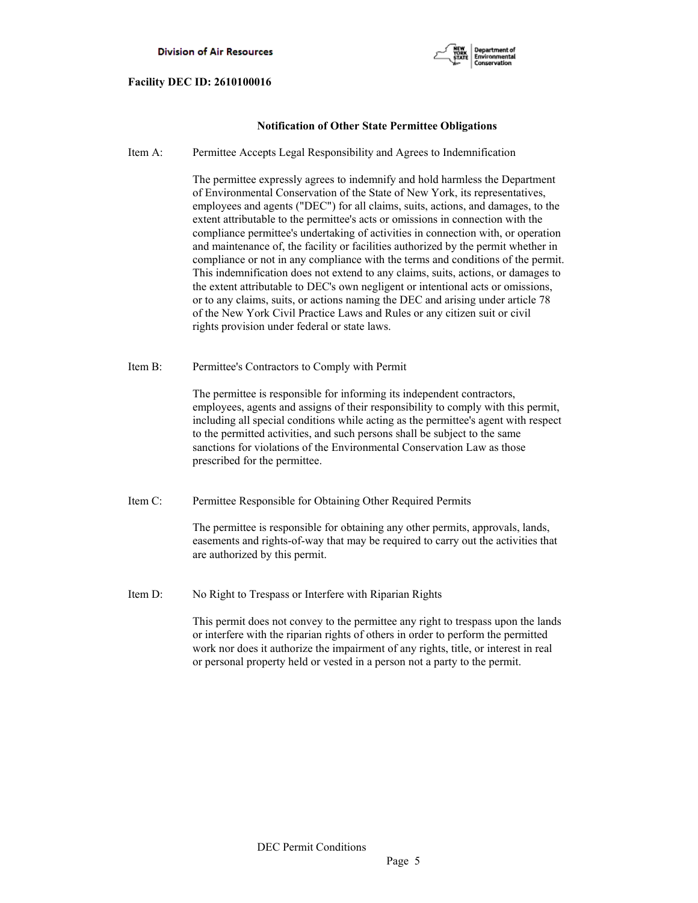**Facility DEC ID: 2610100016**

## Notification of Other State Permittee Obligations

Item A: Permittee Accepts Legal Responsibility and Agrees to Indemnification

The permittee expressly agrees to indemnify and hold harmless the Department of Environmental Conservation of the State of New York, its representatives, employees and agents ("DEC") for all claims, suits, actions, and damages, to the extent attributable to the permittee's acts or omissions in connection with the compliance permittee's undertaking of activities in connection with, or operation and maintenance of, the facility or facilities authorized by the permit whether in compliance or not in any compliance with the terms and conditions of the permit. This indemnification does not extend to any claims, suits, actions, or damages to the extent attributable to DEC's own negligent or intentional acts or omissions, or to any claims, suits, or actions naming the DEC and arising under article 78 of the New York Civil Practice Laws and Rules or any citizen suit or civil rights provision under federal or state laws.

Item B: Permittee's Contractors to Comply with Permit

The permittee is responsible for informing its independent contractors, employees, agents and assigns of their responsibility to comply with this permit, including all special conditions while acting as the permittee's agent with respect to the permitted activities, and such persons shall be subject to the same sanctions for violations of the Environmental Conservation Law as those prescribed for the permittee.

Item C: Permittee Responsible for Obtaining Other Required Permits

The permittee is responsible for obtaining any other permits, approvals, lands, easements and rights-of-way that may be required to carry out the activities that are authorized by this permit.

Item D: No Right to Trespass or Interfere with Riparian Rights

This permit does not convey to the permittee any right to trespass upon the lands or interfere with the riparian rights of others in order to perform the permitted work nor does it authorize the impairment of any rights, title, or interest in real or personal property held or vested in a person not a party to the permit.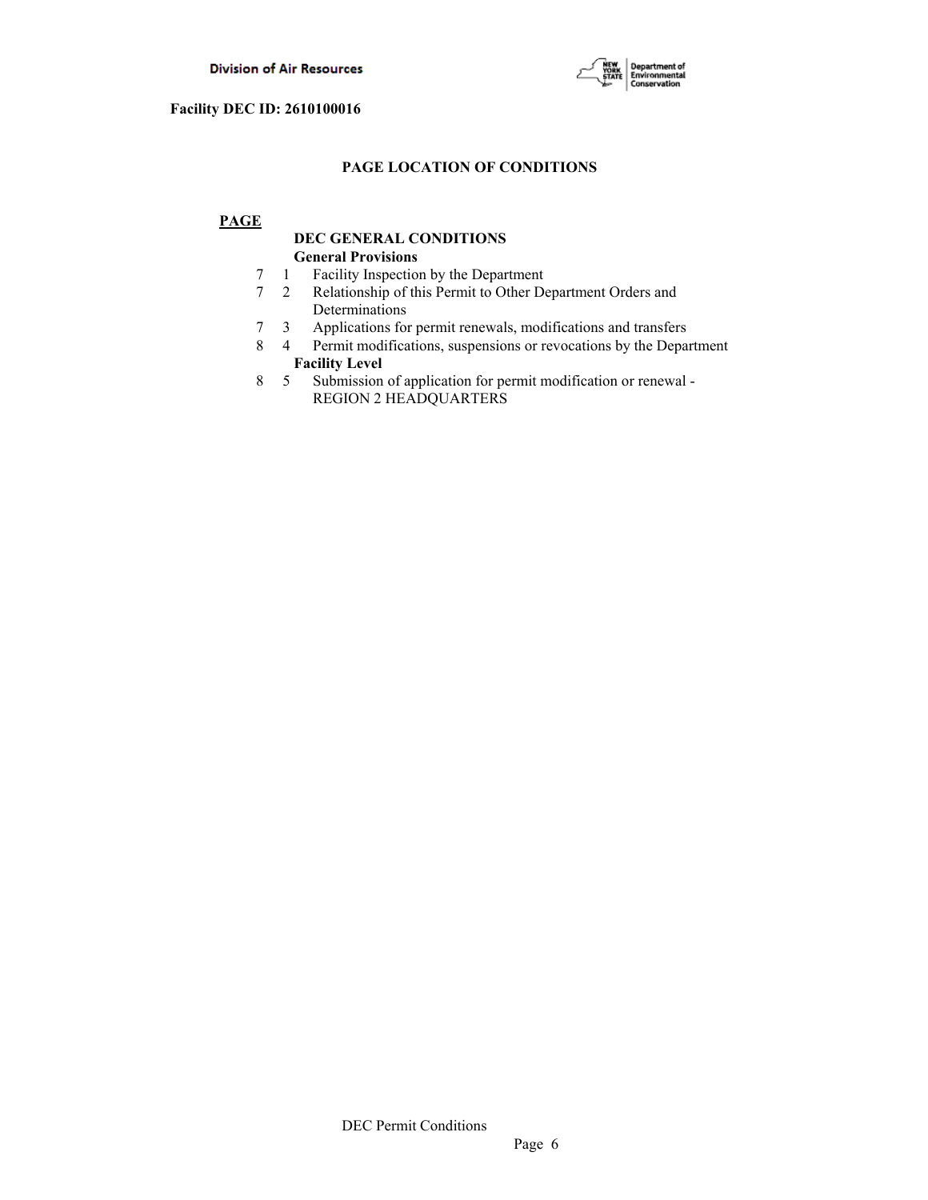Facility DEC ID: 2610100016

## PAGE LOCATION OF CONDITIONS

**PAGE**

**DEC GENERAL CONDITIONS**

**General Provisions**

| PAGE | | |
|---|---|---|
| 7 | 1 | Facility Inspection by the Department |
| 7 | 2 | Relationship of this Permit to Other Department Orders and Determinations |
| 7 | 3 | Applications for permit renewals, modifications and transfers |
| 8 | 4 | Permit modifications, suspensions or revocations by the Department |

**Facility Level**

| PAGE | | |
|---|---|---|
| 8 | 5 | Submission of application for permit modification or renewal - REGION 2 HEADQUARTERS |

DEC Permit Conditions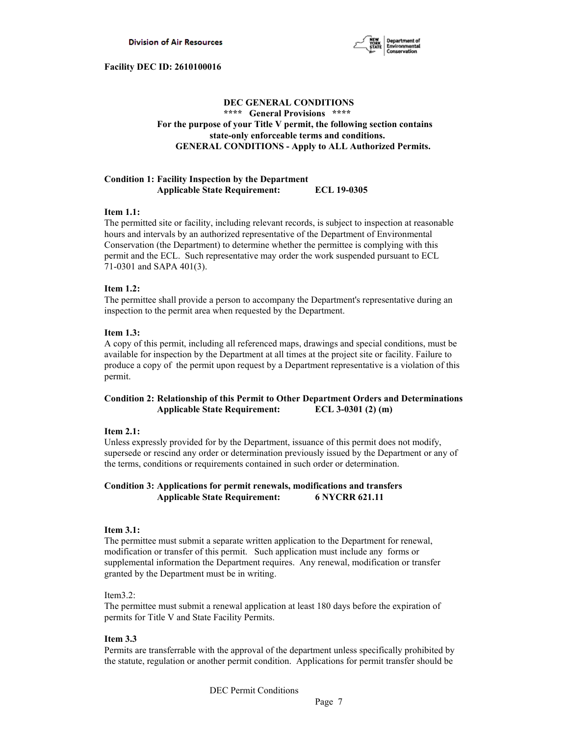**Facility DEC ID: 2610100016**

**DEC GENERAL CONDITIONS**
**\*\*\*\* General Provisions \*\*\*\***
**For the purpose of your Title V permit, the following section contains state-only enforceable terms and conditions.**
**GENERAL CONDITIONS - Apply to ALL Authorized Permits.**

**Condition 1: Facility Inspection by the Department**
**Applicable State Requirement: ECL 19-0305**

**Item 1.1:**
The permitted site or facility, including relevant records, is subject to inspection at reasonable hours and intervals by an authorized representative of the Department of Environmental Conservation (the Department) to determine whether the permittee is complying with this permit and the ECL. Such representative may order the work suspended pursuant to ECL 71-0301 and SAPA 401(3).

**Item 1.2:**
The permittee shall provide a person to accompany the Department's representative during an inspection to the permit area when requested by the Department.

**Item 1.3:**
A copy of this permit, including all referenced maps, drawings and special conditions, must be available for inspection by the Department at all times at the project site or facility. Failure to produce a copy of the permit upon request by a Department representative is a violation of this permit.

**Condition 2: Relationship of this Permit to Other Department Orders and Determinations**
**Applicable State Requirement: ECL 3-0301 (2) (m)**

**Item 2.1:**
Unless expressly provided for by the Department, issuance of this permit does not modify, supersede or rescind any order or determination previously issued by the Department or any of the terms, conditions or requirements contained in such order or determination.

**Condition 3: Applications for permit renewals, modifications and transfers**
**Applicable State Requirement: 6 NYCRR 621.11**

**Item 3.1:**
The permittee must submit a separate written application to the Department for renewal, modification or transfer of this permit. Such application must include any forms or supplemental information the Department requires. Any renewal, modification or transfer granted by the Department must be in writing.

Item3.2:
The permittee must submit a renewal application at least 180 days before the expiration of permits for Title V and State Facility Permits.

**Item 3.3**
Permits are transferrable with the approval of the department unless specifically prohibited by the statute, regulation or another permit condition. Applications for permit transfer should be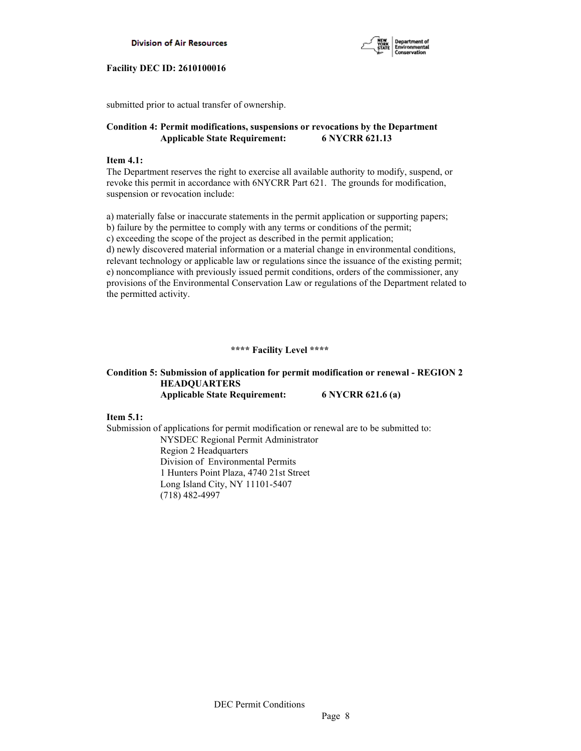submitted prior to actual transfer of ownership.

**Condition 4: Permit modifications, suspensions or revocations by the Department**
**Applicable State Requirement: 6 NYCRR 621.13**

**Item 4.1:**
The Department reserves the right to exercise all available authority to modify, suspend, or revoke this permit in accordance with 6NYCRR Part 621. The grounds for modification, suspension or revocation include:

a) materially false or inaccurate statements in the permit application or supporting papers;
b) failure by the permittee to comply with any terms or conditions of the permit;
c) exceeding the scope of the project as described in the permit application;
d) newly discovered material information or a material change in environmental conditions, relevant technology or applicable law or regulations since the issuance of the existing permit;
e) noncompliance with previously issued permit conditions, orders of the commissioner, any provisions of the Environmental Conservation Law or regulations of the Department related to the permitted activity.

**\*\*\*\* Facility Level \*\*\*\***

**Condition 5: Submission of application for permit modification or renewal - REGION 2 HEADQUARTERS**
**Applicable State Requirement: 6 NYCRR 621.6 (a)**

**Item 5.1:**
Submission of applications for permit modification or renewal are to be submitted to:

NYSDEC Regional Permit Administrator
Region 2 Headquarters
Division of Environmental Permits
1 Hunters Point Plaza, 4740 21st Street
Long Island City, NY 11101-5407
(718) 482-4997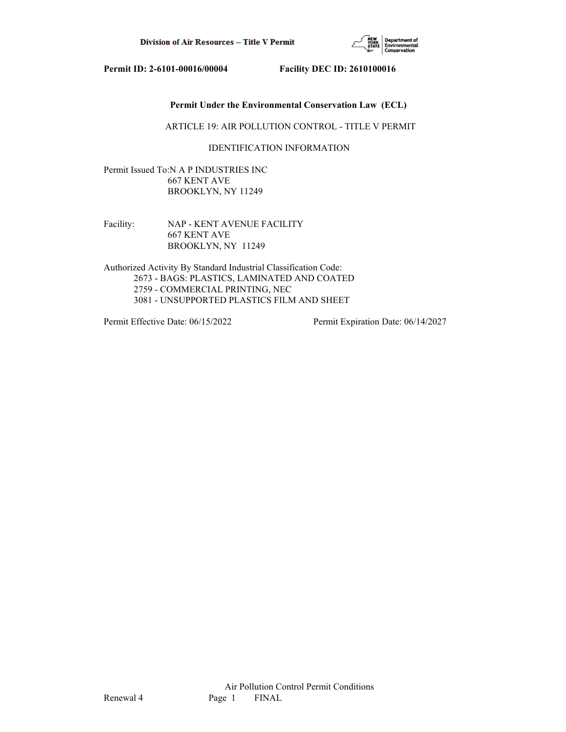**Permit ID: 2-6101-00016/00004 Facility DEC ID: 2610100016**

**Permit Under the Environmental Conservation Law (ECL)**

ARTICLE 19: AIR POLLUTION CONTROL - TITLE V PERMIT

IDENTIFICATION INFORMATION

Permit Issued To: N A P INDUSTRIES INC
667 KENT AVE
BROOKLYN, NY 11249

Facility: NAP - KENT AVENUE FACILITY
667 KENT AVE
BROOKLYN, NY 11249

Authorized Activity By Standard Industrial Classification Code:

- 2673 - BAGS: PLASTICS, LAMINATED AND COATED
- 2759 - COMMERCIAL PRINTING, NEC
- 3081 - UNSUPPORTED PLASTICS FILM AND SHEET

Permit Effective Date: 06/15/2022 Permit Expiration Date: 06/14/2027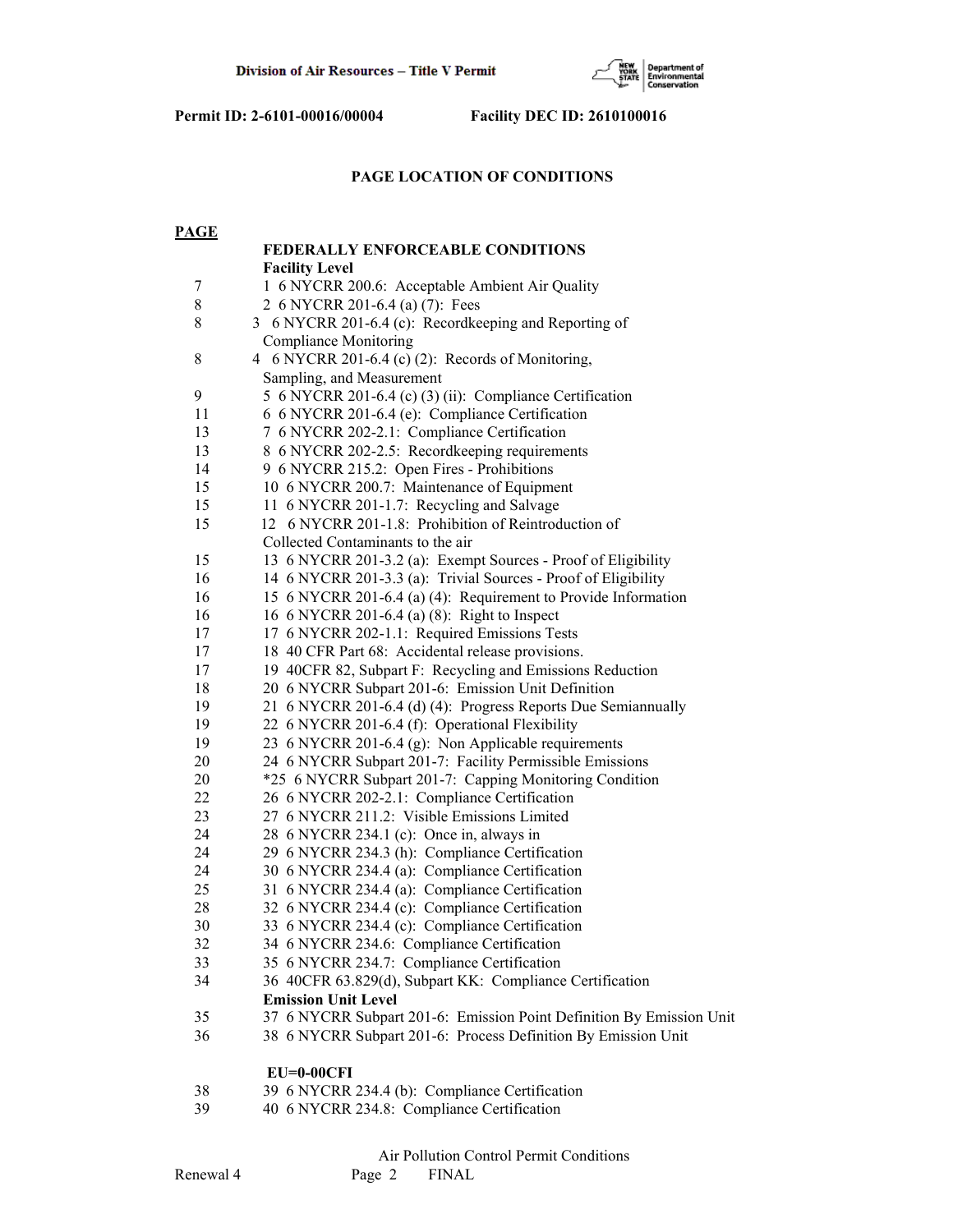Permit ID: 2-6101-00016/00004 Facility DEC ID: 2610100016

## PAGE LOCATION OF CONDITIONS

| PAGE | |
|---|---|
| | **FEDERALLY ENFORCEABLE CONDITIONS** |
| | **Facility Level** |
| 7 | 1 6 NYCRR 200.6: Acceptable Ambient Air Quality |
| 8 | 2 6 NYCRR 201-6.4 (a) (7): Fees |
| 8 | 3 6 NYCRR 201-6.4 (c): Recordkeeping and Reporting of Compliance Monitoring |
| 8 | 4 6 NYCRR 201-6.4 (c) (2): Records of Monitoring, Sampling, and Measurement |
| 9 | 5 6 NYCRR 201-6.4 (c) (3) (ii): Compliance Certification |
| 11 | 6 6 NYCRR 201-6.4 (e): Compliance Certification |
| 13 | 7 6 NYCRR 202-2.1: Compliance Certification |
| 13 | 8 6 NYCRR 202-2.5: Recordkeeping requirements |
| 14 | 9 6 NYCRR 215.2: Open Fires - Prohibitions |
| 15 | 10 6 NYCRR 200.7: Maintenance of Equipment |
| 15 | 11 6 NYCRR 201-1.7: Recycling and Salvage |
| 15 | 12 6 NYCRR 201-1.8: Prohibition of Reintroduction of Collected Contaminants to the air |
| 15 | 13 6 NYCRR 201-3.2 (a): Exempt Sources - Proof of Eligibility |
| 16 | 14 6 NYCRR 201-3.3 (a): Trivial Sources - Proof of Eligibility |
| 16 | 15 6 NYCRR 201-6.4 (a) (4): Requirement to Provide Information |
| 16 | 16 6 NYCRR 201-6.4 (a) (8): Right to Inspect |
| 17 | 17 6 NYCRR 202-1.1: Required Emissions Tests |
| 17 | 18 40 CFR Part 68: Accidental release provisions. |
| 17 | 19 40CFR 82, Subpart F: Recycling and Emissions Reduction |
| 18 | 20 6 NYCRR Subpart 201-6: Emission Unit Definition |
| 19 | 21 6 NYCRR 201-6.4 (d) (4): Progress Reports Due Semiannually |
| 19 | 22 6 NYCRR 201-6.4 (f): Operational Flexibility |
| 19 | 23 6 NYCRR 201-6.4 (g): Non Applicable requirements |
| 20 | 24 6 NYCRR Subpart 201-7: Facility Permissible Emissions |
| 20 | *25 6 NYCRR Subpart 201-7: Capping Monitoring Condition |
| 22 | 26 6 NYCRR 202-2.1: Compliance Certification |
| 23 | 27 6 NYCRR 211.2: Visible Emissions Limited |
| 24 | 28 6 NYCRR 234.1 (c): Once in, always in |
| 24 | 29 6 NYCRR 234.3 (h): Compliance Certification |
| 24 | 30 6 NYCRR 234.4 (a): Compliance Certification |
| 25 | 31 6 NYCRR 234.4 (a): Compliance Certification |
| 28 | 32 6 NYCRR 234.4 (c): Compliance Certification |
| 30 | 33 6 NYCRR 234.4 (c): Compliance Certification |
| 32 | 34 6 NYCRR 234.6: Compliance Certification |
| 33 | 35 6 NYCRR 234.7: Compliance Certification |
| 34 | 36 40CFR 63.829(d), Subpart KK: Compliance Certification |
| | **Emission Unit Level** |
| 35 | 37 6 NYCRR Subpart 201-6: Emission Point Definition By Emission Unit |
| 36 | 38 6 NYCRR Subpart 201-6: Process Definition By Emission Unit |
| | **EU=0-00CFI** |
| 38 | 39 6 NYCRR 234.4 (b): Compliance Certification |
| 39 | 40 6 NYCRR 234.8: Compliance Certification |

Air Pollution Control Permit Conditions

Renewal 4 FINAL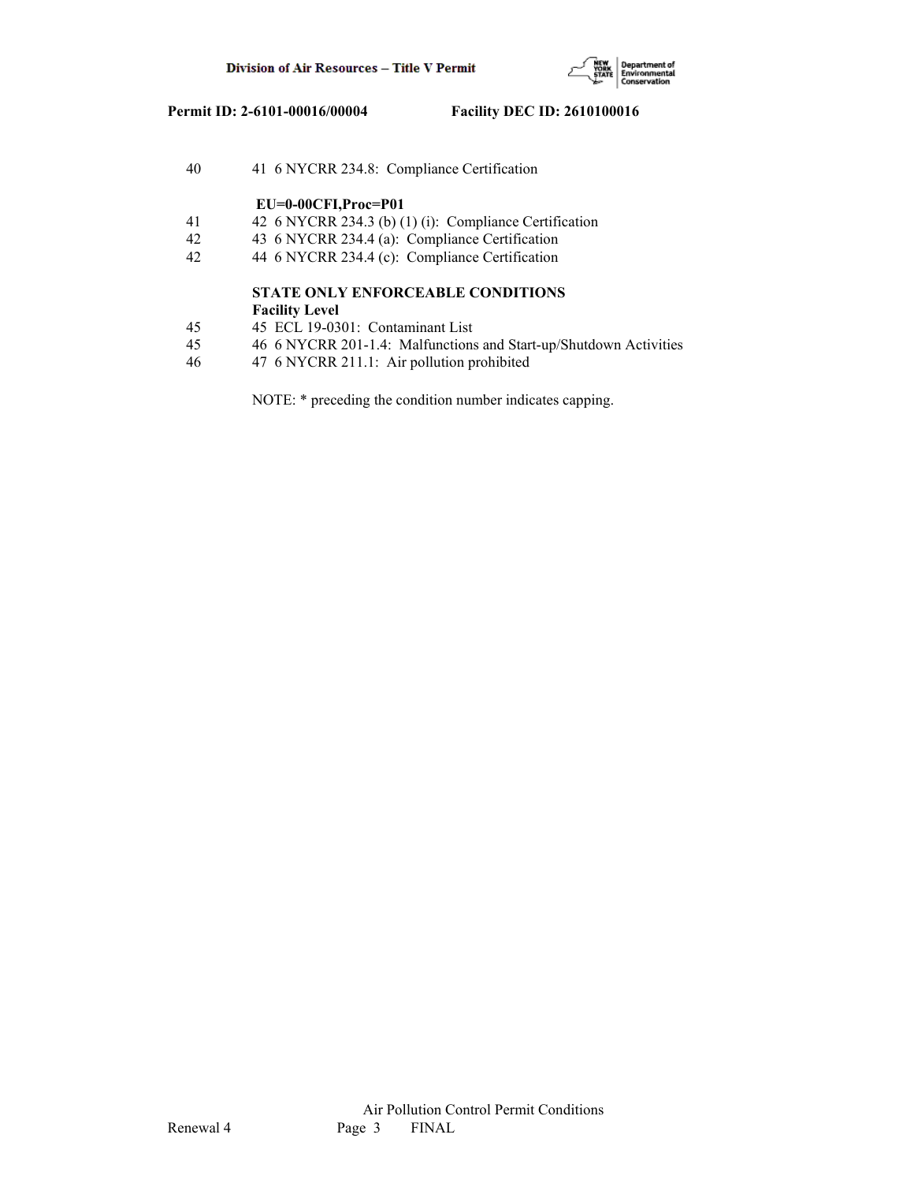| | |
|---|---|
| 40 | 41 6 NYCRR 234.8: Compliance Certification |
| | **EU=0-00CFI,Proc=P01** |
| 41 | 42 6 NYCRR 234.3 (b) (1) (i): Compliance Certification |
| 42 | 43 6 NYCRR 234.4 (a): Compliance Certification |
| 42 | 44 6 NYCRR 234.4 (c): Compliance Certification |
| | **STATE ONLY ENFORCEABLE CONDITIONS** |
| | **Facility Level** |
| 45 | 45 ECL 19-0301: Contaminant List |
| 45 | 46 6 NYCRR 201-1.4: Malfunctions and Start-up/Shutdown Activities |
| 46 | 47 6 NYCRR 211.1: Air pollution prohibited |

NOTE: * preceding the condition number indicates capping.

Air Pollution Control Permit Conditions

Renewal 4 FINAL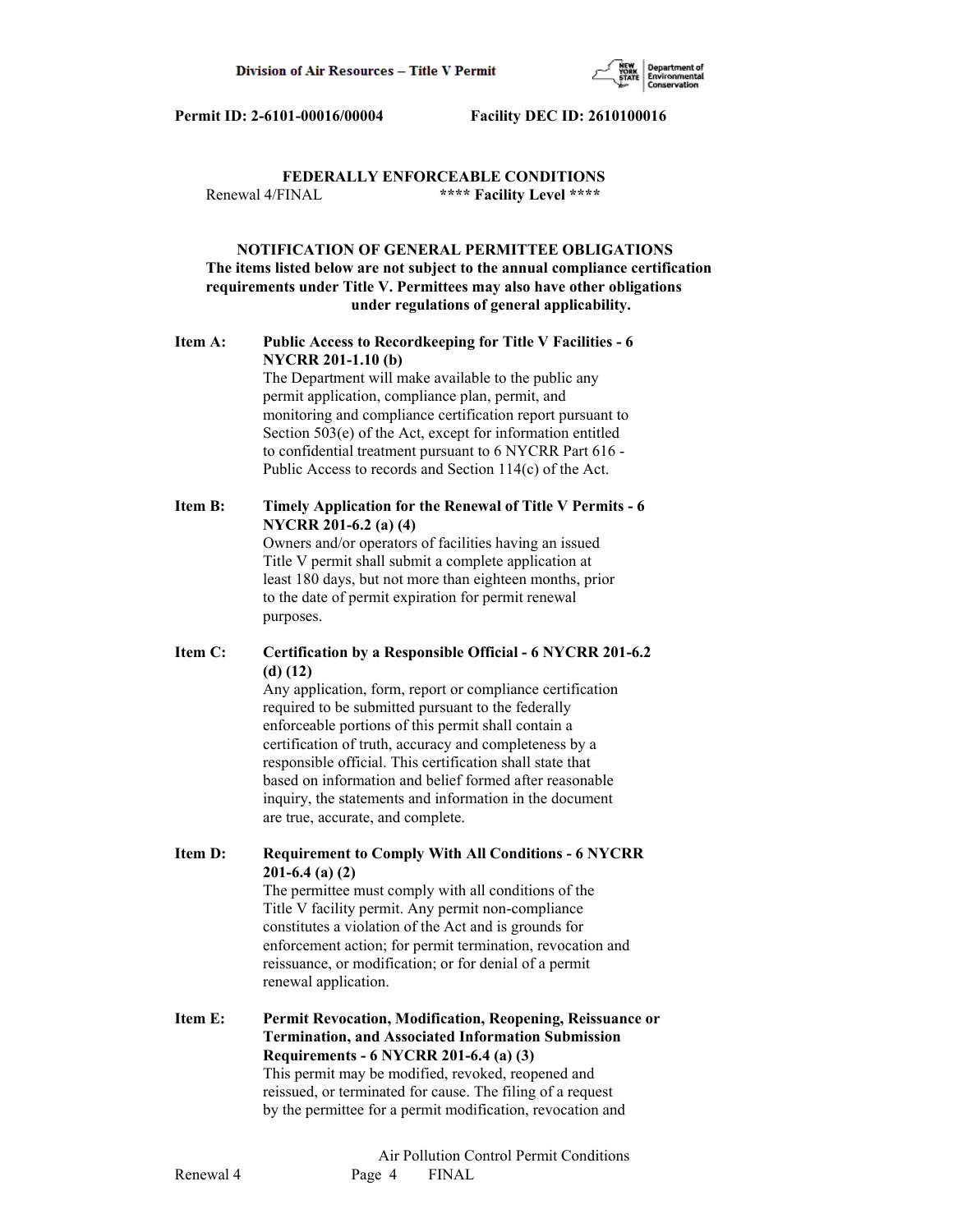Permit ID: 2-6101-00016/00004 Facility DEC ID: 2610100016

**FEDERALLY ENFORCEABLE CONDITIONS**

Renewal 4/FINAL **\*\*\*\* Facility Level \*\*\*\***

**NOTIFICATION OF GENERAL PERMITTEE OBLIGATIONS**
**The items listed below are not subject to the annual compliance certification requirements under Title V. Permittees may also have other obligations under regulations of general applicability.**

**Item A: Public Access to Recordkeeping for Title V Facilities - 6 NYCRR 201-1.10 (b)**

The Department will make available to the public any permit application, compliance plan, permit, and monitoring and compliance certification report pursuant to Section 503(e) of the Act, except for information entitled to confidential treatment pursuant to 6 NYCRR Part 616 - Public Access to records and Section 114(c) of the Act.

**Item B: Timely Application for the Renewal of Title V Permits - 6 NYCRR 201-6.2 (a) (4)**

Owners and/or operators of facilities having an issued Title V permit shall submit a complete application at least 180 days, but not more than eighteen months, prior to the date of permit expiration for permit renewal purposes.

**Item C: Certification by a Responsible Official - 6 NYCRR 201-6.2 (d) (12)**

Any application, form, report or compliance certification required to be submitted pursuant to the federally enforceable portions of this permit shall contain a certification of truth, accuracy and completeness by a responsible official. This certification shall state that based on information and belief formed after reasonable inquiry, the statements and information in the document are true, accurate, and complete.

**Item D: Requirement to Comply With All Conditions - 6 NYCRR 201-6.4 (a) (2)**

The permittee must comply with all conditions of the Title V facility permit. Any permit non-compliance constitutes a violation of the Act and is grounds for enforcement action; for permit termination, revocation and reissuance, or modification; or for denial of a permit renewal application.

**Item E: Permit Revocation, Modification, Reopening, Reissuance or Termination, and Associated Information Submission Requirements - 6 NYCRR 201-6.4 (a) (3)**

This permit may be modified, revoked, reopened and reissued, or terminated for cause. The filing of a request by the permittee for a permit modification, revocation and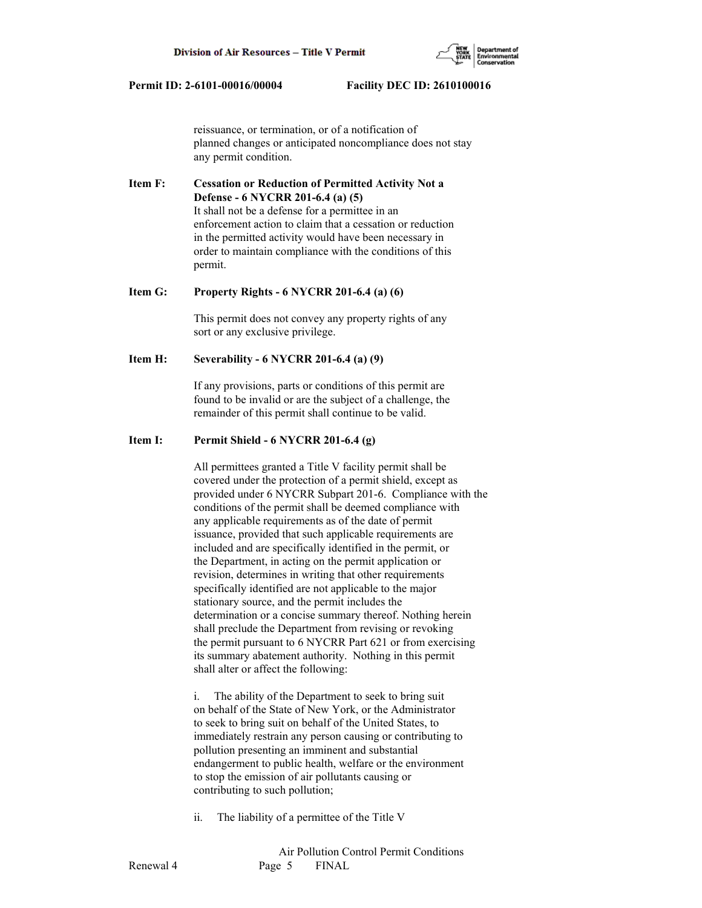reissuance, or termination, or of a notification of planned changes or anticipated noncompliance does not stay any permit condition.

**Item F: Cessation or Reduction of Permitted Activity Not a Defense - 6 NYCRR 201-6.4 (a) (5)**

It shall not be a defense for a permittee in an enforcement action to claim that a cessation or reduction in the permitted activity would have been necessary in order to maintain compliance with the conditions of this permit.

**Item G: Property Rights - 6 NYCRR 201-6.4 (a) (6)**

This permit does not convey any property rights of any sort or any exclusive privilege.

**Item H: Severability - 6 NYCRR 201-6.4 (a) (9)**

If any provisions, parts or conditions of this permit are found to be invalid or are the subject of a challenge, the remainder of this permit shall continue to be valid.

**Item I: Permit Shield - 6 NYCRR 201-6.4 (g)**

All permittees granted a Title V facility permit shall be covered under the protection of a permit shield, except as provided under 6 NYCRR Subpart 201-6. Compliance with the conditions of the permit shall be deemed compliance with any applicable requirements as of the date of permit issuance, provided that such applicable requirements are included and are specifically identified in the permit, or the Department, in acting on the permit application or revision, determines in writing that other requirements specifically identified are not applicable to the major stationary source, and the permit includes the determination or a concise summary thereof. Nothing herein shall preclude the Department from revising or revoking the permit pursuant to 6 NYCRR Part 621 or from exercising its summary abatement authority. Nothing in this permit shall alter or affect the following:

i. The ability of the Department to seek to bring suit on behalf of the State of New York, or the Administrator to seek to bring suit on behalf of the United States, to immediately restrain any person causing or contributing to pollution presenting an imminent and substantial endangerment to public health, welfare or the environment to stop the emission of air pollutants causing or contributing to such pollution;

ii. The liability of a permittee of the Title V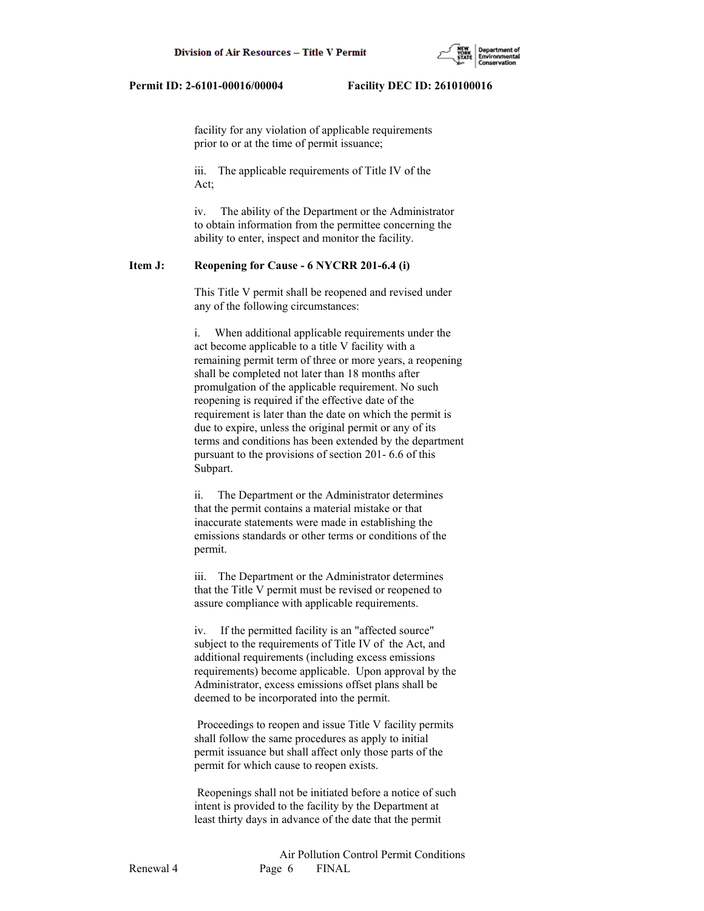facility for any violation of applicable requirements prior to or at the time of permit issuance;

iii. The applicable requirements of Title IV of the Act;

iv. The ability of the Department or the Administrator to obtain information from the permittee concerning the ability to enter, inspect and monitor the facility.

**Item J: Reopening for Cause - 6 NYCRR 201-6.4 (i)**

This Title V permit shall be reopened and revised under any of the following circumstances:

i. When additional applicable requirements under the act become applicable to a title V facility with a remaining permit term of three or more years, a reopening shall be completed not later than 18 months after promulgation of the applicable requirement. No such reopening is required if the effective date of the requirement is later than the date on which the permit is due to expire, unless the original permit or any of its terms and conditions has been extended by the department pursuant to the provisions of section 201- 6.6 of this Subpart.

ii. The Department or the Administrator determines that the permit contains a material mistake or that inaccurate statements were made in establishing the emissions standards or other terms or conditions of the permit.

iii. The Department or the Administrator determines that the Title V permit must be revised or reopened to assure compliance with applicable requirements.

iv. If the permitted facility is an "affected source" subject to the requirements of Title IV of the Act, and additional requirements (including excess emissions requirements) become applicable. Upon approval by the Administrator, excess emissions offset plans shall be deemed to be incorporated into the permit.

Proceedings to reopen and issue Title V facility permits shall follow the same procedures as apply to initial permit issuance but shall affect only those parts of the permit for which cause to reopen exists.

Reopenings shall not be initiated before a notice of such intent is provided to the facility by the Department at least thirty days in advance of the date that the permit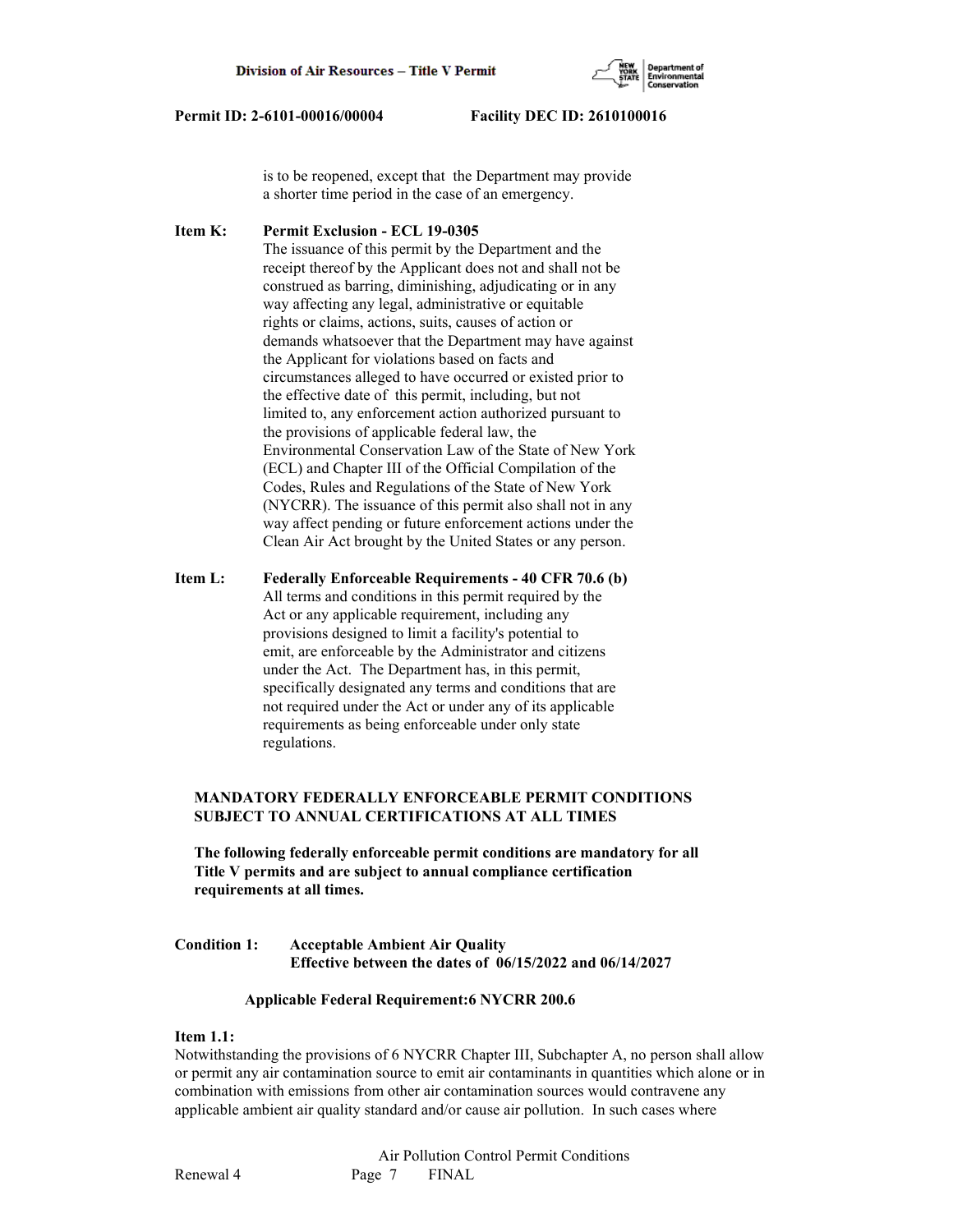is to be reopened, except that the Department may provide a shorter time period in the case of an emergency.

**Item K: Permit Exclusion - ECL 19-0305**

The issuance of this permit by the Department and the receipt thereof by the Applicant does not and shall not be construed as barring, diminishing, adjudicating or in any way affecting any legal, administrative or equitable rights or claims, actions, suits, causes of action or demands whatsoever that the Department may have against the Applicant for violations based on facts and circumstances alleged to have occurred or existed prior to the effective date of this permit, including, but not limited to, any enforcement action authorized pursuant to the provisions of applicable federal law, the Environmental Conservation Law of the State of New York (ECL) and Chapter III of the Official Compilation of the Codes, Rules and Regulations of the State of New York (NYCRR). The issuance of this permit also shall not in any way affect pending or future enforcement actions under the Clean Air Act brought by the United States or any person.

**Item L: Federally Enforceable Requirements - 40 CFR 70.6 (b)**

All terms and conditions in this permit required by the Act or any applicable requirement, including any provisions designed to limit a facility's potential to emit, are enforceable by the Administrator and citizens under the Act. The Department has, in this permit, specifically designated any terms and conditions that are not required under the Act or under any of its applicable requirements as being enforceable under only state regulations.

**MANDATORY FEDERALLY ENFORCEABLE PERMIT CONDITIONS SUBJECT TO ANNUAL CERTIFICATIONS AT ALL TIMES**

**The following federally enforceable permit conditions are mandatory for all Title V permits and are subject to annual compliance certification requirements at all times.**

**Condition 1: Acceptable Ambient Air Quality**
**Effective between the dates of 06/15/2022 and 06/14/2027**

**Applicable Federal Requirement:6 NYCRR 200.6**

**Item 1.1:**

Notwithstanding the provisions of 6 NYCRR Chapter III, Subchapter A, no person shall allow or permit any air contamination source to emit air contaminants in quantities which alone or in combination with emissions from other air contamination sources would contravene any applicable ambient air quality standard and/or cause air pollution. In such cases where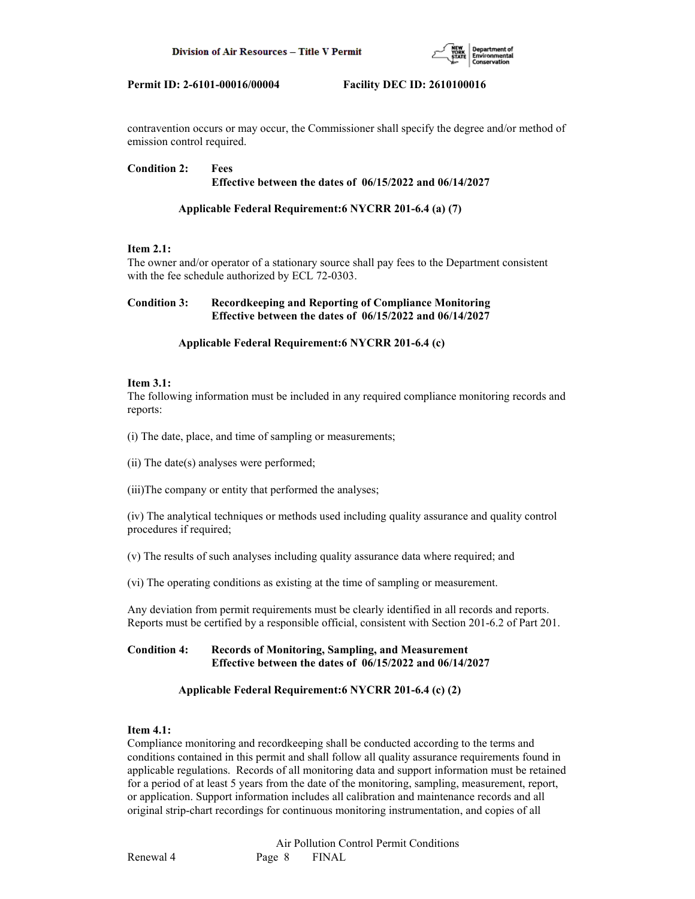contravention occurs or may occur, the Commissioner shall specify the degree and/or method of emission control required.

**Condition 2: Fees**
**Effective between the dates of 06/15/2022 and 06/14/2027**

**Applicable Federal Requirement:6 NYCRR 201-6.4 (a) (7)**

**Item 2.1:**
The owner and/or operator of a stationary source shall pay fees to the Department consistent with the fee schedule authorized by ECL 72-0303.

**Condition 3: Recordkeeping and Reporting of Compliance Monitoring**
**Effective between the dates of 06/15/2022 and 06/14/2027**

**Applicable Federal Requirement:6 NYCRR 201-6.4 (c)**

**Item 3.1:**
The following information must be included in any required compliance monitoring records and reports:

(i) The date, place, and time of sampling or measurements;

(ii) The date(s) analyses were performed;

(iii)The company or entity that performed the analyses;

(iv) The analytical techniques or methods used including quality assurance and quality control procedures if required;

(v) The results of such analyses including quality assurance data where required; and

(vi) The operating conditions as existing at the time of sampling or measurement.

Any deviation from permit requirements must be clearly identified in all records and reports. Reports must be certified by a responsible official, consistent with Section 201-6.2 of Part 201.

**Condition 4: Records of Monitoring, Sampling, and Measurement**
**Effective between the dates of 06/15/2022 and 06/14/2027**

**Applicable Federal Requirement:6 NYCRR 201-6.4 (c) (2)**

**Item 4.1:**
Compliance monitoring and recordkeeping shall be conducted according to the terms and conditions contained in this permit and shall follow all quality assurance requirements found in applicable regulations. Records of all monitoring data and support information must be retained for a period of at least 5 years from the date of the monitoring, sampling, measurement, report, or application. Support information includes all calibration and maintenance records and all original strip-chart recordings for continuous monitoring instrumentation, and copies of all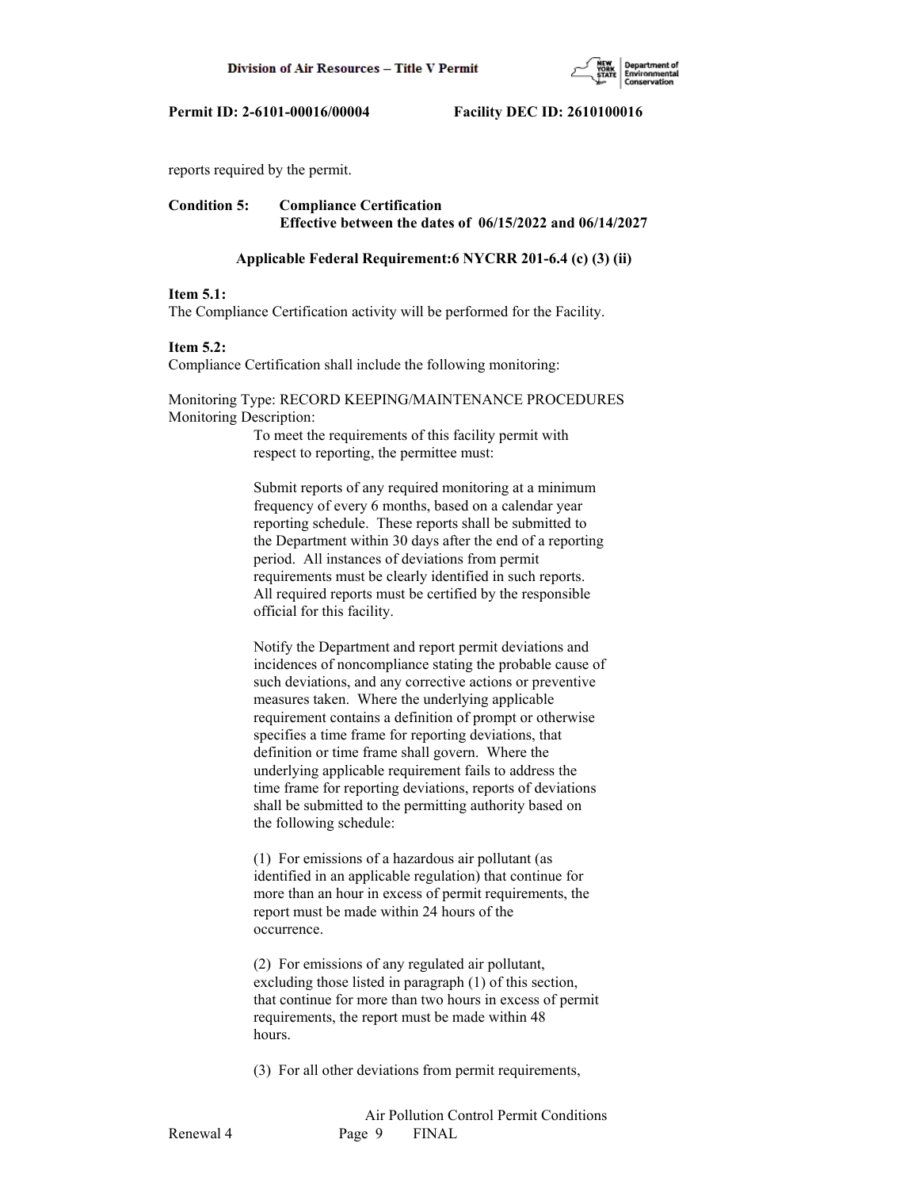reports required by the permit.

**Condition 5: Compliance Certification**
**Effective between the dates of 06/15/2022 and 06/14/2027**

**Applicable Federal Requirement:6 NYCRR 201-6.4 (c) (3) (ii)**

**Item 5.1:**
The Compliance Certification activity will be performed for the Facility.

**Item 5.2:**
Compliance Certification shall include the following monitoring:

Monitoring Type: RECORD KEEPING/MAINTENANCE PROCEDURES
Monitoring Description:

To meet the requirements of this facility permit with respect to reporting, the permittee must:

Submit reports of any required monitoring at a minimum frequency of every 6 months, based on a calendar year reporting schedule. These reports shall be submitted to the Department within 30 days after the end of a reporting period. All instances of deviations from permit requirements must be clearly identified in such reports. All required reports must be certified by the responsible official for this facility.

Notify the Department and report permit deviations and incidences of noncompliance stating the probable cause of such deviations, and any corrective actions or preventive measures taken. Where the underlying applicable requirement contains a definition of prompt or otherwise specifies a time frame for reporting deviations, that definition or time frame shall govern. Where the underlying applicable requirement fails to address the time frame for reporting deviations, reports of deviations shall be submitted to the permitting authority based on the following schedule:

(1) For emissions of a hazardous air pollutant (as identified in an applicable regulation) that continue for more than an hour in excess of permit requirements, the report must be made within 24 hours of the occurrence.

(2) For emissions of any regulated air pollutant, excluding those listed in paragraph (1) of this section, that continue for more than two hours in excess of permit requirements, the report must be made within 48 hours.

(3) For all other deviations from permit requirements,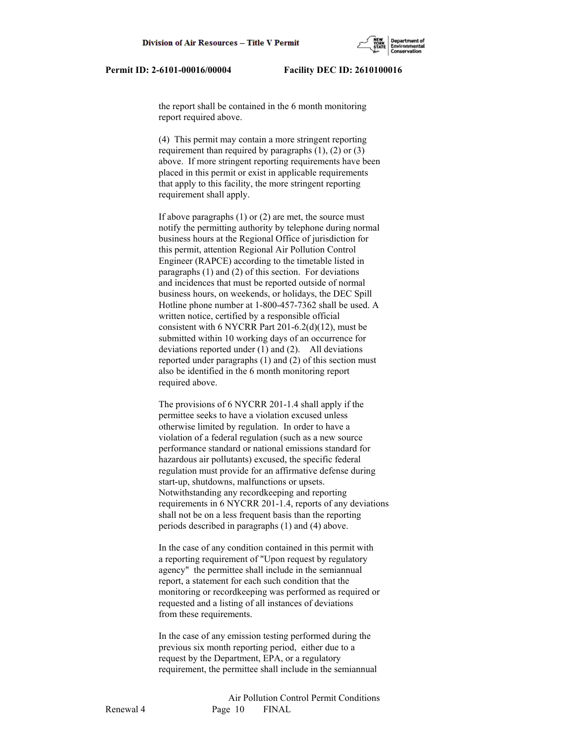the report shall be contained in the 6 month monitoring report required above.

(4) This permit may contain a more stringent reporting requirement than required by paragraphs (1), (2) or (3) above. If more stringent reporting requirements have been placed in this permit or exist in applicable requirements that apply to this facility, the more stringent reporting requirement shall apply.

If above paragraphs (1) or (2) are met, the source must notify the permitting authority by telephone during normal business hours at the Regional Office of jurisdiction for this permit, attention Regional Air Pollution Control Engineer (RAPCE) according to the timetable listed in paragraphs (1) and (2) of this section. For deviations and incidences that must be reported outside of normal business hours, on weekends, or holidays, the DEC Spill Hotline phone number at 1-800-457-7362 shall be used. A written notice, certified by a responsible official consistent with 6 NYCRR Part 201-6.2(d)(12), must be submitted within 10 working days of an occurrence for deviations reported under (1) and (2). All deviations reported under paragraphs (1) and (2) of this section must also be identified in the 6 month monitoring report required above.

The provisions of 6 NYCRR 201-1.4 shall apply if the permittee seeks to have a violation excused unless otherwise limited by regulation. In order to have a violation of a federal regulation (such as a new source performance standard or national emissions standard for hazardous air pollutants) excused, the specific federal regulation must provide for an affirmative defense during start-up, shutdowns, malfunctions or upsets. Notwithstanding any recordkeeping and reporting requirements in 6 NYCRR 201-1.4, reports of any deviations shall not be on a less frequent basis than the reporting periods described in paragraphs (1) and (4) above.

In the case of any condition contained in this permit with a reporting requirement of "Upon request by regulatory agency" the permittee shall include in the semiannual report, a statement for each such condition that the monitoring or recordkeeping was performed as required or requested and a listing of all instances of deviations from these requirements.

In the case of any emission testing performed during the previous six month reporting period, either due to a request by the Department, EPA, or a regulatory requirement, the permittee shall include in the semiannual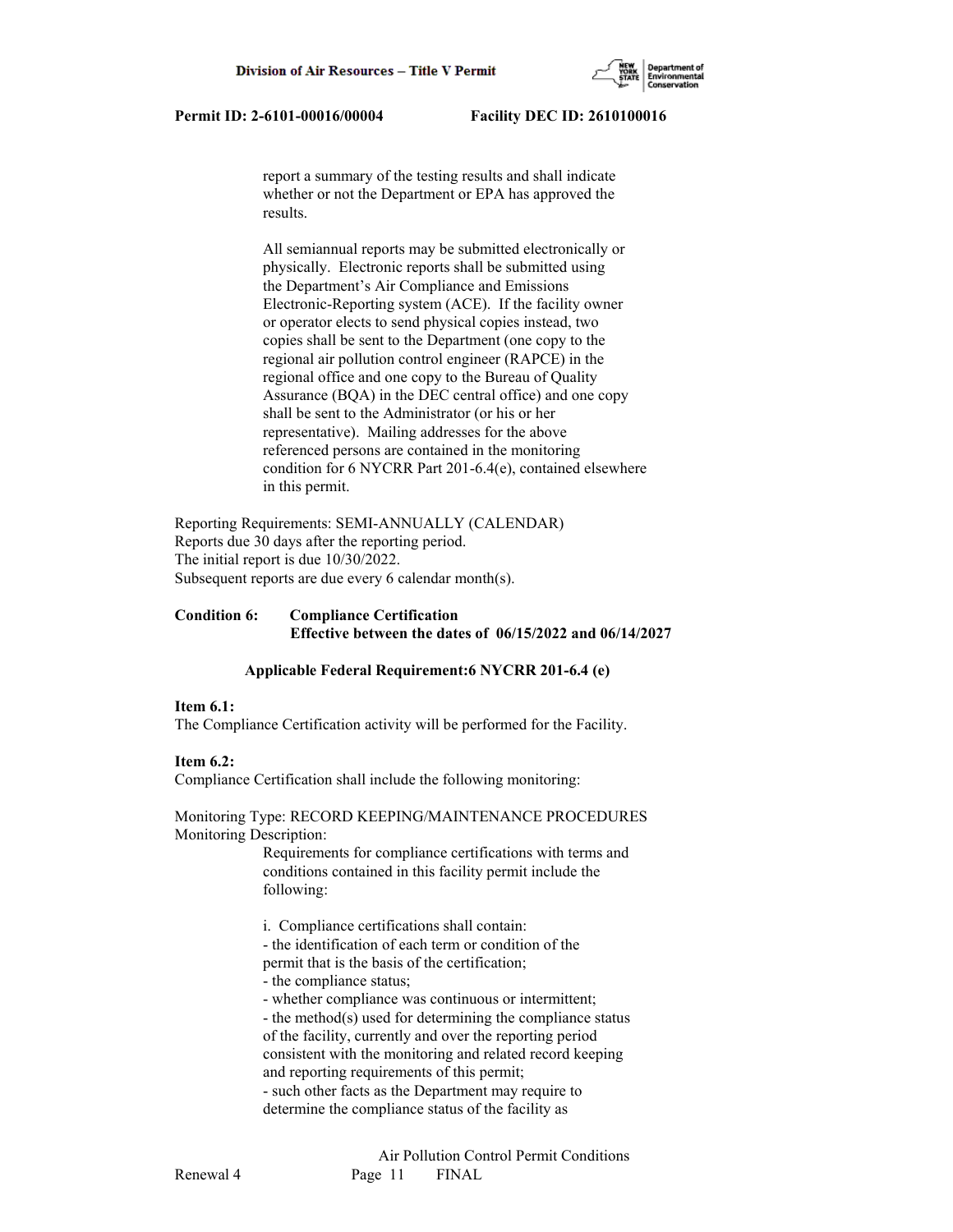report a summary of the testing results and shall indicate whether or not the Department or EPA has approved the results.

All semiannual reports may be submitted electronically or physically. Electronic reports shall be submitted using the Department's Air Compliance and Emissions Electronic-Reporting system (ACE). If the facility owner or operator elects to send physical copies instead, two copies shall be sent to the Department (one copy to the regional air pollution control engineer (RAPCE) in the regional office and one copy to the Bureau of Quality Assurance (BQA) in the DEC central office) and one copy shall be sent to the Administrator (or his or her representative). Mailing addresses for the above referenced persons are contained in the monitoring condition for 6 NYCRR Part 201-6.4(e), contained elsewhere in this permit.

Reporting Requirements: SEMI-ANNUALLY (CALENDAR)
Reports due 30 days after the reporting period.
The initial report is due 10/30/2022.
Subsequent reports are due every 6 calendar month(s).

**Condition 6: Compliance Certification**
**Effective between the dates of 06/15/2022 and 06/14/2027**

**Applicable Federal Requirement:6 NYCRR 201-6.4 (e)**

**Item 6.1:**
The Compliance Certification activity will be performed for the Facility.

**Item 6.2:**
Compliance Certification shall include the following monitoring:

Monitoring Type: RECORD KEEPING/MAINTENANCE PROCEDURES
Monitoring Description:

Requirements for compliance certifications with terms and conditions contained in this facility permit include the following:

i. Compliance certifications shall contain:
- the identification of each term or condition of the permit that is the basis of the certification;
- the compliance status;
- whether compliance was continuous or intermittent;
- the method(s) used for determining the compliance status of the facility, currently and over the reporting period consistent with the monitoring and related record keeping and reporting requirements of this permit;
- such other facts as the Department may require to determine the compliance status of the facility as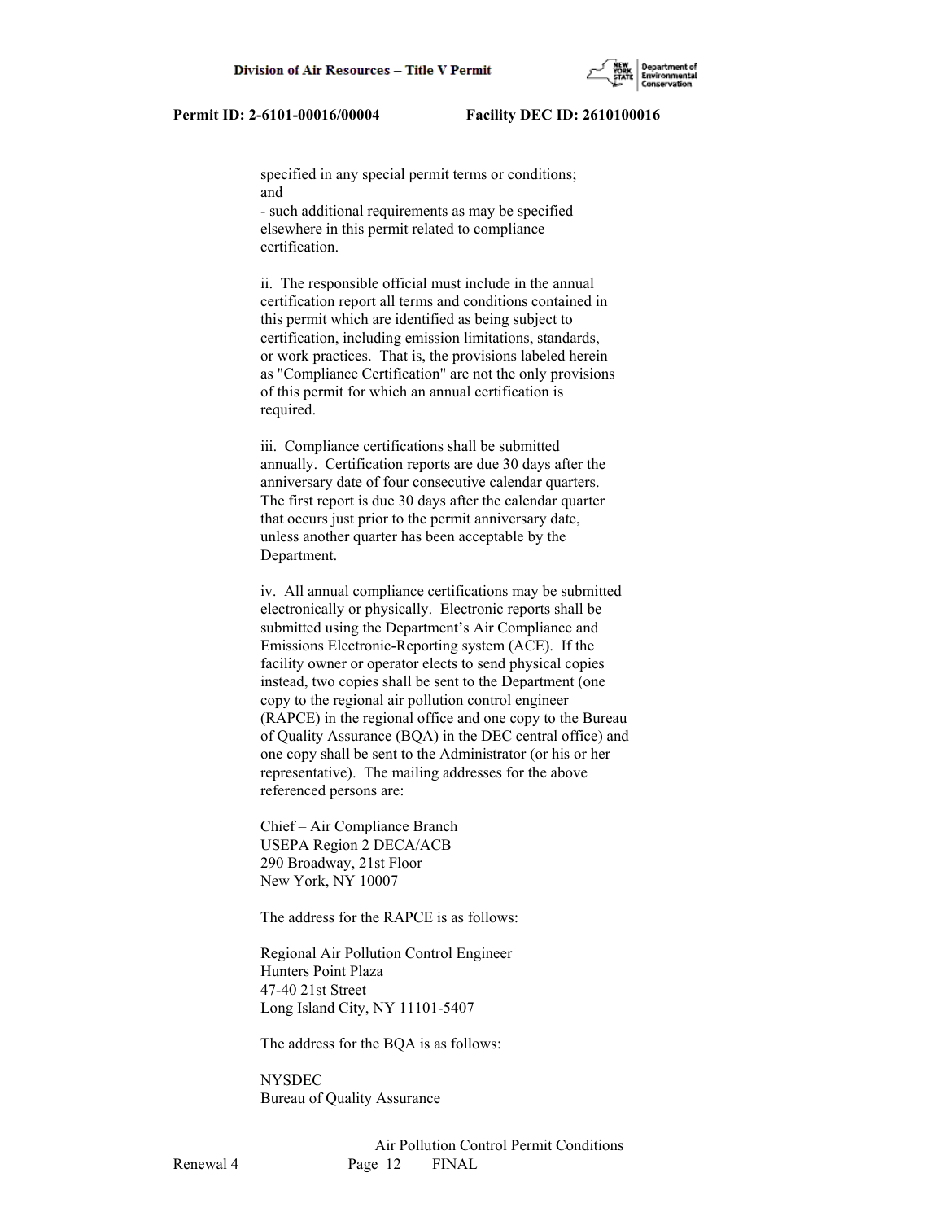specified in any special permit terms or conditions; and

- such additional requirements as may be specified elsewhere in this permit related to compliance certification.

ii. The responsible official must include in the annual certification report all terms and conditions contained in this permit which are identified as being subject to certification, including emission limitations, standards, or work practices. That is, the provisions labeled herein as "Compliance Certification" are not the only provisions of this permit for which an annual certification is required.

iii. Compliance certifications shall be submitted annually. Certification reports are due 30 days after the anniversary date of four consecutive calendar quarters. The first report is due 30 days after the calendar quarter that occurs just prior to the permit anniversary date, unless another quarter has been acceptable by the Department.

iv. All annual compliance certifications may be submitted electronically or physically. Electronic reports shall be submitted using the Department's Air Compliance and Emissions Electronic-Reporting system (ACE). If the facility owner or operator elects to send physical copies instead, two copies shall be sent to the Department (one copy to the regional air pollution control engineer (RAPCE) in the regional office and one copy to the Bureau of Quality Assurance (BQA) in the DEC central office) and one copy shall be sent to the Administrator (or his or her representative). The mailing addresses for the above referenced persons are:

Chief – Air Compliance Branch
USEPA Region 2 DECA/ACB
290 Broadway, 21st Floor
New York, NY 10007

The address for the RAPCE is as follows:

Regional Air Pollution Control Engineer
Hunters Point Plaza
47-40 21st Street
Long Island City, NY 11101-5407

The address for the BQA is as follows:

NYSDEC
Bureau of Quality Assurance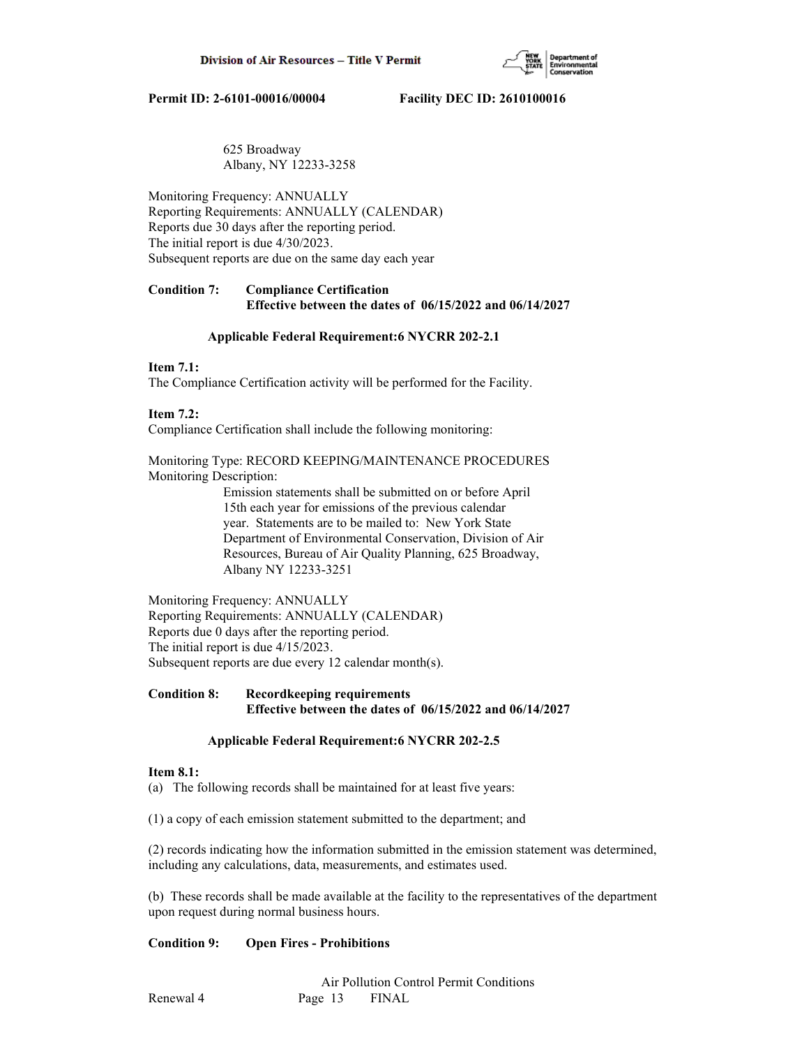625 Broadway
Albany, NY 12233-3258

Monitoring Frequency: ANNUALLY
Reporting Requirements: ANNUALLY (CALENDAR)
Reports due 30 days after the reporting period.
The initial report is due 4/30/2023.
Subsequent reports are due on the same day each year

**Condition 7: Compliance Certification**
**Effective between the dates of 06/15/2022 and 06/14/2027**

**Applicable Federal Requirement:6 NYCRR 202-2.1**

**Item 7.1:**
The Compliance Certification activity will be performed for the Facility.

**Item 7.2:**
Compliance Certification shall include the following monitoring:

Monitoring Type: RECORD KEEPING/MAINTENANCE PROCEDURES
Monitoring Description:
Emission statements shall be submitted on or before April 15th each year for emissions of the previous calendar year. Statements are to be mailed to: New York State Department of Environmental Conservation, Division of Air Resources, Bureau of Air Quality Planning, 625 Broadway, Albany NY 12233-3251

Monitoring Frequency: ANNUALLY
Reporting Requirements: ANNUALLY (CALENDAR)
Reports due 0 days after the reporting period.
The initial report is due 4/15/2023.
Subsequent reports are due every 12 calendar month(s).

**Condition 8: Recordkeeping requirements**
**Effective between the dates of 06/15/2022 and 06/14/2027**

**Applicable Federal Requirement:6 NYCRR 202-2.5**

**Item 8.1:**
(a) The following records shall be maintained for at least five years:

(1) a copy of each emission statement submitted to the department; and

(2) records indicating how the information submitted in the emission statement was determined, including any calculations, data, measurements, and estimates used.

(b) These records shall be made available at the facility to the representatives of the department upon request during normal business hours.

**Condition 9: Open Fires - Prohibitions**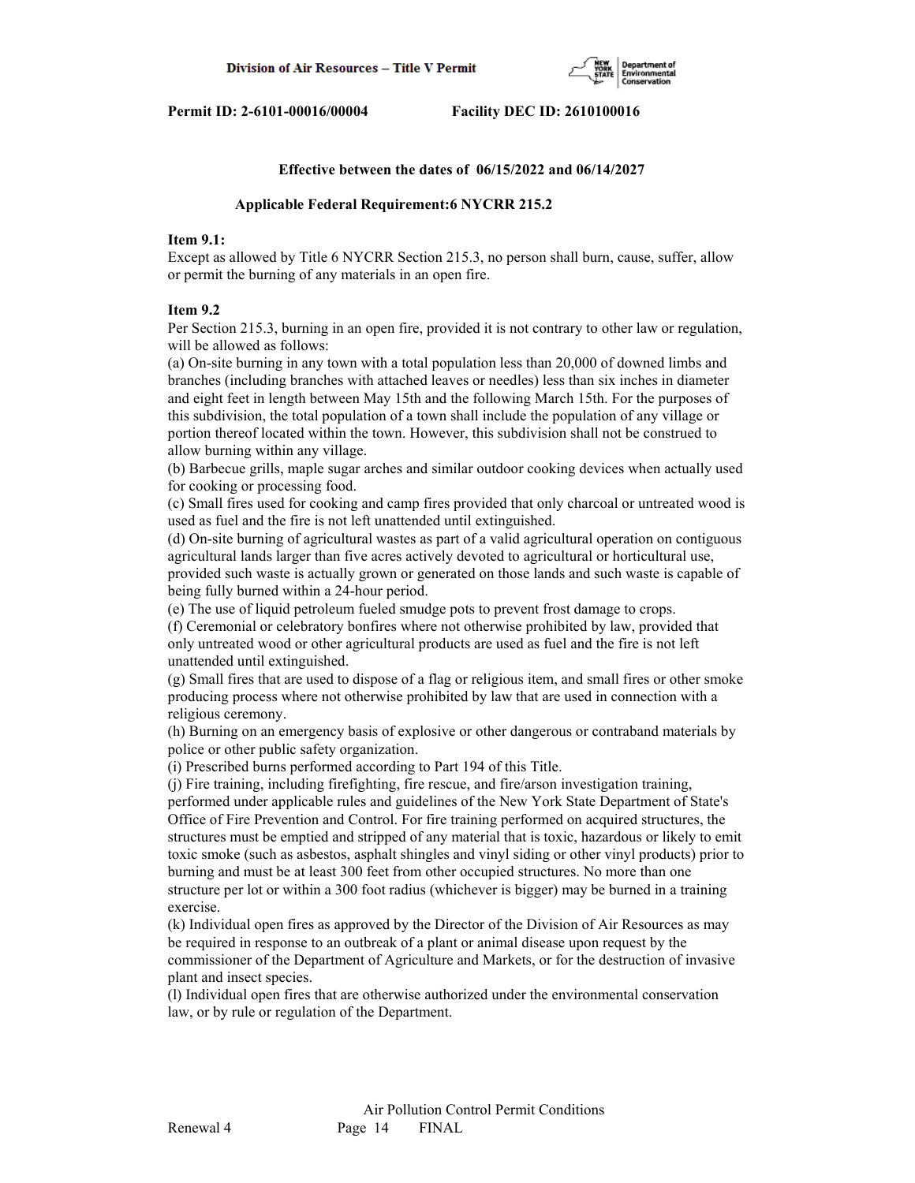**Effective between the dates of 06/15/2022 and 06/14/2027**

**Applicable Federal Requirement:6 NYCRR 215.2**

**Item 9.1:**
Except as allowed by Title 6 NYCRR Section 215.3, no person shall burn, cause, suffer, allow or permit the burning of any materials in an open fire.

**Item 9.2**
Per Section 215.3, burning in an open fire, provided it is not contrary to other law or regulation, will be allowed as follows:
(a) On-site burning in any town with a total population less than 20,000 of downed limbs and branches (including branches with attached leaves or needles) less than six inches in diameter and eight feet in length between May 15th and the following March 15th. For the purposes of this subdivision, the total population of a town shall include the population of any village or portion thereof located within the town. However, this subdivision shall not be construed to allow burning within any village.
(b) Barbecue grills, maple sugar arches and similar outdoor cooking devices when actually used for cooking or processing food.
(c) Small fires used for cooking and camp fires provided that only charcoal or untreated wood is used as fuel and the fire is not left unattended until extinguished.
(d) On-site burning of agricultural wastes as part of a valid agricultural operation on contiguous agricultural lands larger than five acres actively devoted to agricultural or horticultural use, provided such waste is actually grown or generated on those lands and such waste is capable of being fully burned within a 24-hour period.
(e) The use of liquid petroleum fueled smudge pots to prevent frost damage to crops.
(f) Ceremonial or celebratory bonfires where not otherwise prohibited by law, provided that only untreated wood or other agricultural products are used as fuel and the fire is not left unattended until extinguished.
(g) Small fires that are used to dispose of a flag or religious item, and small fires or other smoke producing process where not otherwise prohibited by law that are used in connection with a religious ceremony.
(h) Burning on an emergency basis of explosive or other dangerous or contraband materials by police or other public safety organization.
(i) Prescribed burns performed according to Part 194 of this Title.
(j) Fire training, including firefighting, fire rescue, and fire/arson investigation training, performed under applicable rules and guidelines of the New York State Department of State's Office of Fire Prevention and Control. For fire training performed on acquired structures, the structures must be emptied and stripped of any material that is toxic, hazardous or likely to emit toxic smoke (such as asbestos, asphalt shingles and vinyl siding or other vinyl products) prior to burning and must be at least 300 feet from other occupied structures. No more than one structure per lot or within a 300 foot radius (whichever is bigger) may be burned in a training exercise.
(k) Individual open fires as approved by the Director of the Division of Air Resources as may be required in response to an outbreak of a plant or animal disease upon request by the commissioner of the Department of Agriculture and Markets, or for the destruction of invasive plant and insect species.
(l) Individual open fires that are otherwise authorized under the environmental conservation law, or by rule or regulation of the Department.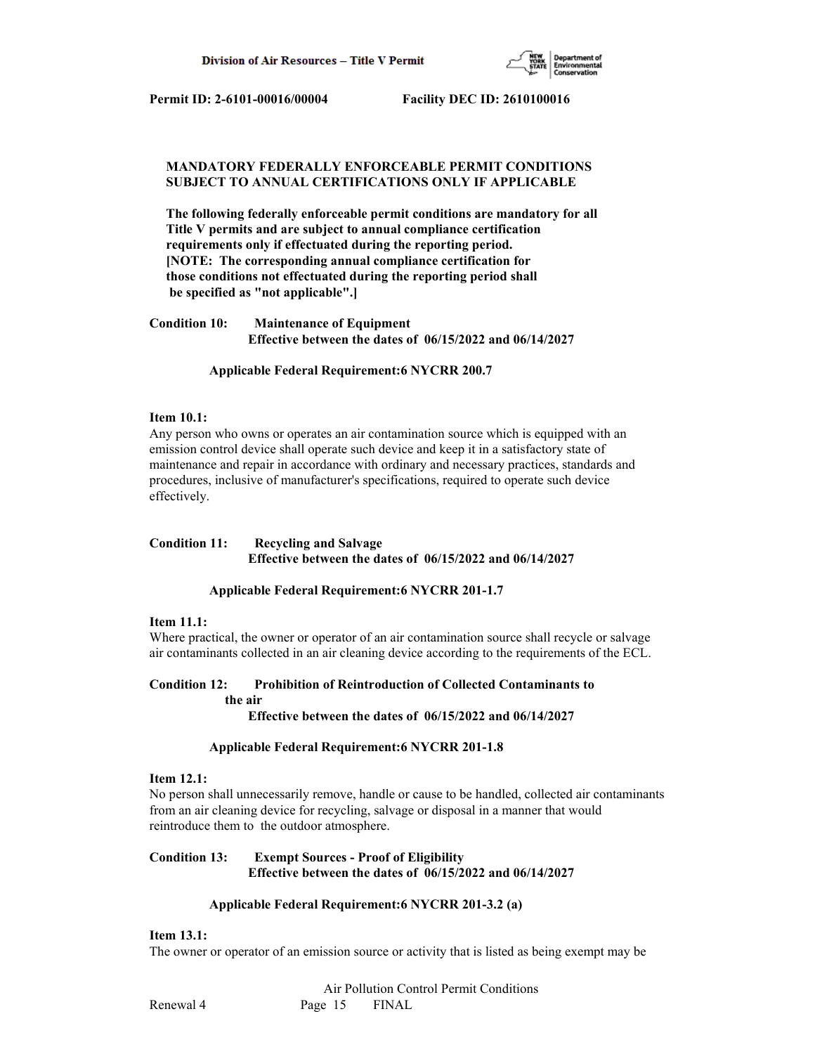**MANDATORY FEDERALLY ENFORCEABLE PERMIT CONDITIONS SUBJECT TO ANNUAL CERTIFICATIONS ONLY IF APPLICABLE**

**The following federally enforceable permit conditions are mandatory for all Title V permits and are subject to annual compliance certification requirements only if effectuated during the reporting period. [NOTE: The corresponding annual compliance certification for those conditions not effectuated during the reporting period shall be specified as "not applicable".]**

**Condition 10: Maintenance of Equipment**
**Effective between the dates of 06/15/2022 and 06/14/2027**

**Applicable Federal Requirement:6 NYCRR 200.7**

**Item 10.1:**
Any person who owns or operates an air contamination source which is equipped with an emission control device shall operate such device and keep it in a satisfactory state of maintenance and repair in accordance with ordinary and necessary practices, standards and procedures, inclusive of manufacturer's specifications, required to operate such device effectively.

**Condition 11: Recycling and Salvage**
**Effective between the dates of 06/15/2022 and 06/14/2027**

**Applicable Federal Requirement:6 NYCRR 201-1.7**

**Item 11.1:**
Where practical, the owner or operator of an air contamination source shall recycle or salvage air contaminants collected in an air cleaning device according to the requirements of the ECL.

**Condition 12: Prohibition of Reintroduction of Collected Contaminants to the air**
**Effective between the dates of 06/15/2022 and 06/14/2027**

**Applicable Federal Requirement:6 NYCRR 201-1.8**

**Item 12.1:**
No person shall unnecessarily remove, handle or cause to be handled, collected air contaminants from an air cleaning device for recycling, salvage or disposal in a manner that would reintroduce them to the outdoor atmosphere.

**Condition 13: Exempt Sources - Proof of Eligibility**
**Effective between the dates of 06/15/2022 and 06/14/2027**

**Applicable Federal Requirement:6 NYCRR 201-3.2 (a)**

**Item 13.1:**
The owner or operator of an emission source or activity that is listed as being exempt may be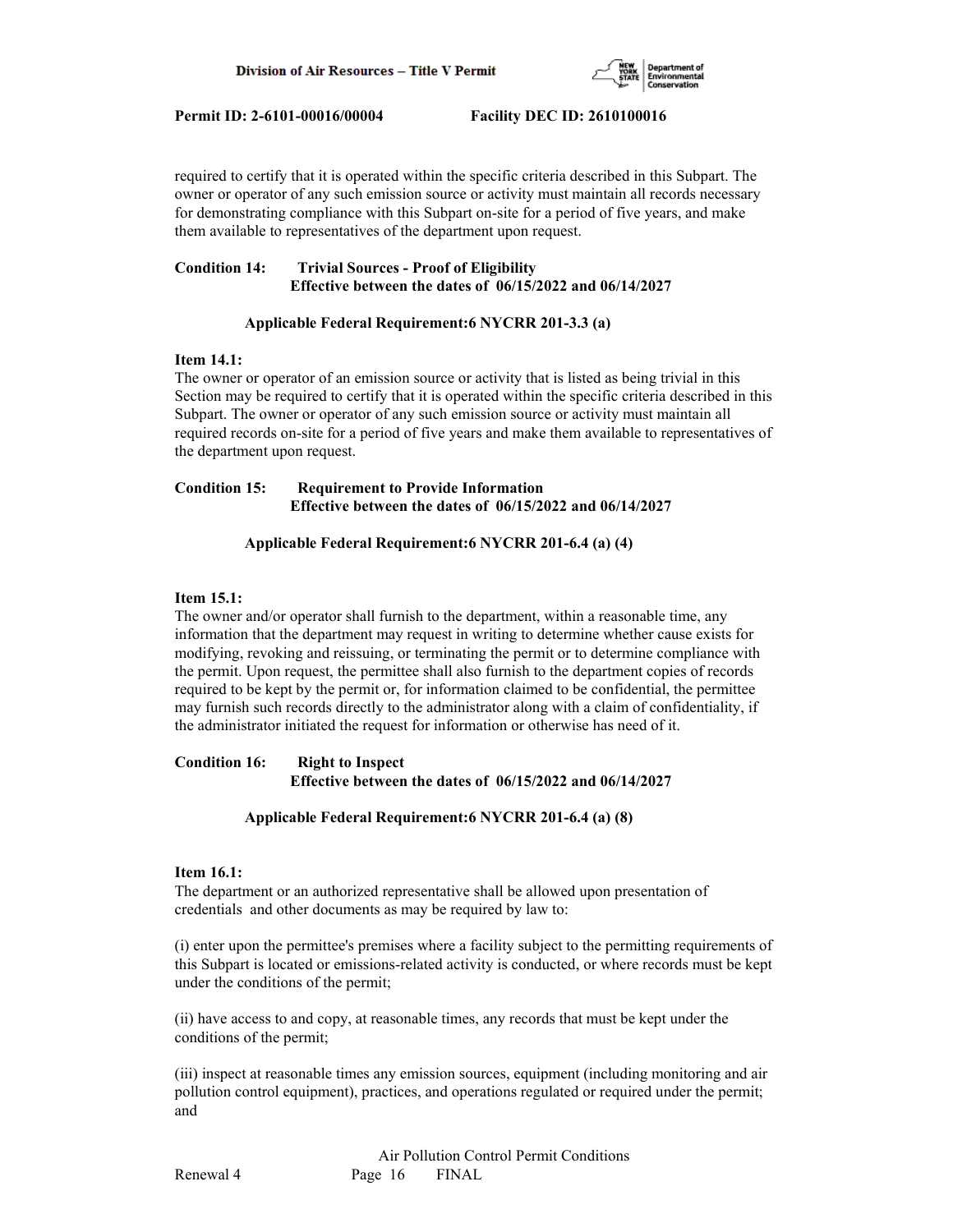required to certify that it is operated within the specific criteria described in this Subpart. The owner or operator of any such emission source or activity must maintain all records necessary for demonstrating compliance with this Subpart on-site for a period of five years, and make them available to representatives of the department upon request.

**Condition 14: Trivial Sources - Proof of Eligibility**
**Effective between the dates of 06/15/2022 and 06/14/2027**

**Applicable Federal Requirement:6 NYCRR 201-3.3 (a)**

**Item 14.1:**
The owner or operator of an emission source or activity that is listed as being trivial in this Section may be required to certify that it is operated within the specific criteria described in this Subpart. The owner or operator of any such emission source or activity must maintain all required records on-site for a period of five years and make them available to representatives of the department upon request.

**Condition 15: Requirement to Provide Information**
**Effective between the dates of 06/15/2022 and 06/14/2027**

**Applicable Federal Requirement:6 NYCRR 201-6.4 (a) (4)**

**Item 15.1:**
The owner and/or operator shall furnish to the department, within a reasonable time, any information that the department may request in writing to determine whether cause exists for modifying, revoking and reissuing, or terminating the permit or to determine compliance with the permit. Upon request, the permittee shall also furnish to the department copies of records required to be kept by the permit or, for information claimed to be confidential, the permittee may furnish such records directly to the administrator along with a claim of confidentiality, if the administrator initiated the request for information or otherwise has need of it.

**Condition 16: Right to Inspect**
**Effective between the dates of 06/15/2022 and 06/14/2027**

**Applicable Federal Requirement:6 NYCRR 201-6.4 (a) (8)**

**Item 16.1:**
The department or an authorized representative shall be allowed upon presentation of credentials and other documents as may be required by law to:

(i) enter upon the permittee's premises where a facility subject to the permitting requirements of this Subpart is located or emissions-related activity is conducted, or where records must be kept under the conditions of the permit;

(ii) have access to and copy, at reasonable times, any records that must be kept under the conditions of the permit;

(iii) inspect at reasonable times any emission sources, equipment (including monitoring and air pollution control equipment), practices, and operations regulated or required under the permit; and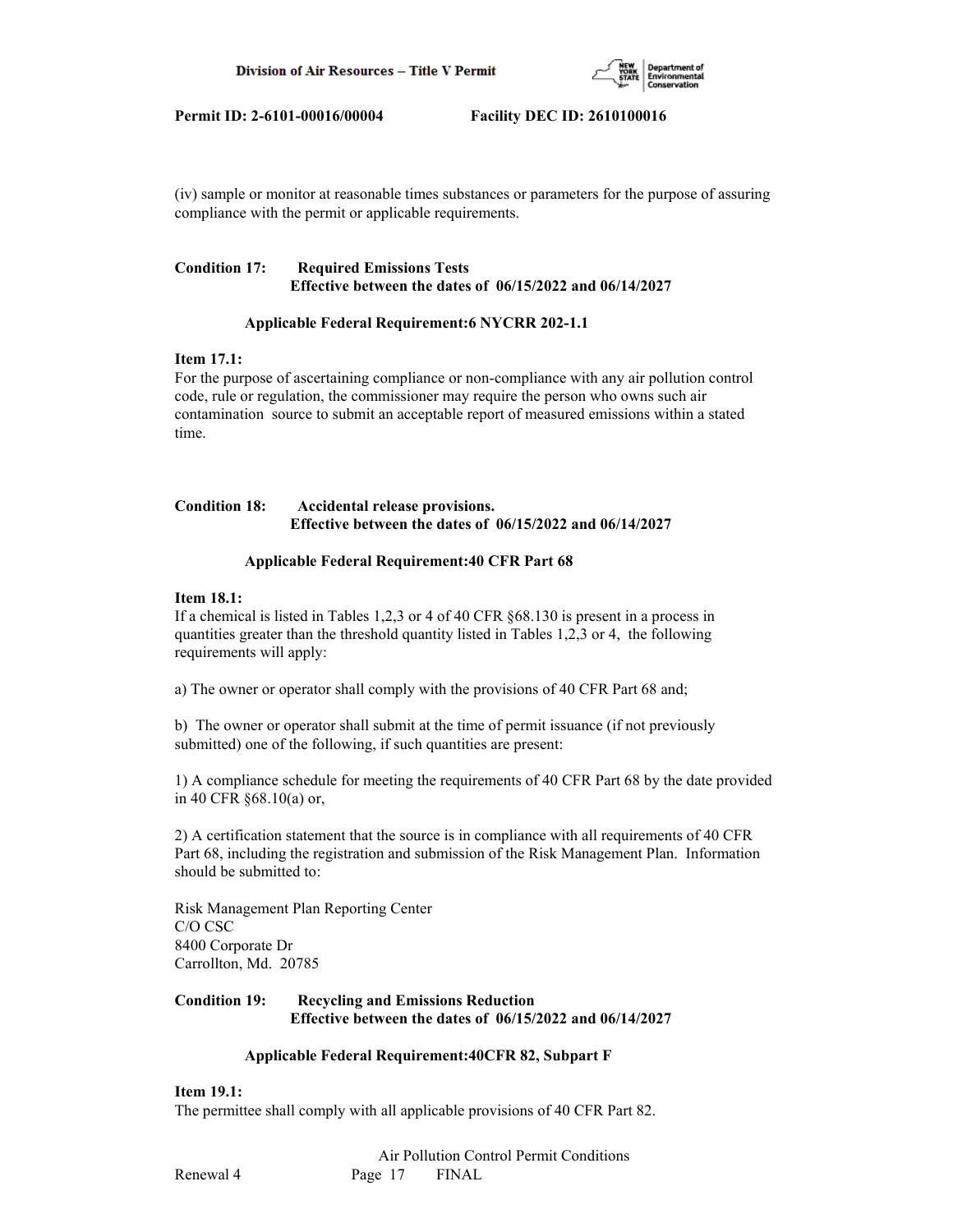(iv) sample or monitor at reasonable times substances or parameters for the purpose of assuring compliance with the permit or applicable requirements.

**Condition 17: Required Emissions Tests**
**Effective between the dates of 06/15/2022 and 06/14/2027**

**Applicable Federal Requirement:6 NYCRR 202-1.1**

**Item 17.1:**
For the purpose of ascertaining compliance or non-compliance with any air pollution control code, rule or regulation, the commissioner may require the person who owns such air contamination source to submit an acceptable report of measured emissions within a stated time.

**Condition 18: Accidental release provisions.**
**Effective between the dates of 06/15/2022 and 06/14/2027**

**Applicable Federal Requirement:40 CFR Part 68**

**Item 18.1:**
If a chemical is listed in Tables 1,2,3 or 4 of 40 CFR §68.130 is present in a process in quantities greater than the threshold quantity listed in Tables 1,2,3 or 4, the following requirements will apply:

a) The owner or operator shall comply with the provisions of 40 CFR Part 68 and;

b) The owner or operator shall submit at the time of permit issuance (if not previously submitted) one of the following, if such quantities are present:

1) A compliance schedule for meeting the requirements of 40 CFR Part 68 by the date provided in 40 CFR §68.10(a) or,

2) A certification statement that the source is in compliance with all requirements of 40 CFR Part 68, including the registration and submission of the Risk Management Plan. Information should be submitted to:

Risk Management Plan Reporting Center
C/O CSC
8400 Corporate Dr
Carrollton, Md. 20785

**Condition 19: Recycling and Emissions Reduction**
**Effective between the dates of 06/15/2022 and 06/14/2027**

**Applicable Federal Requirement:40CFR 82, Subpart F**

**Item 19.1:**
The permittee shall comply with all applicable provisions of 40 CFR Part 82.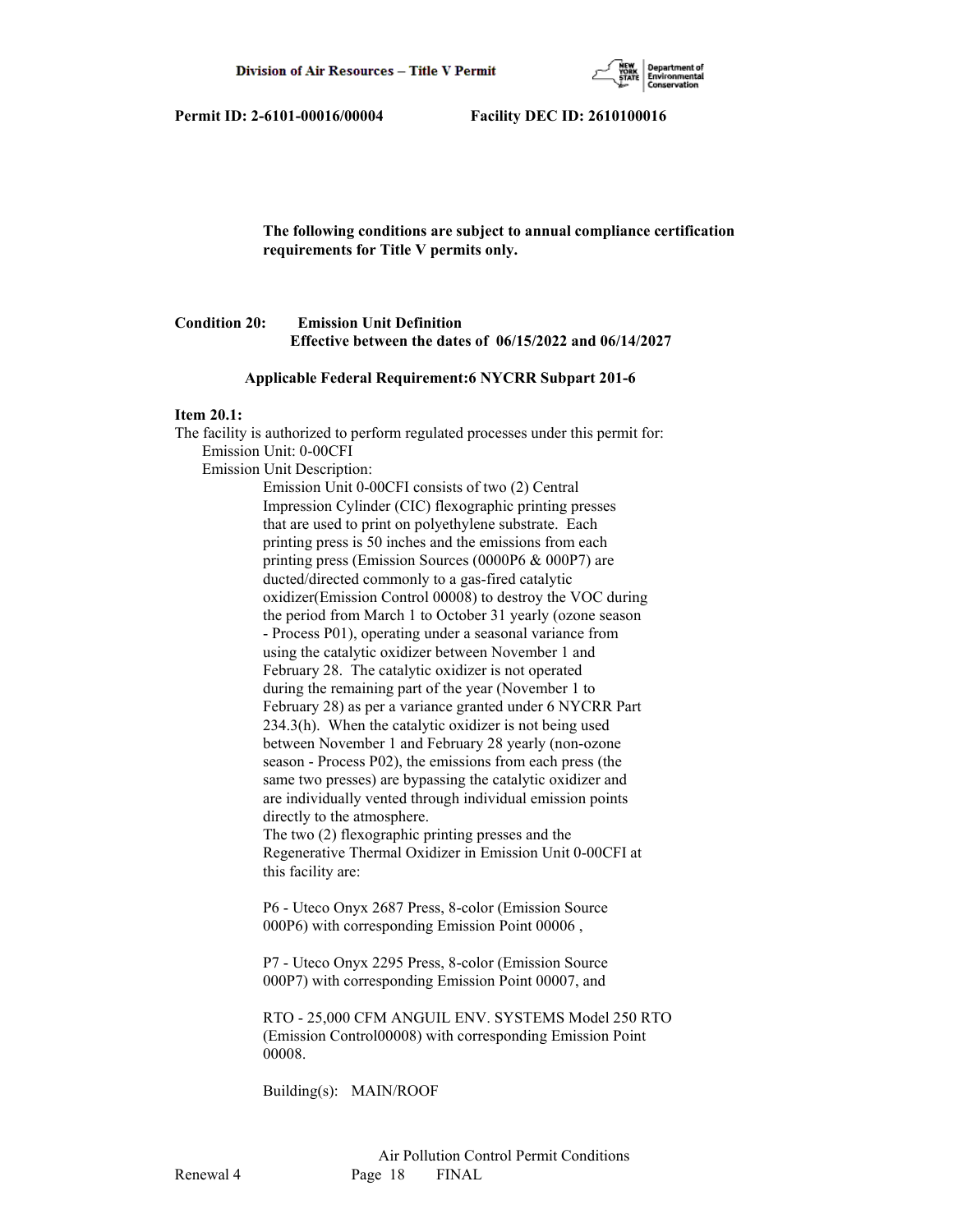**The following conditions are subject to annual compliance certification requirements for Title V permits only.**

**Condition 20: Emission Unit Definition**
**Effective between the dates of 06/15/2022 and 06/14/2027**

**Applicable Federal Requirement:6 NYCRR Subpart 201-6**

**Item 20.1:**

The facility is authorized to perform regulated processes under this permit for:

Emission Unit: 0-00CFI

Emission Unit Description:

Emission Unit 0-00CFI consists of two (2) Central Impression Cylinder (CIC) flexographic printing presses that are used to print on polyethylene substrate. Each printing press is 50 inches and the emissions from each printing press (Emission Sources (0000P6 & 000P7) are ducted/directed commonly to a gas-fired catalytic oxidizer(Emission Control 00008) to destroy the VOC during the period from March 1 to October 31 yearly (ozone season - Process P01), operating under a seasonal variance from using the catalytic oxidizer between November 1 and February 28. The catalytic oxidizer is not operated during the remaining part of the year (November 1 to February 28) as per a variance granted under 6 NYCRR Part 234.3(h). When the catalytic oxidizer is not being used between November 1 and February 28 yearly (non-ozone season - Process P02), the emissions from each press (the same two presses) are bypassing the catalytic oxidizer and are individually vented through individual emission points directly to the atmosphere.

The two (2) flexographic printing presses and the Regenerative Thermal Oxidizer in Emission Unit 0-00CFI at this facility are:

P6 - Uteco Onyx 2687 Press, 8-color (Emission Source 000P6) with corresponding Emission Point 00006 ,

P7 - Uteco Onyx 2295 Press, 8-color (Emission Source 000P7) with corresponding Emission Point 00007, and

RTO - 25,000 CFM ANGUIL ENV. SYSTEMS Model 250 RTO (Emission Control00008) with corresponding Emission Point 00008.

Building(s): MAIN/ROOF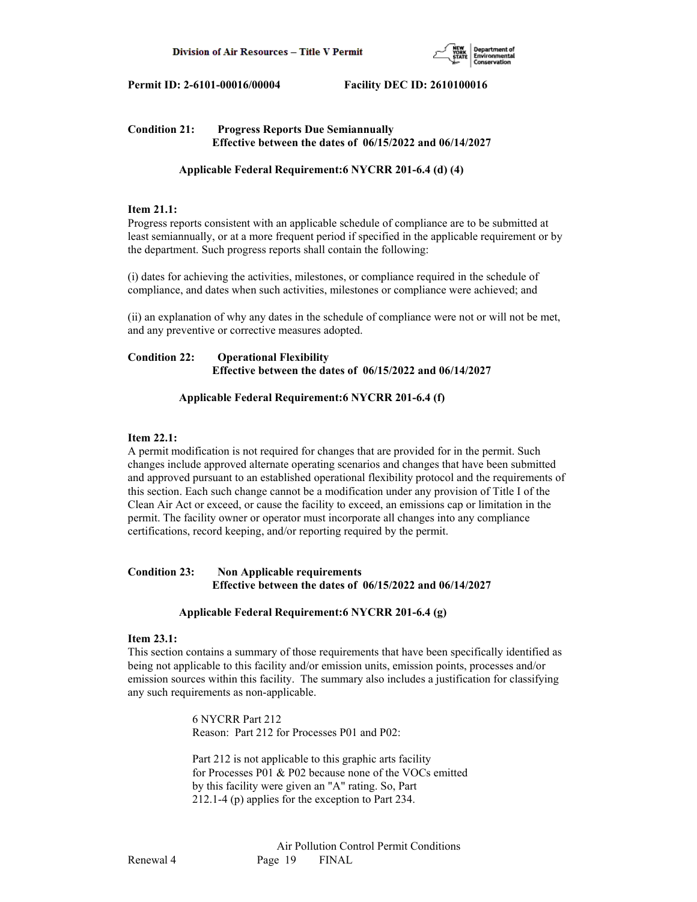**Condition 21: Progress Reports Due Semiannually**
**Effective between the dates of 06/15/2022 and 06/14/2027**

**Applicable Federal Requirement:6 NYCRR 201-6.4 (d) (4)**

**Item 21.1:**
Progress reports consistent with an applicable schedule of compliance are to be submitted at least semiannually, or at a more frequent period if specified in the applicable requirement or by the department. Such progress reports shall contain the following:

(i) dates for achieving the activities, milestones, or compliance required in the schedule of compliance, and dates when such activities, milestones or compliance were achieved; and

(ii) an explanation of why any dates in the schedule of compliance were not or will not be met, and any preventive or corrective measures adopted.

**Condition 22: Operational Flexibility**
**Effective between the dates of 06/15/2022 and 06/14/2027**

**Applicable Federal Requirement:6 NYCRR 201-6.4 (f)**

**Item 22.1:**
A permit modification is not required for changes that are provided for in the permit. Such changes include approved alternate operating scenarios and changes that have been submitted and approved pursuant to an established operational flexibility protocol and the requirements of this section. Each such change cannot be a modification under any provision of Title I of the Clean Air Act or exceed, or cause the facility to exceed, an emissions cap or limitation in the permit. The facility owner or operator must incorporate all changes into any compliance certifications, record keeping, and/or reporting required by the permit.

**Condition 23: Non Applicable requirements**
**Effective between the dates of 06/15/2022 and 06/14/2027**

**Applicable Federal Requirement:6 NYCRR 201-6.4 (g)**

**Item 23.1:**
This section contains a summary of those requirements that have been specifically identified as being not applicable to this facility and/or emission units, emission points, processes and/or emission sources within this facility. The summary also includes a justification for classifying any such requirements as non-applicable.

6 NYCRR Part 212
Reason: Part 212 for Processes P01 and P02:

Part 212 is not applicable to this graphic arts facility for Processes P01 & P02 because none of the VOCs emitted by this facility were given an "A" rating. So, Part 212.1-4 (p) applies for the exception to Part 234.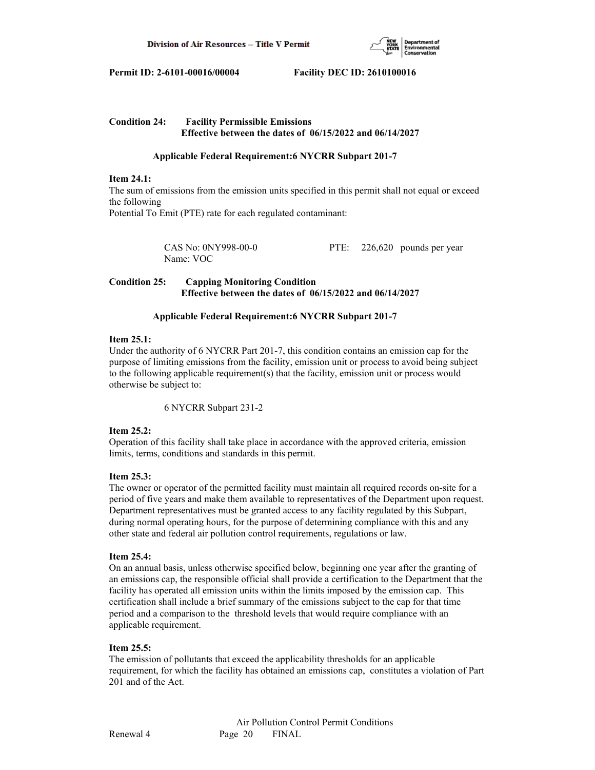**Condition 24: Facility Permissible Emissions**
**Effective between the dates of 06/15/2022 and 06/14/2027**

**Applicable Federal Requirement:6 NYCRR Subpart 201-7**

**Item 24.1:**
The sum of emissions from the emission units specified in this permit shall not equal or exceed the following
Potential To Emit (PTE) rate for each regulated contaminant:

CAS No: 0NY998-00-0 PTE: 226,620 pounds per year
Name: VOC

**Condition 25: Capping Monitoring Condition**
**Effective between the dates of 06/15/2022 and 06/14/2027**

**Applicable Federal Requirement:6 NYCRR Subpart 201-7**

**Item 25.1:**
Under the authority of 6 NYCRR Part 201-7, this condition contains an emission cap for the purpose of limiting emissions from the facility, emission unit or process to avoid being subject to the following applicable requirement(s) that the facility, emission unit or process would otherwise be subject to:

6 NYCRR Subpart 231-2

**Item 25.2:**
Operation of this facility shall take place in accordance with the approved criteria, emission limits, terms, conditions and standards in this permit.

**Item 25.3:**
The owner or operator of the permitted facility must maintain all required records on-site for a period of five years and make them available to representatives of the Department upon request. Department representatives must be granted access to any facility regulated by this Subpart, during normal operating hours, for the purpose of determining compliance with this and any other state and federal air pollution control requirements, regulations or law.

**Item 25.4:**
On an annual basis, unless otherwise specified below, beginning one year after the granting of an emissions cap, the responsible official shall provide a certification to the Department that the facility has operated all emission units within the limits imposed by the emission cap. This certification shall include a brief summary of the emissions subject to the cap for that time period and a comparison to the threshold levels that would require compliance with an applicable requirement.

**Item 25.5:**
The emission of pollutants that exceed the applicability thresholds for an applicable requirement, for which the facility has obtained an emissions cap, constitutes a violation of Part 201 and of the Act.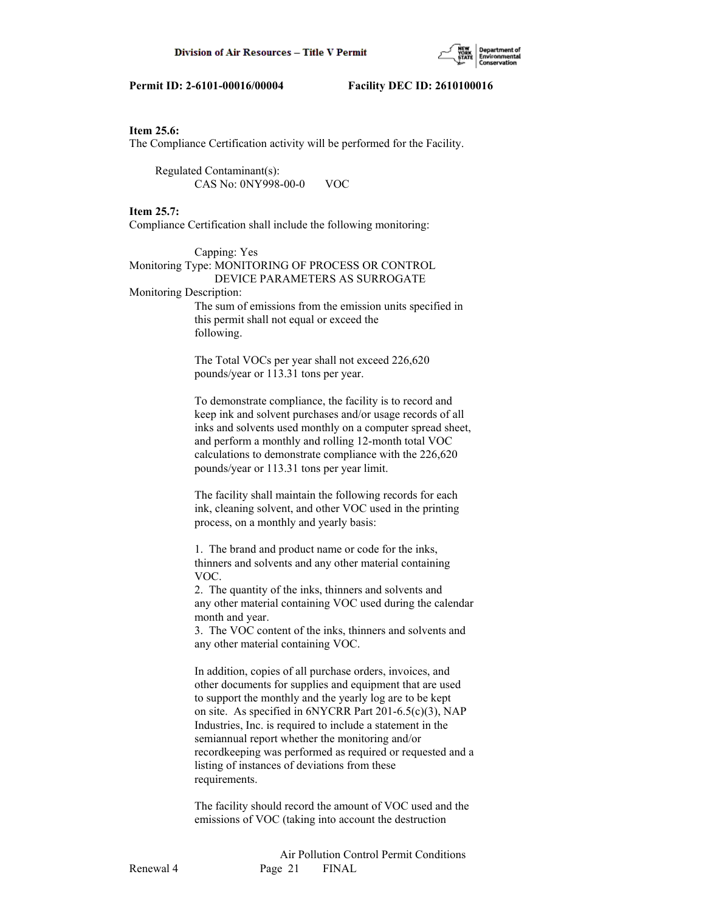**Item 25.6:**
The Compliance Certification activity will be performed for the Facility.

Regulated Contaminant(s):
CAS No: 0NY998-00-0 VOC

**Item 25.7:**
Compliance Certification shall include the following monitoring:

Capping: Yes
Monitoring Type: MONITORING OF PROCESS OR CONTROL DEVICE PARAMETERS AS SURROGATE
Monitoring Description:

The sum of emissions from the emission units specified in this permit shall not equal or exceed the following.

The Total VOCs per year shall not exceed 226,620 pounds/year or 113.31 tons per year.

To demonstrate compliance, the facility is to record and keep ink and solvent purchases and/or usage records of all inks and solvents used monthly on a computer spread sheet, and perform a monthly and rolling 12-month total VOC calculations to demonstrate compliance with the 226,620 pounds/year or 113.31 tons per year limit.

The facility shall maintain the following records for each ink, cleaning solvent, and other VOC used in the printing process, on a monthly and yearly basis:

1. The brand and product name or code for the inks, thinners and solvents and any other material containing VOC.
2. The quantity of the inks, thinners and solvents and any other material containing VOC used during the calendar month and year.
3. The VOC content of the inks, thinners and solvents and any other material containing VOC.

In addition, copies of all purchase orders, invoices, and other documents for supplies and equipment that are used to support the monthly and the yearly log are to be kept on site. As specified in 6NYCRR Part 201-6.5(c)(3), NAP Industries, Inc. is required to include a statement in the semiannual report whether the monitoring and/or recordkeeping was performed as required or requested and a listing of instances of deviations from these requirements.

The facility should record the amount of VOC used and the emissions of VOC (taking into account the destruction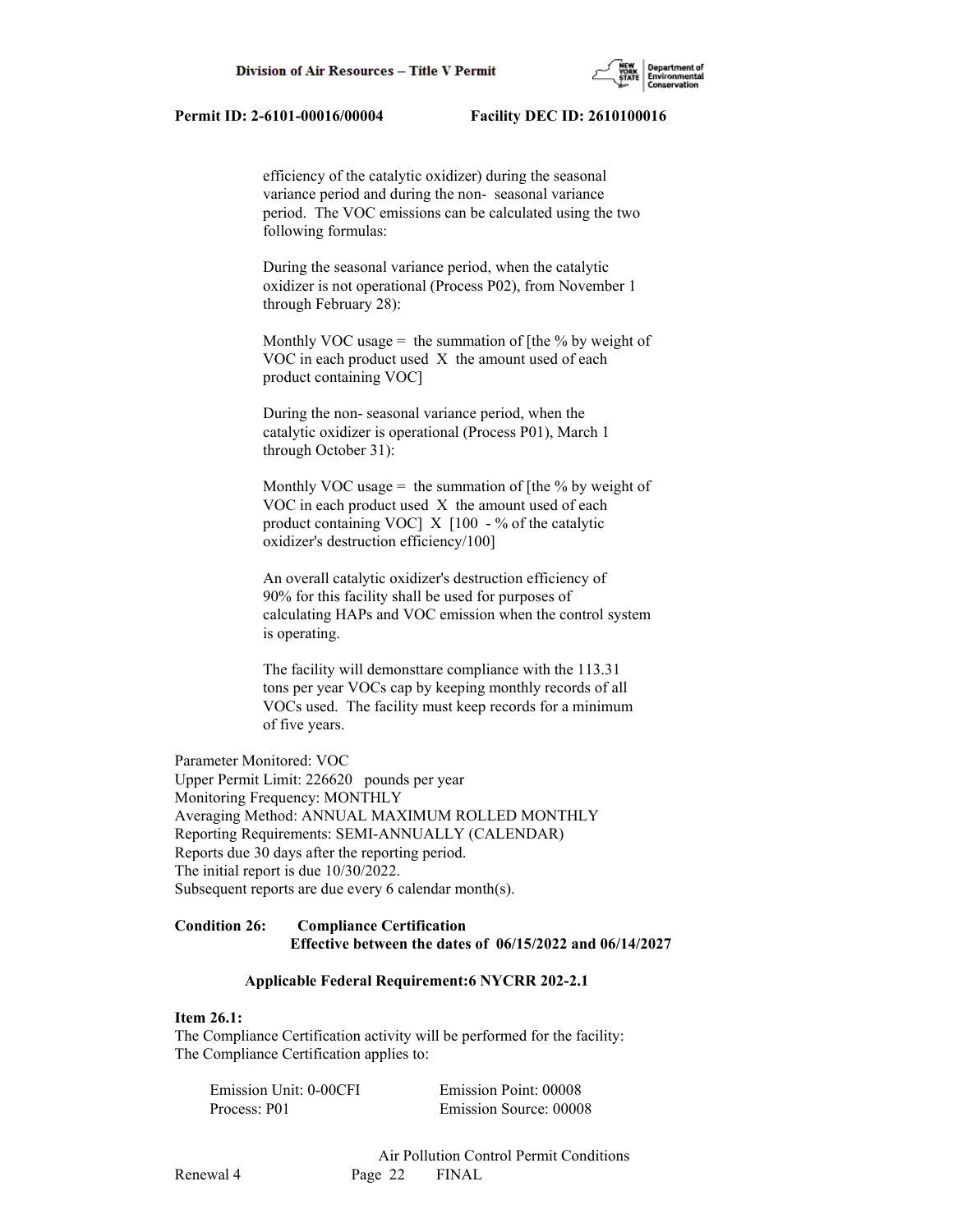efficiency of the catalytic oxidizer) during the seasonal variance period and during the non- seasonal variance period. The VOC emissions can be calculated using the two following formulas:

During the seasonal variance period, when the catalytic oxidizer is not operational (Process P02), from November 1 through February 28):

Monthly VOC usage = the summation of [the % by weight of VOC in each product used X the amount used of each product containing VOC]

During the non- seasonal variance period, when the catalytic oxidizer is operational (Process P01), March 1 through October 31):

Monthly VOC usage = the summation of [the % by weight of VOC in each product used X the amount used of each product containing VOC] X [100 - % of the catalytic oxidizer's destruction efficiency/100]

An overall catalytic oxidizer's destruction efficiency of 90% for this facility shall be used for purposes of calculating HAPs and VOC emission when the control system is operating.

The facility will demonsttare compliance with the 113.31 tons per year VOCs cap by keeping monthly records of all VOCs used. The facility must keep records for a minimum of five years.

Parameter Monitored: VOC
Upper Permit Limit: 226620 pounds per year
Monitoring Frequency: MONTHLY
Averaging Method: ANNUAL MAXIMUM ROLLED MONTHLY
Reporting Requirements: SEMI-ANNUALLY (CALENDAR)
Reports due 30 days after the reporting period.
The initial report is due 10/30/2022.
Subsequent reports are due every 6 calendar month(s).

**Condition 26: Compliance Certification**
**Effective between the dates of 06/15/2022 and 06/14/2027**

**Applicable Federal Requirement:6 NYCRR 202-2.1**

**Item 26.1:**
The Compliance Certification activity will be performed for the facility:
The Compliance Certification applies to:

| | |
|---|---|
| Emission Unit: 0-00CFI | Emission Point: 00008 |
| Process: P01 | Emission Source: 00008 |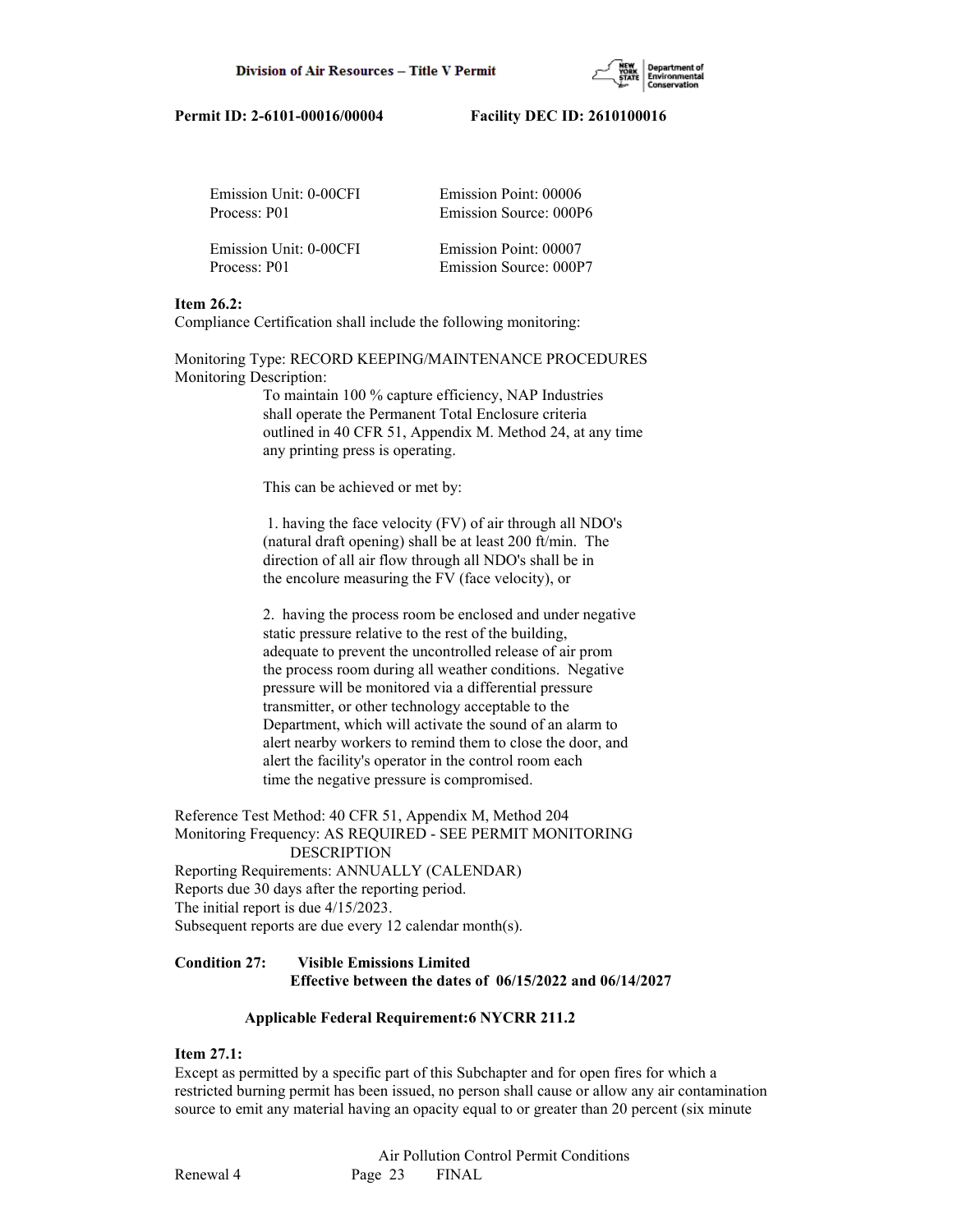Emission Unit: 0-00CFI	Emission Point: 00006
Process: P01	Emission Source: 000P6

Emission Unit: 0-00CFI	Emission Point: 00007
Process: P01	Emission Source: 000P7

**Item 26.2:**
Compliance Certification shall include the following monitoring:

Monitoring Type: RECORD KEEPING/MAINTENANCE PROCEDURES
Monitoring Description:

To maintain 100 % capture efficiency, NAP Industries shall operate the Permanent Total Enclosure criteria outlined in 40 CFR 51, Appendix M. Method 24, at any time any printing press is operating.

This can be achieved or met by:

1. having the face velocity (FV) of air through all NDO's (natural draft opening) shall be at least 200 ft/min. The direction of all air flow through all NDO's shall be in the encolure measuring the FV (face velocity), or

2. having the process room be enclosed and under negative static pressure relative to the rest of the building, adequate to prevent the uncontrolled release of air prom the process room during all weather conditions. Negative pressure will be monitored via a differential pressure transmitter, or other technology acceptable to the Department, which will activate the sound of an alarm to alert nearby workers to remind them to close the door, and alert the facility's operator in the control room each time the negative pressure is compromised.

Reference Test Method: 40 CFR 51, Appendix M, Method 204
Monitoring Frequency: AS REQUIRED - SEE PERMIT MONITORING DESCRIPTION
Reporting Requirements: ANNUALLY (CALENDAR)
Reports due 30 days after the reporting period.
The initial report is due 4/15/2023.
Subsequent reports are due every 12 calendar month(s).

**Condition 27: Visible Emissions Limited**
**Effective between the dates of 06/15/2022 and 06/14/2027**

**Applicable Federal Requirement:6 NYCRR 211.2**

**Item 27.1:**
Except as permitted by a specific part of this Subchapter and for open fires for which a restricted burning permit has been issued, no person shall cause or allow any air contamination source to emit any material having an opacity equal to or greater than 20 percent (six minute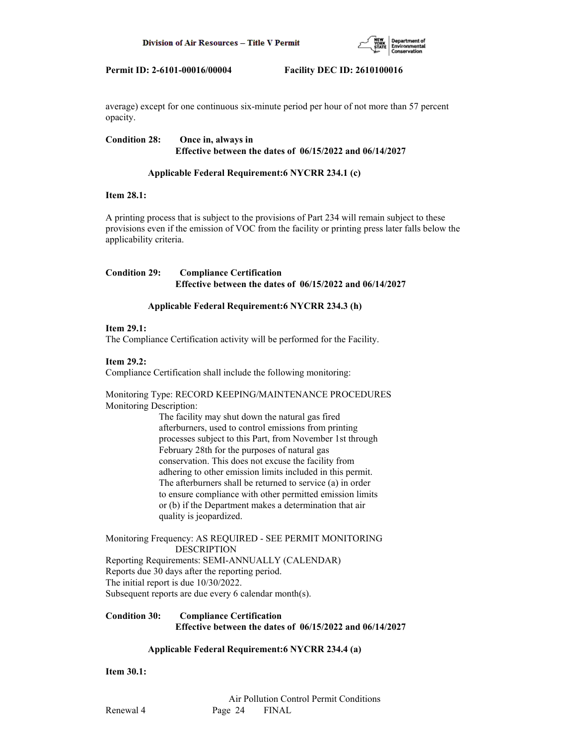average) except for one continuous six-minute period per hour of not more than 57 percent opacity.

**Condition 28: Once in, always in**
**Effective between the dates of 06/15/2022 and 06/14/2027**

**Applicable Federal Requirement:6 NYCRR 234.1 (c)**

**Item 28.1:**

A printing process that is subject to the provisions of Part 234 will remain subject to these provisions even if the emission of VOC from the facility or printing press later falls below the applicability criteria.

**Condition 29: Compliance Certification**
**Effective between the dates of 06/15/2022 and 06/14/2027**

**Applicable Federal Requirement:6 NYCRR 234.3 (h)**

**Item 29.1:**
The Compliance Certification activity will be performed for the Facility.

**Item 29.2:**
Compliance Certification shall include the following monitoring:

Monitoring Type: RECORD KEEPING/MAINTENANCE PROCEDURES
Monitoring Description:

The facility may shut down the natural gas fired afterburners, used to control emissions from printing processes subject to this Part, from November 1st through February 28th for the purposes of natural gas conservation. This does not excuse the facility from adhering to other emission limits included in this permit. The afterburners shall be returned to service (a) in order to ensure compliance with other permitted emission limits or (b) if the Department makes a determination that air quality is jeopardized.

Monitoring Frequency: AS REQUIRED - SEE PERMIT MONITORING DESCRIPTION
Reporting Requirements: SEMI-ANNUALLY (CALENDAR)
Reports due 30 days after the reporting period.
The initial report is due 10/30/2022.
Subsequent reports are due every 6 calendar month(s).

**Condition 30: Compliance Certification**
**Effective between the dates of 06/15/2022 and 06/14/2027**

**Applicable Federal Requirement:6 NYCRR 234.4 (a)**

**Item 30.1:**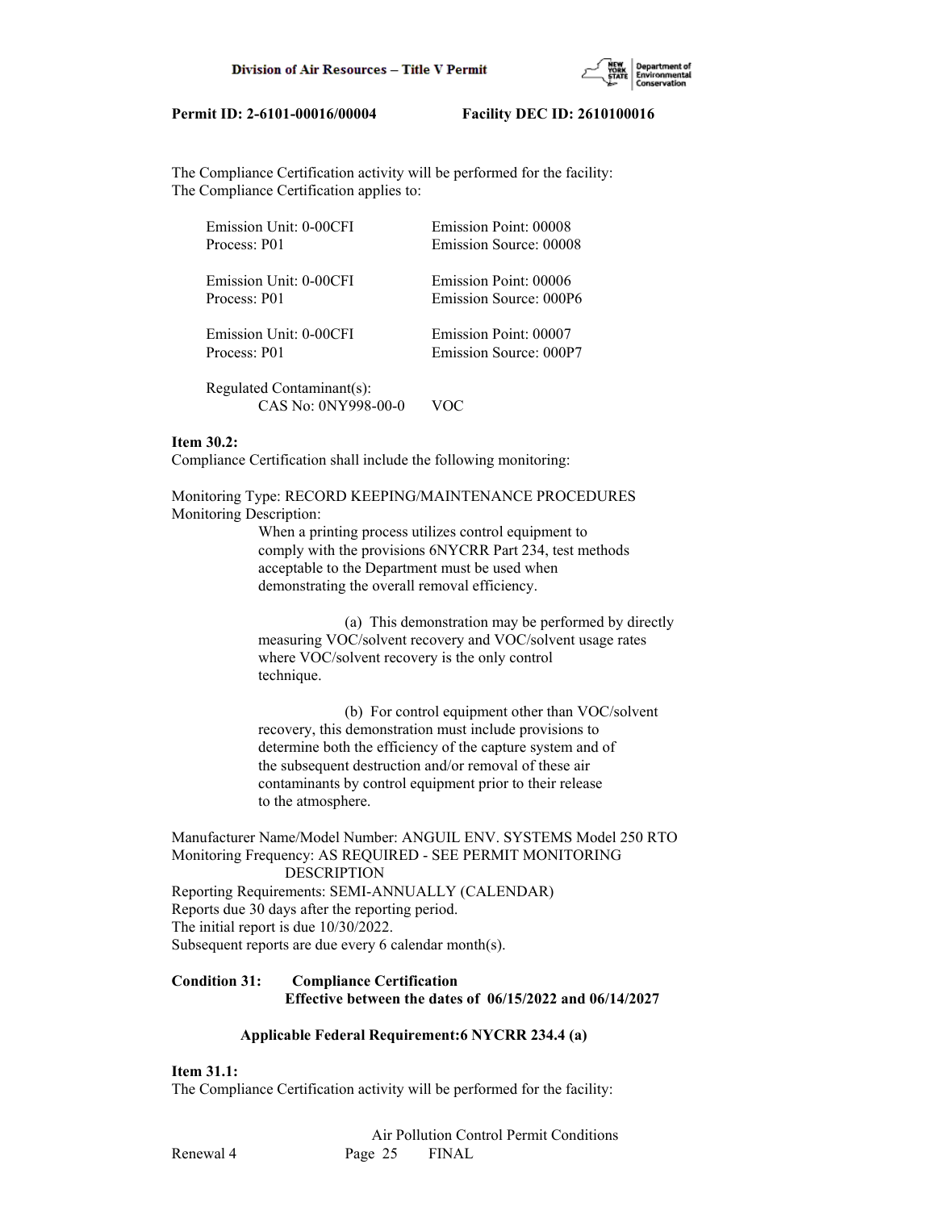The Compliance Certification activity will be performed for the facility:
The Compliance Certification applies to:

| | |
|---|---|
| Emission Unit: 0-00CFI | Emission Point: 00008 |
| Process: P01 | Emission Source: 00008 |
| Emission Unit: 0-00CFI | Emission Point: 00006 |
| Process: P01 | Emission Source: 000P6 |
| Emission Unit: 0-00CFI | Emission Point: 00007 |
| Process: P01 | Emission Source: 000P7 |

Regulated Contaminant(s):
CAS No: 0NY998-00-0 VOC

**Item 30.2:**
Compliance Certification shall include the following monitoring:

Monitoring Type: RECORD KEEPING/MAINTENANCE PROCEDURES
Monitoring Description:
When a printing process utilizes control equipment to comply with the provisions 6NYCRR Part 234, test methods acceptable to the Department must be used when demonstrating the overall removal efficiency.

(a) This demonstration may be performed by directly measuring VOC/solvent recovery and VOC/solvent usage rates where VOC/solvent recovery is the only control technique.

(b) For control equipment other than VOC/solvent recovery, this demonstration must include provisions to determine both the efficiency of the capture system and of the subsequent destruction and/or removal of these air contaminants by control equipment prior to their release to the atmosphere.

Manufacturer Name/Model Number: ANGUIL ENV. SYSTEMS Model 250 RTO
Monitoring Frequency: AS REQUIRED - SEE PERMIT MONITORING DESCRIPTION
Reporting Requirements: SEMI-ANNUALLY (CALENDAR)
Reports due 30 days after the reporting period.
The initial report is due 10/30/2022.
Subsequent reports are due every 6 calendar month(s).

**Condition 31: Compliance Certification**
**Effective between the dates of 06/15/2022 and 06/14/2027**

**Applicable Federal Requirement:6 NYCRR 234.4 (a)**

**Item 31.1:**
The Compliance Certification activity will be performed for the facility: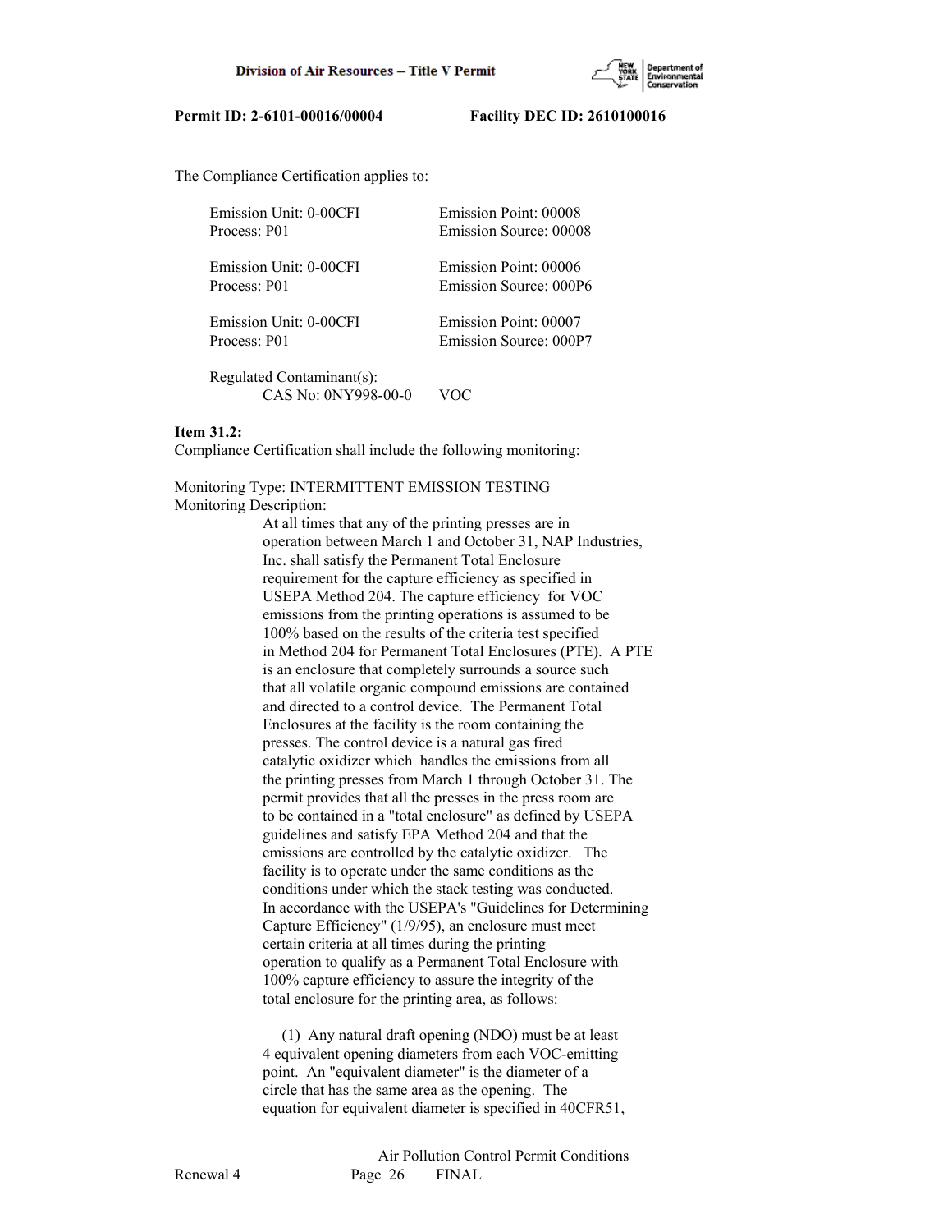The Compliance Certification applies to:

| | |
|---|---|
| Emission Unit: 0-00CFI | Emission Point: 00008 |
| Process: P01 | Emission Source: 00008 |
| Emission Unit: 0-00CFI | Emission Point: 00006 |
| Process: P01 | Emission Source: 000P6 |
| Emission Unit: 0-00CFI | Emission Point: 00007 |
| Process: P01 | Emission Source: 000P7 |

Regulated Contaminant(s):
CAS No: 0NY998-00-0 VOC

**Item 31.2:**
Compliance Certification shall include the following monitoring:

Monitoring Type: INTERMITTENT EMISSION TESTING
Monitoring Description:

At all times that any of the printing presses are in operation between March 1 and October 31, NAP Industries, Inc. shall satisfy the Permanent Total Enclosure requirement for the capture efficiency as specified in USEPA Method 204. The capture efficiency for VOC emissions from the printing operations is assumed to be 100% based on the results of the criteria test specified in Method 204 for Permanent Total Enclosures (PTE). A PTE is an enclosure that completely surrounds a source such that all volatile organic compound emissions are contained and directed to a control device. The Permanent Total Enclosures at the facility is the room containing the presses. The control device is a natural gas fired catalytic oxidizer which handles the emissions from all the printing presses from March 1 through October 31. The permit provides that all the presses in the press room are to be contained in a "total enclosure" as defined by USEPA guidelines and satisfy EPA Method 204 and that the emissions are controlled by the catalytic oxidizer. The facility is to operate under the same conditions as the conditions under which the stack testing was conducted. In accordance with the USEPA's "Guidelines for Determining Capture Efficiency" (1/9/95), an enclosure must meet certain criteria at all times during the printing operation to qualify as a Permanent Total Enclosure with 100% capture efficiency to assure the integrity of the total enclosure for the printing area, as follows:

(1) Any natural draft opening (NDO) must be at least 4 equivalent opening diameters from each VOC-emitting point. An "equivalent diameter" is the diameter of a circle that has the same area as the opening. The equation for equivalent diameter is specified in 40CFR51,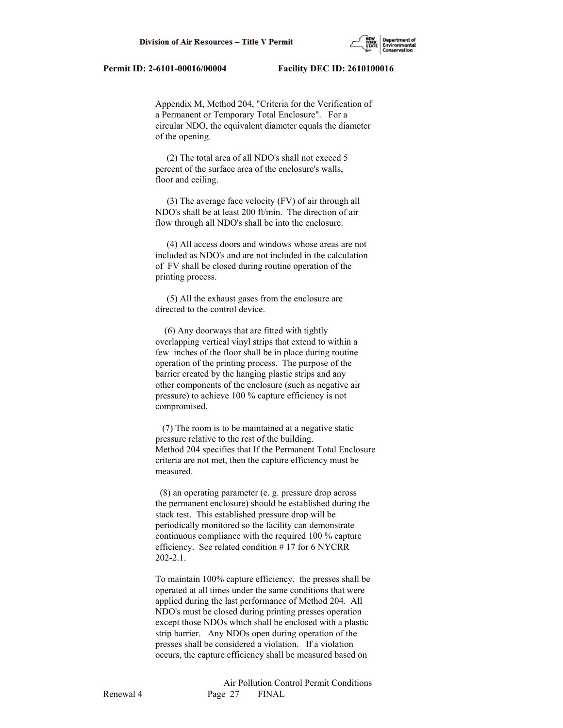Appendix M, Method 204, "Criteria for the Verification of a Permanent or Temporary Total Enclosure". For a circular NDO, the equivalent diameter equals the diameter of the opening.

(2) The total area of all NDO's shall not exceed 5 percent of the surface area of the enclosure's walls, floor and ceiling.

(3) The average face velocity (FV) of air through all NDO's shall be at least 200 ft/min. The direction of air flow through all NDO's shall be into the enclosure.

(4) All access doors and windows whose areas are not included as NDO's and are not included in the calculation of FV shall be closed during routine operation of the printing process.

(5) All the exhaust gases from the enclosure are directed to the control device.

(6) Any doorways that are fitted with tightly overlapping vertical vinyl strips that extend to within a few inches of the floor shall be in place during routine operation of the printing process. The purpose of the barrier created by the hanging plastic strips and any other components of the enclosure (such as negative air pressure) to achieve 100 % capture efficiency is not compromised.

(7) The room is to be maintained at a negative static pressure relative to the rest of the building. Method 204 specifies that If the Permanent Total Enclosure criteria are not met, then the capture efficiency must be measured.

(8) an operating parameter (e. g. pressure drop across the permanent enclosure) should be established during the stack test. This established pressure drop will be periodically monitored so the facility can demonstrate continuous compliance with the required 100 % capture efficiency. See related condition # 17 for 6 NYCRR 202-2.1.

To maintain 100% capture efficiency, the presses shall be operated at all times under the same conditions that were applied during the last performance of Method 204. All NDO's must be closed during printing presses operation except those NDOs which shall be enclosed with a plastic strip barrier. Any NDOs open during operation of the presses shall be considered a violation. If a violation occurs, the capture efficiency shall be measured based on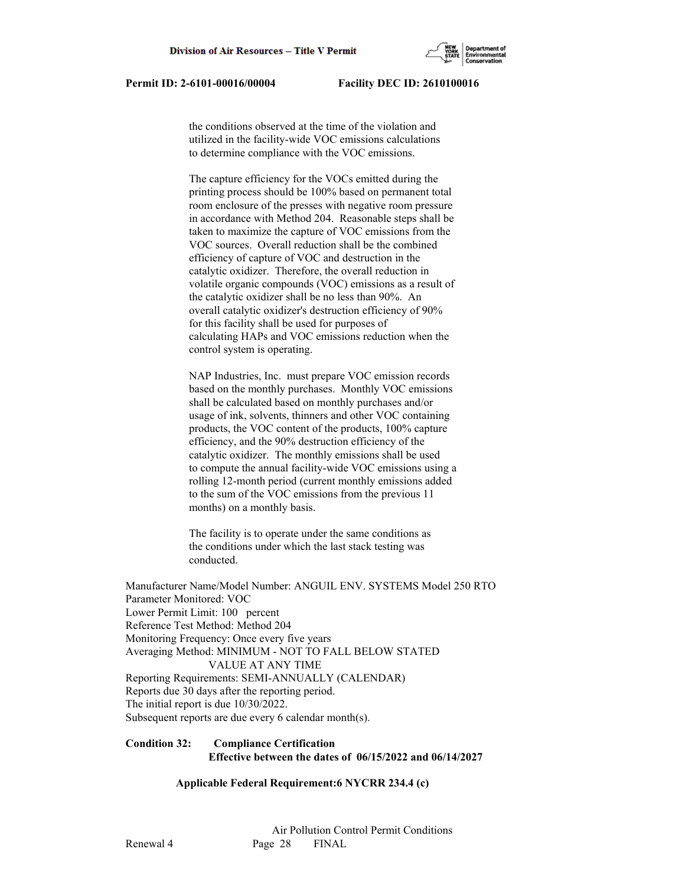the conditions observed at the time of the violation and utilized in the facility-wide VOC emissions calculations to determine compliance with the VOC emissions.

The capture efficiency for the VOCs emitted during the printing process should be 100% based on permanent total room enclosure of the presses with negative room pressure in accordance with Method 204. Reasonable steps shall be taken to maximize the capture of VOC emissions from the VOC sources. Overall reduction shall be the combined efficiency of capture of VOC and destruction in the catalytic oxidizer. Therefore, the overall reduction in volatile organic compounds (VOC) emissions as a result of the catalytic oxidizer shall be no less than 90%. An overall catalytic oxidizer's destruction efficiency of 90% for this facility shall be used for purposes of calculating HAPs and VOC emissions reduction when the control system is operating.

NAP Industries, Inc. must prepare VOC emission records based on the monthly purchases. Monthly VOC emissions shall be calculated based on monthly purchases and/or usage of ink, solvents, thinners and other VOC containing products, the VOC content of the products, 100% capture efficiency, and the 90% destruction efficiency of the catalytic oxidizer. The monthly emissions shall be used to compute the annual facility-wide VOC emissions using a rolling 12-month period (current monthly emissions added to the sum of the VOC emissions from the previous 11 months) on a monthly basis.

The facility is to operate under the same conditions as the conditions under which the last stack testing was conducted.

Manufacturer Name/Model Number: ANGUIL ENV. SYSTEMS Model 250 RTO
Parameter Monitored: VOC
Lower Permit Limit: 100 percent
Reference Test Method: Method 204
Monitoring Frequency: Once every five years
Averaging Method: MINIMUM - NOT TO FALL BELOW STATED VALUE AT ANY TIME
Reporting Requirements: SEMI-ANNUALLY (CALENDAR)
Reports due 30 days after the reporting period.
The initial report is due 10/30/2022.
Subsequent reports are due every 6 calendar month(s).

**Condition 32: Compliance Certification**
**Effective between the dates of 06/15/2022 and 06/14/2027**

**Applicable Federal Requirement:6 NYCRR 234.4 (c)**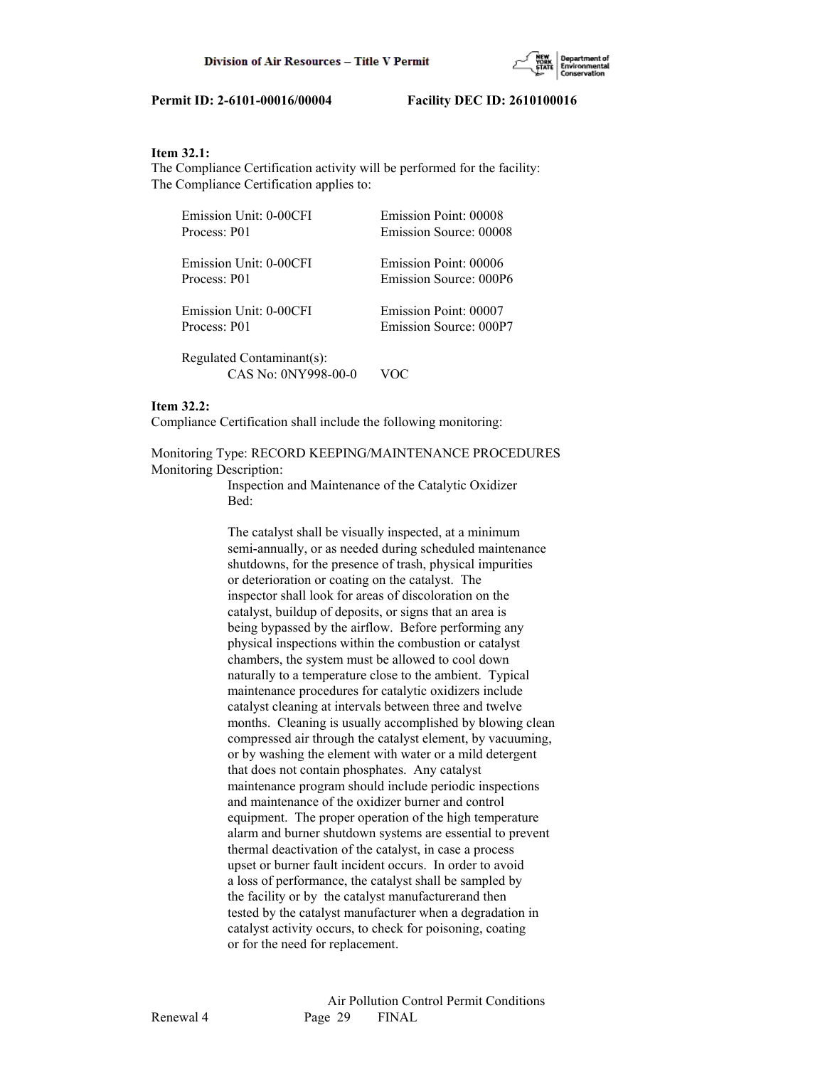**Item 32.1:**
The Compliance Certification activity will be performed for the facility:
The Compliance Certification applies to:

Emission Unit: 0-00CFI Emission Point: 00008
Process: P01 Emission Source: 00008

Emission Unit: 0-00CFI Emission Point: 00006
Process: P01 Emission Source: 000P6

Emission Unit: 0-00CFI Emission Point: 00007
Process: P01 Emission Source: 000P7

Regulated Contaminant(s):
CAS No: 0NY998-00-0 VOC

**Item 32.2:**
Compliance Certification shall include the following monitoring:

Monitoring Type: RECORD KEEPING/MAINTENANCE PROCEDURES
Monitoring Description:
Inspection and Maintenance of the Catalytic Oxidizer Bed:

The catalyst shall be visually inspected, at a minimum semi-annually, or as needed during scheduled maintenance shutdowns, for the presence of trash, physical impurities or deterioration or coating on the catalyst. The inspector shall look for areas of discoloration on the catalyst, buildup of deposits, or signs that an area is being bypassed by the airflow. Before performing any physical inspections within the combustion or catalyst chambers, the system must be allowed to cool down naturally to a temperature close to the ambient. Typical maintenance procedures for catalytic oxidizers include catalyst cleaning at intervals between three and twelve months. Cleaning is usually accomplished by blowing clean compressed air through the catalyst element, by vacuuming, or by washing the element with water or a mild detergent that does not contain phosphates. Any catalyst maintenance program should include periodic inspections and maintenance of the oxidizer burner and control equipment. The proper operation of the high temperature alarm and burner shutdown systems are essential to prevent thermal deactivation of the catalyst, in case a process upset or burner fault incident occurs. In order to avoid a loss of performance, the catalyst shall be sampled by the facility or by the catalyst manufacturerand then tested by the catalyst manufacturer when a degradation in catalyst activity occurs, to check for poisoning, coating or for the need for replacement.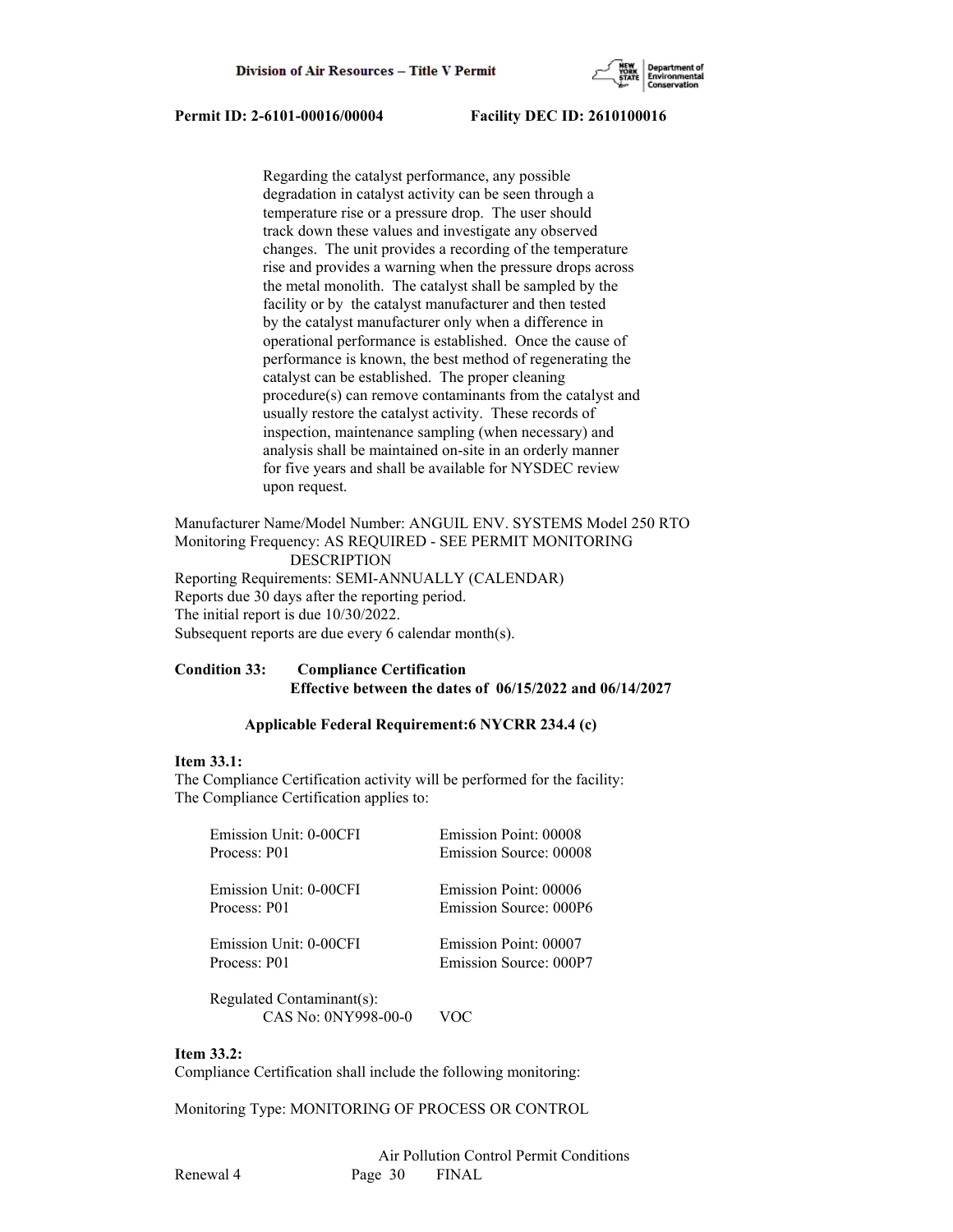Regarding the catalyst performance, any possible degradation in catalyst activity can be seen through a temperature rise or a pressure drop. The user should track down these values and investigate any observed changes. The unit provides a recording of the temperature rise and provides a warning when the pressure drops across the metal monolith. The catalyst shall be sampled by the facility or by the catalyst manufacturer and then tested by the catalyst manufacturer only when a difference in operational performance is established. Once the cause of performance is known, the best method of regenerating the catalyst can be established. The proper cleaning procedure(s) can remove contaminants from the catalyst and usually restore the catalyst activity. These records of inspection, maintenance sampling (when necessary) and analysis shall be maintained on-site in an orderly manner for five years and shall be available for NYSDEC review upon request.

Manufacturer Name/Model Number: ANGUIL ENV. SYSTEMS Model 250 RTO
Monitoring Frequency: AS REQUIRED - SEE PERMIT MONITORING DESCRIPTION
Reporting Requirements: SEMI-ANNUALLY (CALENDAR)
Reports due 30 days after the reporting period.
The initial report is due 10/30/2022.
Subsequent reports are due every 6 calendar month(s).

**Condition 33: Compliance Certification**
**Effective between the dates of 06/15/2022 and 06/14/2027**

**Applicable Federal Requirement:6 NYCRR 234.4 (c)**

**Item 33.1:**
The Compliance Certification activity will be performed for the facility:
The Compliance Certification applies to:

Emission Unit: 0-00CFI  Emission Point: 00008
Process: P01  Emission Source: 00008

Emission Unit: 0-00CFI  Emission Point: 00006
Process: P01  Emission Source: 000P6

Emission Unit: 0-00CFI  Emission Point: 00007
Process: P01  Emission Source: 000P7

Regulated Contaminant(s):
CAS No: 0NY998-00-0  VOC

**Item 33.2:**
Compliance Certification shall include the following monitoring:

Monitoring Type: MONITORING OF PROCESS OR CONTROL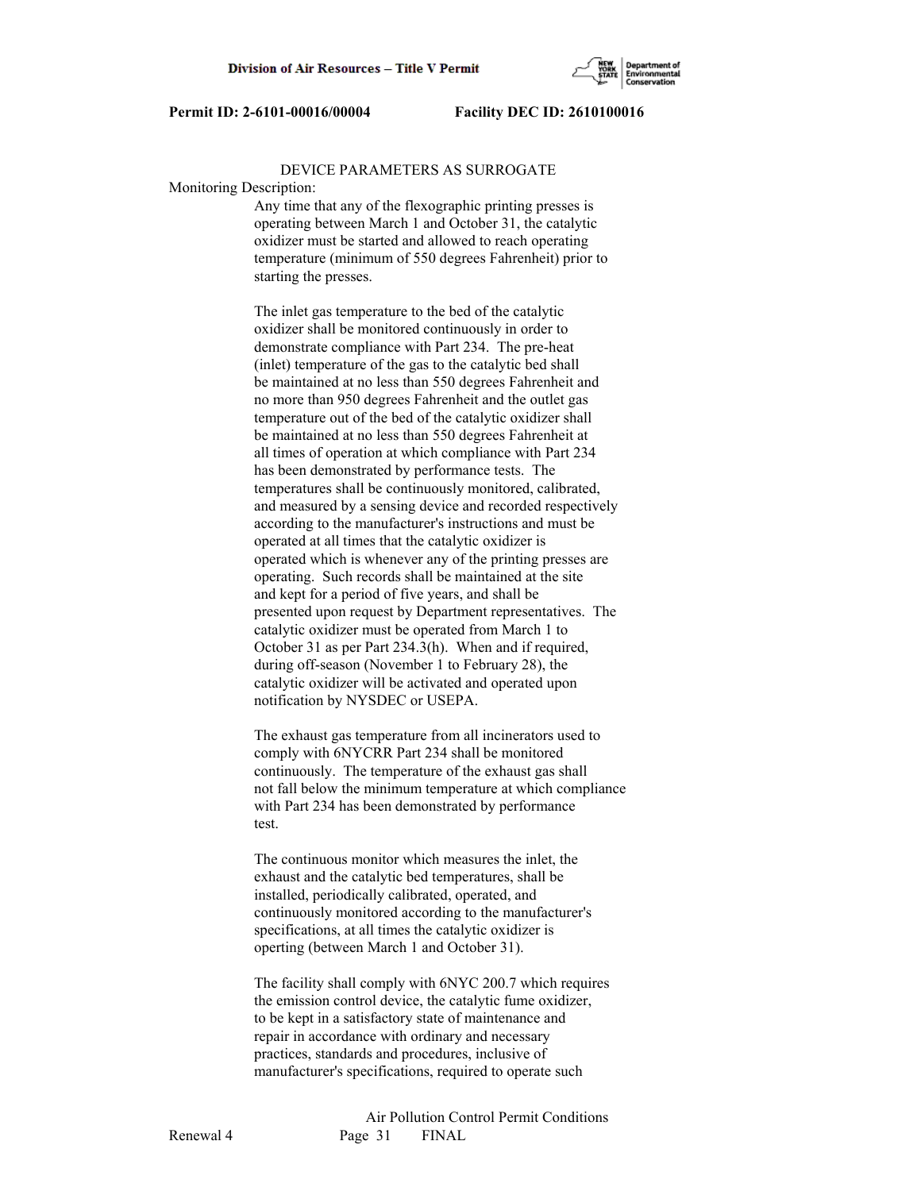DEVICE PARAMETERS AS SURROGATE

Monitoring Description:

Any time that any of the flexographic printing presses is operating between March 1 and October 31, the catalytic oxidizer must be started and allowed to reach operating temperature (minimum of 550 degrees Fahrenheit) prior to starting the presses.

The inlet gas temperature to the bed of the catalytic oxidizer shall be monitored continuously in order to demonstrate compliance with Part 234. The pre-heat (inlet) temperature of the gas to the catalytic bed shall be maintained at no less than 550 degrees Fahrenheit and no more than 950 degrees Fahrenheit and the outlet gas temperature out of the bed of the catalytic oxidizer shall be maintained at no less than 550 degrees Fahrenheit at all times of operation at which compliance with Part 234 has been demonstrated by performance tests. The temperatures shall be continuously monitored, calibrated, and measured by a sensing device and recorded respectively according to the manufacturer's instructions and must be operated at all times that the catalytic oxidizer is operated which is whenever any of the printing presses are operating. Such records shall be maintained at the site and kept for a period of five years, and shall be presented upon request by Department representatives. The catalytic oxidizer must be operated from March 1 to October 31 as per Part 234.3(h). When and if required, during off-season (November 1 to February 28), the catalytic oxidizer will be activated and operated upon notification by NYSDEC or USEPA.

The exhaust gas temperature from all incinerators used to comply with 6NYCRR Part 234 shall be monitored continuously. The temperature of the exhaust gas shall not fall below the minimum temperature at which compliance with Part 234 has been demonstrated by performance test.

The continuous monitor which measures the inlet, the exhaust and the catalytic bed temperatures, shall be installed, periodically calibrated, operated, and continuously monitored according to the manufacturer's specifications, at all times the catalytic oxidizer is operting (between March 1 and October 31).

The facility shall comply with 6NYC 200.7 which requires the emission control device, the catalytic fume oxidizer, to be kept in a satisfactory state of maintenance and repair in accordance with ordinary and necessary practices, standards and procedures, inclusive of manufacturer's specifications, required to operate such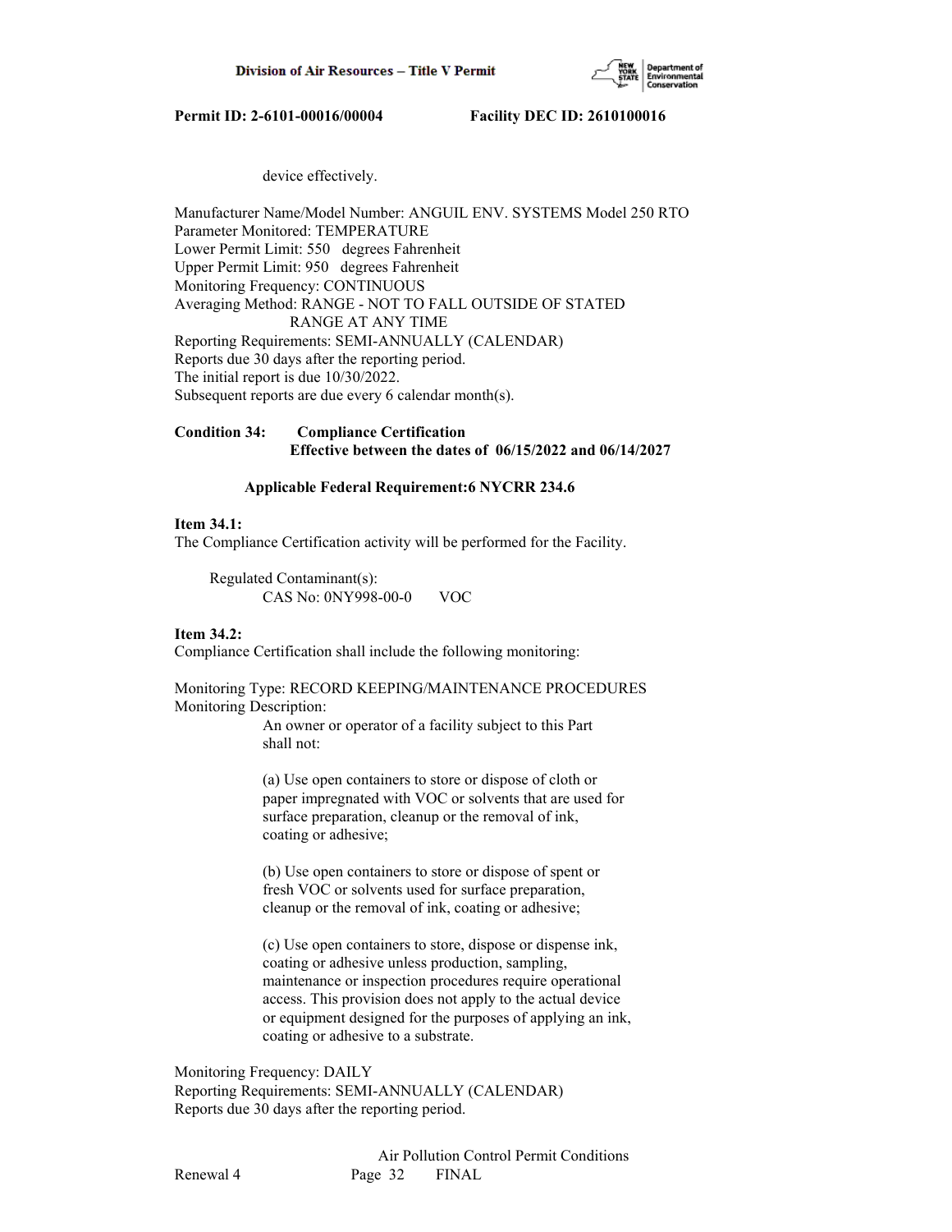device effectively.

Manufacturer Name/Model Number: ANGUIL ENV. SYSTEMS Model 250 RTO
Parameter Monitored: TEMPERATURE
Lower Permit Limit: 550 degrees Fahrenheit
Upper Permit Limit: 950 degrees Fahrenheit
Monitoring Frequency: CONTINUOUS
Averaging Method: RANGE - NOT TO FALL OUTSIDE OF STATED RANGE AT ANY TIME
Reporting Requirements: SEMI-ANNUALLY (CALENDAR)
Reports due 30 days after the reporting period.
The initial report is due 10/30/2022.
Subsequent reports are due every 6 calendar month(s).

**Condition 34: Compliance Certification**
**Effective between the dates of 06/15/2022 and 06/14/2027**

**Applicable Federal Requirement:6 NYCRR 234.6**

**Item 34.1:**
The Compliance Certification activity will be performed for the Facility.

Regulated Contaminant(s):
CAS No: 0NY998-00-0 VOC

**Item 34.2:**
Compliance Certification shall include the following monitoring:

Monitoring Type: RECORD KEEPING/MAINTENANCE PROCEDURES
Monitoring Description:

An owner or operator of a facility subject to this Part shall not:

(a) Use open containers to store or dispose of cloth or paper impregnated with VOC or solvents that are used for surface preparation, cleanup or the removal of ink, coating or adhesive;

(b) Use open containers to store or dispose of spent or fresh VOC or solvents used for surface preparation, cleanup or the removal of ink, coating or adhesive;

(c) Use open containers to store, dispose or dispense ink, coating or adhesive unless production, sampling, maintenance or inspection procedures require operational access. This provision does not apply to the actual device or equipment designed for the purposes of applying an ink, coating or adhesive to a substrate.

Monitoring Frequency: DAILY
Reporting Requirements: SEMI-ANNUALLY (CALENDAR)
Reports due 30 days after the reporting period.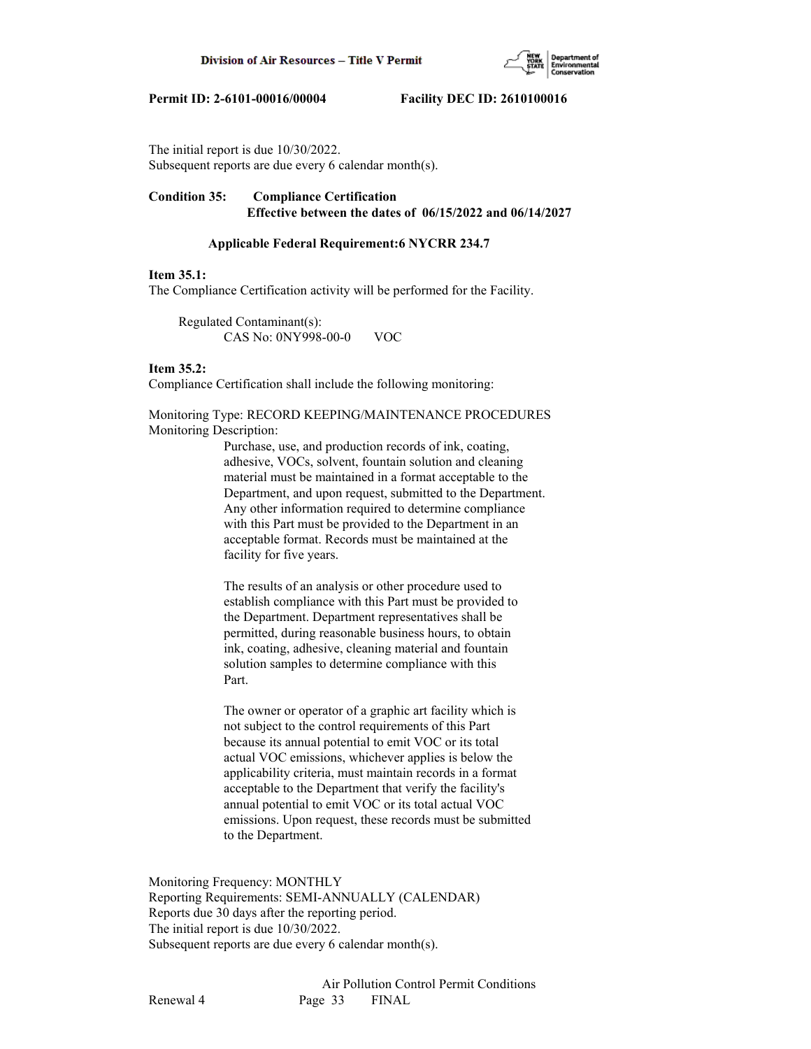The initial report is due 10/30/2022.
Subsequent reports are due every 6 calendar month(s).

**Condition 35: Compliance Certification**
**Effective between the dates of 06/15/2022 and 06/14/2027**

**Applicable Federal Requirement:6 NYCRR 234.7**

**Item 35.1:**
The Compliance Certification activity will be performed for the Facility.

Regulated Contaminant(s):
CAS No: 0NY998-00-0 VOC

**Item 35.2:**
Compliance Certification shall include the following monitoring:

Monitoring Type: RECORD KEEPING/MAINTENANCE PROCEDURES
Monitoring Description:

Purchase, use, and production records of ink, coating, adhesive, VOCs, solvent, fountain solution and cleaning material must be maintained in a format acceptable to the Department, and upon request, submitted to the Department. Any other information required to determine compliance with this Part must be provided to the Department in an acceptable format. Records must be maintained at the facility for five years.

The results of an analysis or other procedure used to establish compliance with this Part must be provided to the Department. Department representatives shall be permitted, during reasonable business hours, to obtain ink, coating, adhesive, cleaning material and fountain solution samples to determine compliance with this Part.

The owner or operator of a graphic art facility which is not subject to the control requirements of this Part because its annual potential to emit VOC or its total actual VOC emissions, whichever applies is below the applicability criteria, must maintain records in a format acceptable to the Department that verify the facility's annual potential to emit VOC or its total actual VOC emissions. Upon request, these records must be submitted to the Department.

Monitoring Frequency: MONTHLY
Reporting Requirements: SEMI-ANNUALLY (CALENDAR)
Reports due 30 days after the reporting period.
The initial report is due 10/30/2022.
Subsequent reports are due every 6 calendar month(s).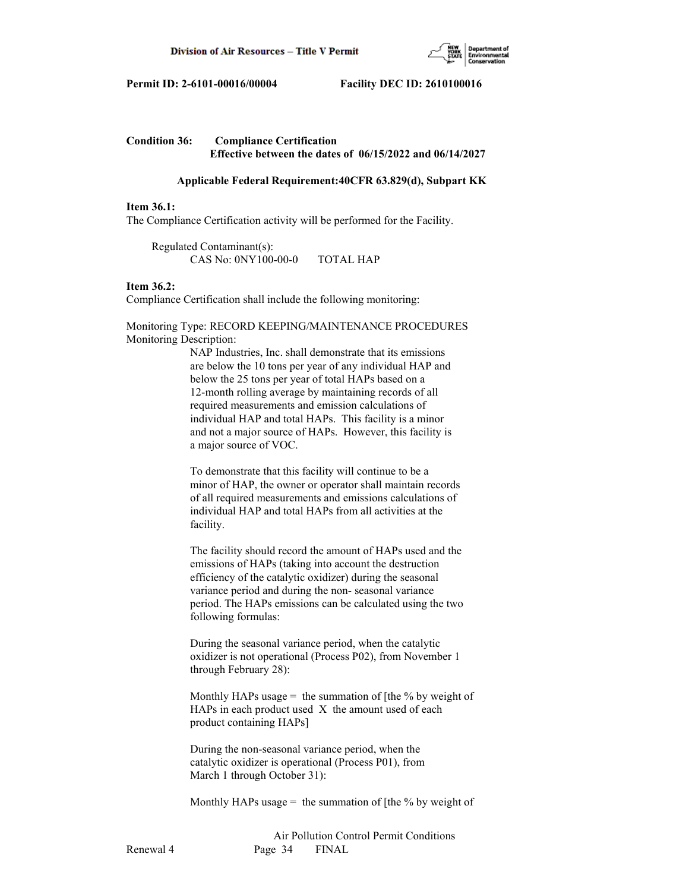**Condition 36: Compliance Certification**
**Effective between the dates of 06/15/2022 and 06/14/2027**

**Applicable Federal Requirement:40CFR 63.829(d), Subpart KK**

**Item 36.1:**
The Compliance Certification activity will be performed for the Facility.

Regulated Contaminant(s):
CAS No: 0NY100-00-0 TOTAL HAP

**Item 36.2:**
Compliance Certification shall include the following monitoring:

Monitoring Type: RECORD KEEPING/MAINTENANCE PROCEDURES
Monitoring Description:

NAP Industries, Inc. shall demonstrate that its emissions are below the 10 tons per year of any individual HAP and below the 25 tons per year of total HAPs based on a 12-month rolling average by maintaining records of all required measurements and emission calculations of individual HAP and total HAPs. This facility is a minor and not a major source of HAPs. However, this facility is a major source of VOC.

To demonstrate that this facility will continue to be a minor of HAP, the owner or operator shall maintain records of all required measurements and emissions calculations of individual HAP and total HAPs from all activities at the facility.

The facility should record the amount of HAPs used and the emissions of HAPs (taking into account the destruction efficiency of the catalytic oxidizer) during the seasonal variance period and during the non- seasonal variance period. The HAPs emissions can be calculated using the two following formulas:

During the seasonal variance period, when the catalytic oxidizer is not operational (Process P02), from November 1 through February 28):

Monthly HAPs usage = the summation of [the % by weight of HAPs in each product used X the amount used of each product containing HAPs]

During the non-seasonal variance period, when the catalytic oxidizer is operational (Process P01), from March 1 through October 31):

Monthly HAPs usage = the summation of [the % by weight of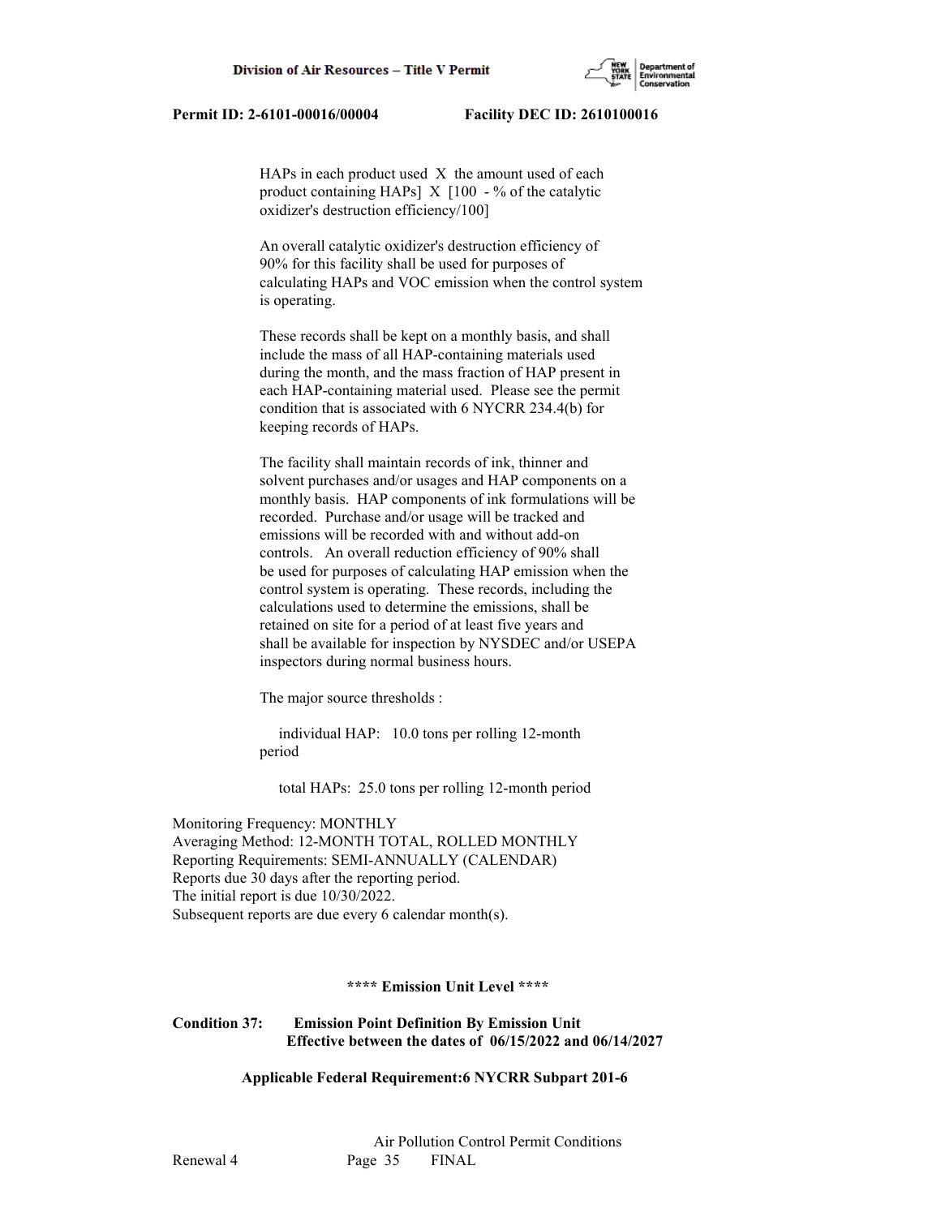HAPs in each product used X the amount used of each product containing HAPs] X [100 - % of the catalytic oxidizer's destruction efficiency/100]

An overall catalytic oxidizer's destruction efficiency of 90% for this facility shall be used for purposes of calculating HAPs and VOC emission when the control system is operating.

These records shall be kept on a monthly basis, and shall include the mass of all HAP-containing materials used during the month, and the mass fraction of HAP present in each HAP-containing material used. Please see the permit condition that is associated with 6 NYCRR 234.4(b) for keeping records of HAPs.

The facility shall maintain records of ink, thinner and solvent purchases and/or usages and HAP components on a monthly basis. HAP components of ink formulations will be recorded. Purchase and/or usage will be tracked and emissions will be recorded with and without add-on controls. An overall reduction efficiency of 90% shall be used for purposes of calculating HAP emission when the control system is operating. These records, including the calculations used to determine the emissions, shall be retained on site for a period of at least five years and shall be available for inspection by NYSDEC and/or USEPA inspectors during normal business hours.

The major source thresholds :

individual HAP: 10.0 tons per rolling 12-month period

total HAPs: 25.0 tons per rolling 12-month period

Monitoring Frequency: MONTHLY
Averaging Method: 12-MONTH TOTAL, ROLLED MONTHLY
Reporting Requirements: SEMI-ANNUALLY (CALENDAR)
Reports due 30 days after the reporting period.
The initial report is due 10/30/2022.
Subsequent reports are due every 6 calendar month(s).

**\*\*\*\* Emission Unit Level \*\*\*\***

**Condition 37: Emission Point Definition By Emission Unit**
**Effective between the dates of 06/15/2022 and 06/14/2027**

**Applicable Federal Requirement:6 NYCRR Subpart 201-6**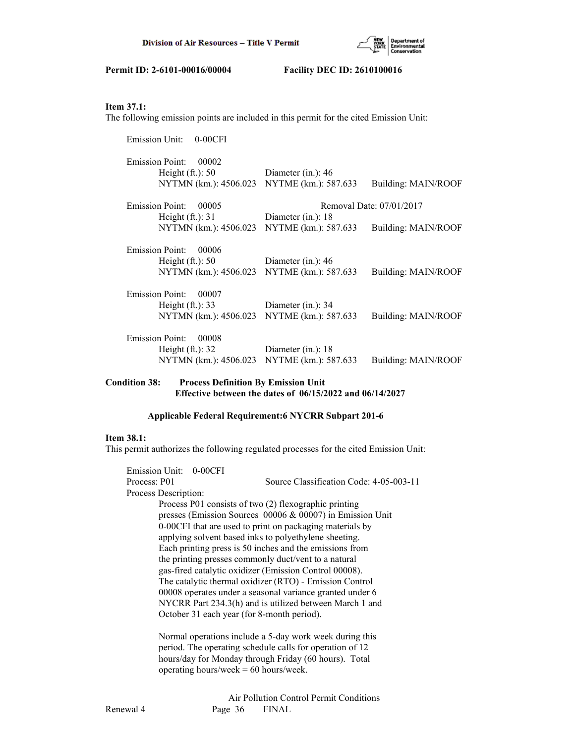**Item 37.1:**
The following emission points are included in this permit for the cited Emission Unit:

Emission Unit: 0-00CFI

Emission Point: 00002
Height (ft.): 50 Diameter (in.): 46
NYTMN (km.): 4506.023 NYTME (km.): 587.633 Building: MAIN/ROOF

Emission Point: 00005 Removal Date: 07/01/2017
Height (ft.): 31 Diameter (in.): 18
NYTMN (km.): 4506.023 NYTME (km.): 587.633 Building: MAIN/ROOF

Emission Point: 00006
Height (ft.): 50 Diameter (in.): 46
NYTMN (km.): 4506.023 NYTME (km.): 587.633 Building: MAIN/ROOF

Emission Point: 00007
Height (ft.): 33 Diameter (in.): 34
NYTMN (km.): 4506.023 NYTME (km.): 587.633 Building: MAIN/ROOF

Emission Point: 00008
Height (ft.): 32 Diameter (in.): 18
NYTMN (km.): 4506.023 NYTME (km.): 587.633 Building: MAIN/ROOF

**Condition 38: Process Definition By Emission Unit**
**Effective between the dates of 06/15/2022 and 06/14/2027**

**Applicable Federal Requirement:6 NYCRR Subpart 201-6**

**Item 38.1:**
This permit authorizes the following regulated processes for the cited Emission Unit:

Emission Unit: 0-00CFI
Process: P01 Source Classification Code: 4-05-003-11
Process Description:
Process P01 consists of two (2) flexographic printing presses (Emission Sources 00006 & 00007) in Emission Unit 0-00CFI that are used to print on packaging materials by applying solvent based inks to polyethylene sheeting. Each printing press is 50 inches and the emissions from the printing presses commonly duct/vent to a natural gas-fired catalytic oxidizer (Emission Control 00008). The catalytic thermal oxidizer (RTO) - Emission Control 00008 operates under a seasonal variance granted under 6 NYCRR Part 234.3(h) and is utilized between March 1 and October 31 each year (for 8-month period).

Normal operations include a 5-day work week during this period. The operating schedule calls for operation of 12 hours/day for Monday through Friday (60 hours). Total operating hours/week = 60 hours/week.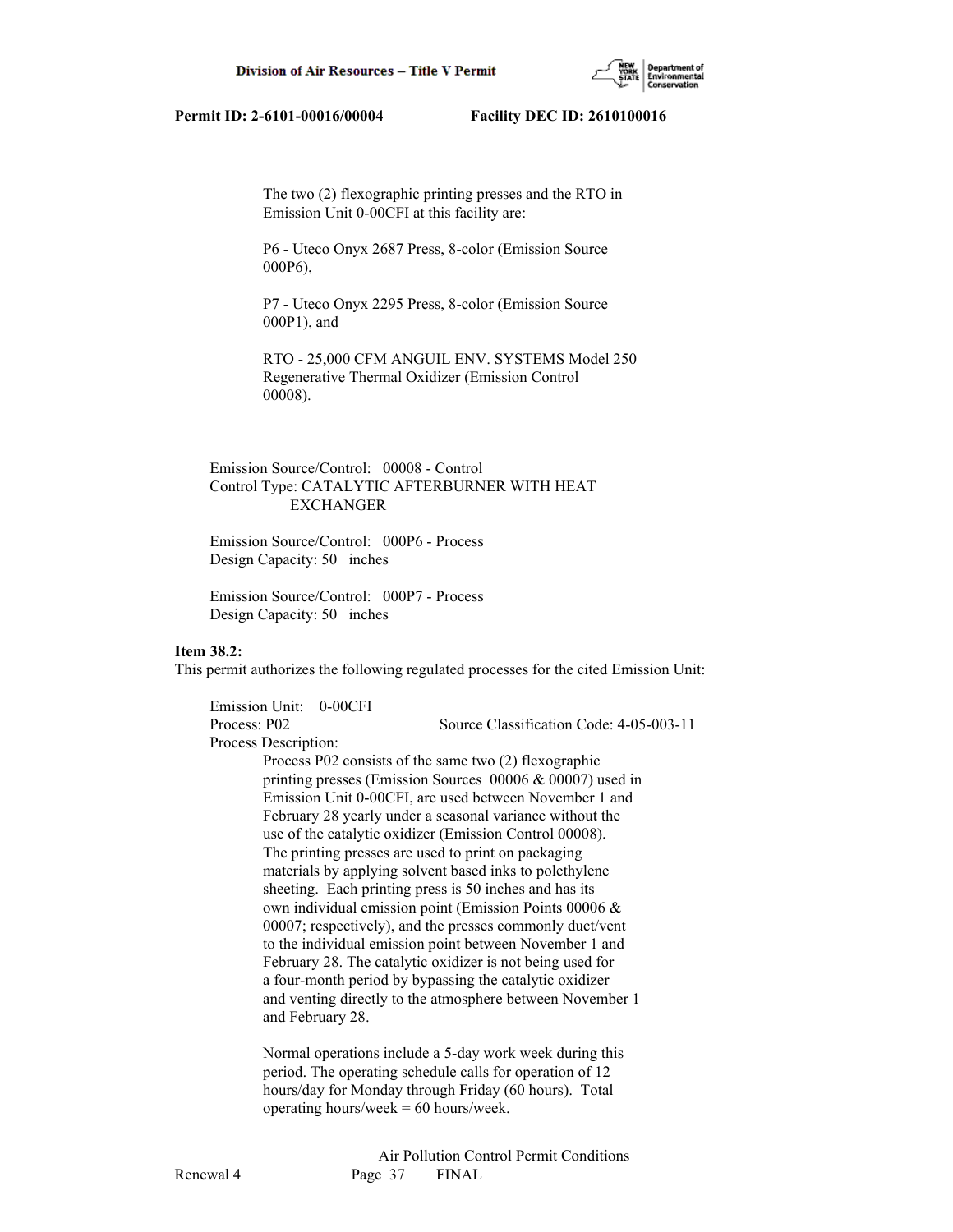The two (2) flexographic printing presses and the RTO in Emission Unit 0-00CFI at this facility are:

P6 - Uteco Onyx 2687 Press, 8-color (Emission Source 000P6),

P7 - Uteco Onyx 2295 Press, 8-color (Emission Source 000P1), and

RTO - 25,000 CFM ANGUIL ENV. SYSTEMS Model 250 Regenerative Thermal Oxidizer (Emission Control 00008).

Emission Source/Control: 00008 - Control
Control Type: CATALYTIC AFTERBURNER WITH HEAT EXCHANGER

Emission Source/Control: 000P6 - Process
Design Capacity: 50 inches

Emission Source/Control: 000P7 - Process
Design Capacity: 50 inches

**Item 38.2:**
This permit authorizes the following regulated processes for the cited Emission Unit:

Emission Unit: 0-00CFI
Process: P02 Source Classification Code: 4-05-003-11
Process Description:

Process P02 consists of the same two (2) flexographic printing presses (Emission Sources 00006 & 00007) used in Emission Unit 0-00CFI, are used between November 1 and February 28 yearly under a seasonal variance without the use of the catalytic oxidizer (Emission Control 00008). The printing presses are used to print on packaging materials by applying solvent based inks to polethylene sheeting. Each printing press is 50 inches and has its own individual emission point (Emission Points 00006 & 00007; respectively), and the presses commonly duct/vent to the individual emission point between November 1 and February 28. The catalytic oxidizer is not being used for a four-month period by bypassing the catalytic oxidizer and venting directly to the atmosphere between November 1 and February 28.

Normal operations include a 5-day work week during this period. The operating schedule calls for operation of 12 hours/day for Monday through Friday (60 hours). Total operating hours/week = 60 hours/week.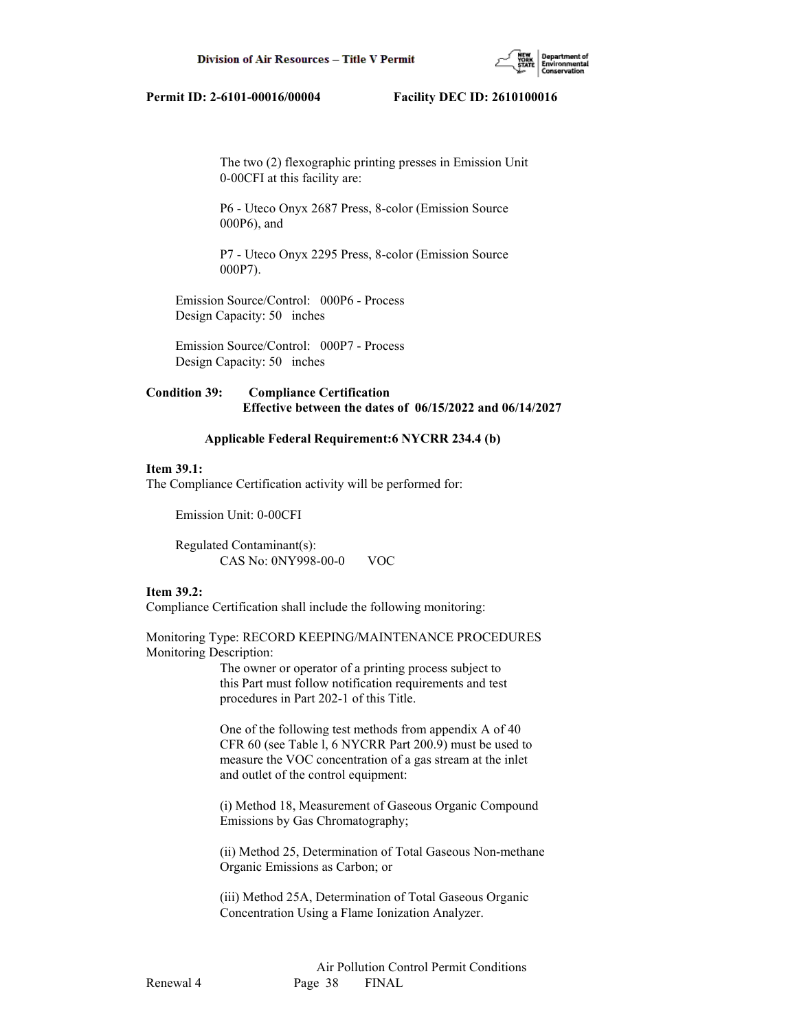The two (2) flexographic printing presses in Emission Unit 0-00CFI at this facility are:

P6 - Uteco Onyx 2687 Press, 8-color (Emission Source 000P6), and

P7 - Uteco Onyx 2295 Press, 8-color (Emission Source 000P7).

Emission Source/Control: 000P6 - Process
Design Capacity: 50 inches

Emission Source/Control: 000P7 - Process
Design Capacity: 50 inches

**Condition 39: Compliance Certification**
**Effective between the dates of 06/15/2022 and 06/14/2027**

**Applicable Federal Requirement:6 NYCRR 234.4 (b)**

**Item 39.1:**
The Compliance Certification activity will be performed for:

Emission Unit: 0-00CFI

Regulated Contaminant(s):
CAS No: 0NY998-00-0 VOC

**Item 39.2:**
Compliance Certification shall include the following monitoring:

Monitoring Type: RECORD KEEPING/MAINTENANCE PROCEDURES
Monitoring Description:

The owner or operator of a printing process subject to this Part must follow notification requirements and test procedures in Part 202-1 of this Title.

One of the following test methods from appendix A of 40 CFR 60 (see Table l, 6 NYCRR Part 200.9) must be used to measure the VOC concentration of a gas stream at the inlet and outlet of the control equipment:

(i) Method 18, Measurement of Gaseous Organic Compound Emissions by Gas Chromatography;

(ii) Method 25, Determination of Total Gaseous Non-methane Organic Emissions as Carbon; or

(iii) Method 25A, Determination of Total Gaseous Organic Concentration Using a Flame Ionization Analyzer.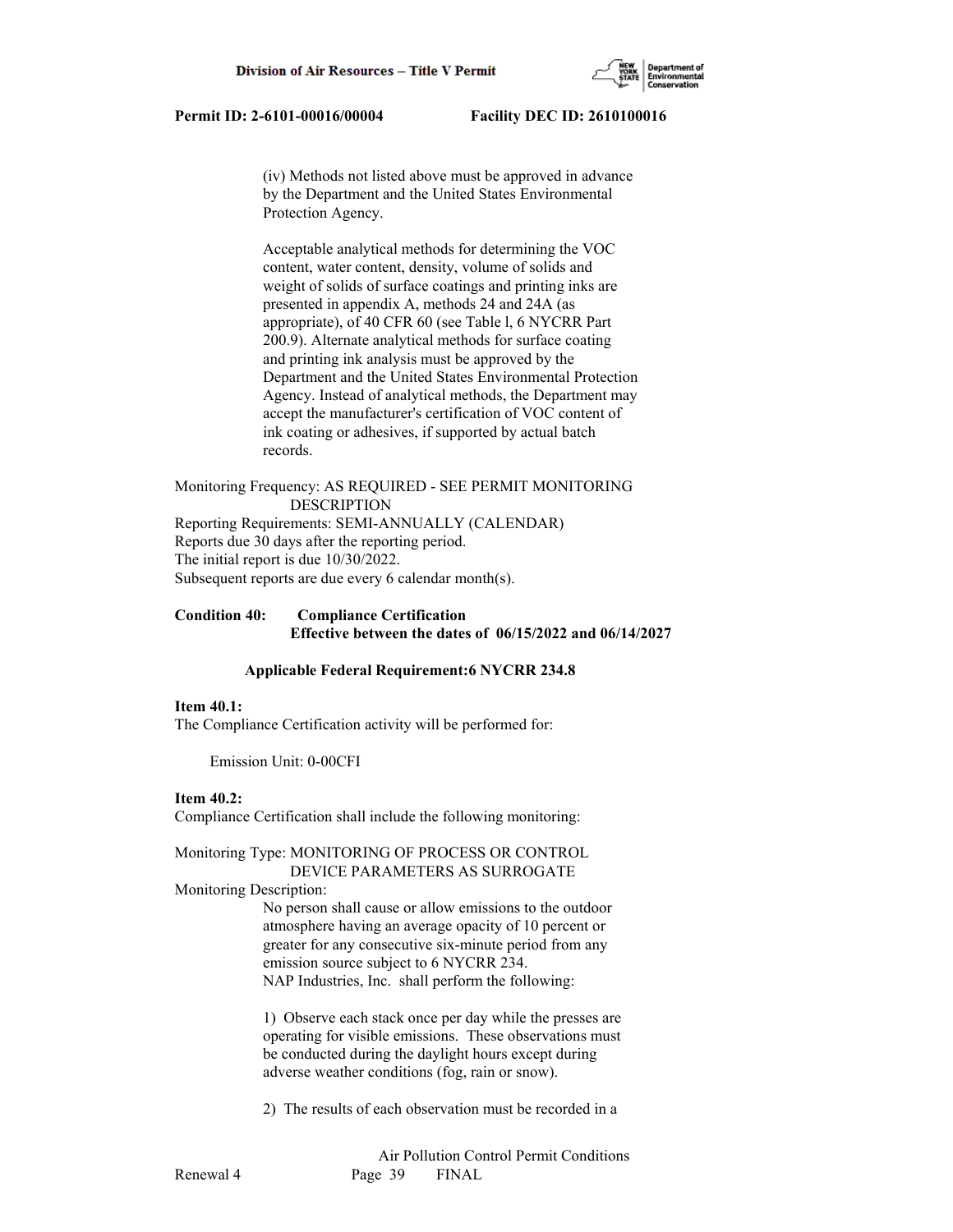(iv) Methods not listed above must be approved in advance by the Department and the United States Environmental Protection Agency.

Acceptable analytical methods for determining the VOC content, water content, density, volume of solids and weight of solids of surface coatings and printing inks are presented in appendix A, methods 24 and 24A (as appropriate), of 40 CFR 60 (see Table l, 6 NYCRR Part 200.9). Alternate analytical methods for surface coating and printing ink analysis must be approved by the Department and the United States Environmental Protection Agency. Instead of analytical methods, the Department may accept the manufacturer's certification of VOC content of ink coating or adhesives, if supported by actual batch records.

Monitoring Frequency: AS REQUIRED - SEE PERMIT MONITORING DESCRIPTION
Reporting Requirements: SEMI-ANNUALLY (CALENDAR)
Reports due 30 days after the reporting period.
The initial report is due 10/30/2022.
Subsequent reports are due every 6 calendar month(s).

**Condition 40: Compliance Certification**
**Effective between the dates of 06/15/2022 and 06/14/2027**

**Applicable Federal Requirement:6 NYCRR 234.8**

**Item 40.1:**
The Compliance Certification activity will be performed for:

Emission Unit: 0-00CFI

**Item 40.2:**
Compliance Certification shall include the following monitoring:

Monitoring Type: MONITORING OF PROCESS OR CONTROL DEVICE PARAMETERS AS SURROGATE
Monitoring Description:

No person shall cause or allow emissions to the outdoor atmosphere having an average opacity of 10 percent or greater for any consecutive six-minute period from any emission source subject to 6 NYCRR 234.
NAP Industries, Inc. shall perform the following:

1) Observe each stack once per day while the presses are operating for visible emissions. These observations must be conducted during the daylight hours except during adverse weather conditions (fog, rain or snow).

2) The results of each observation must be recorded in a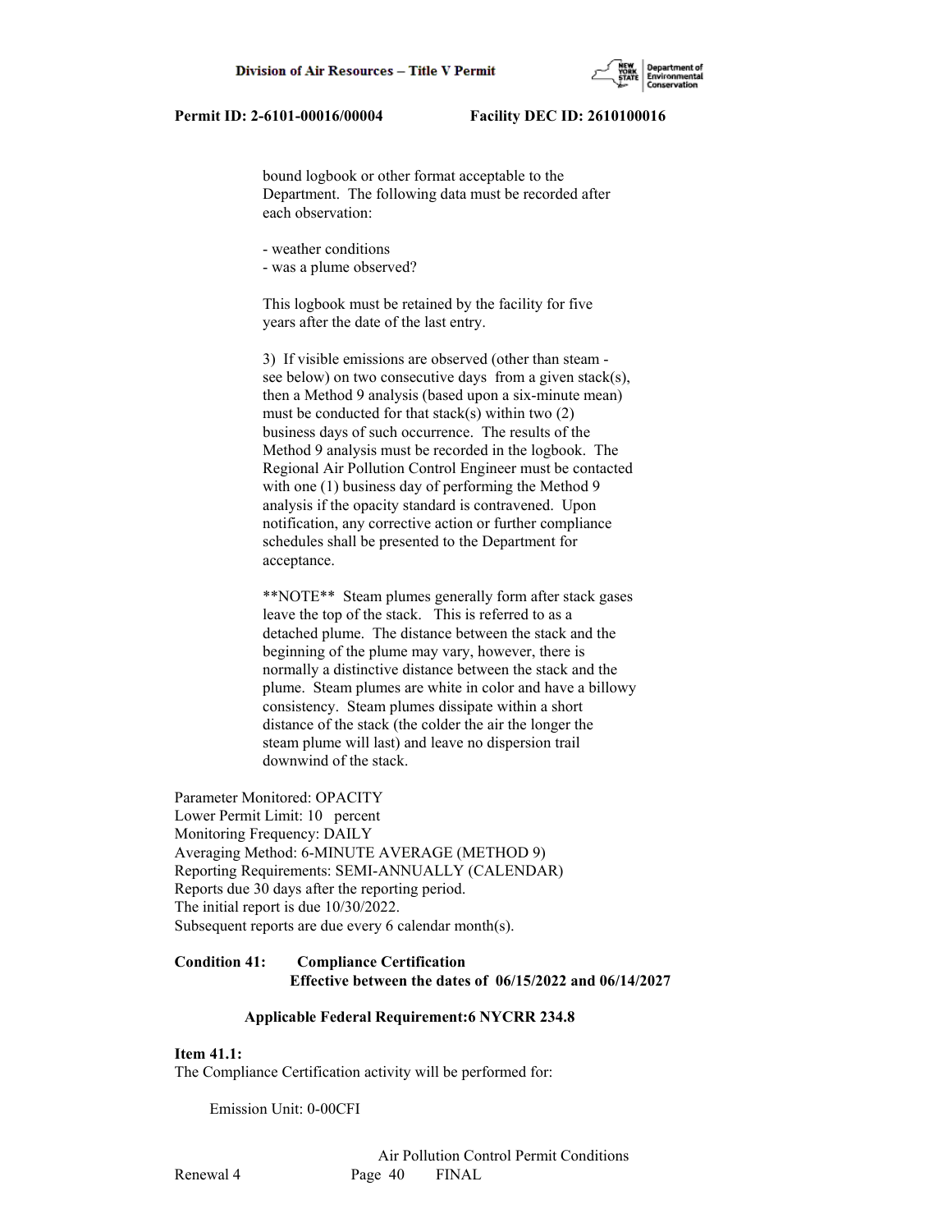bound logbook or other format acceptable to the Department. The following data must be recorded after each observation:

- weather conditions
- was a plume observed?

This logbook must be retained by the facility for five years after the date of the last entry.

3) If visible emissions are observed (other than steam - see below) on two consecutive days from a given stack(s), then a Method 9 analysis (based upon a six-minute mean) must be conducted for that stack(s) within two (2) business days of such occurrence. The results of the Method 9 analysis must be recorded in the logbook. The Regional Air Pollution Control Engineer must be contacted with one (1) business day of performing the Method 9 analysis if the opacity standard is contravened. Upon notification, any corrective action or further compliance schedules shall be presented to the Department for acceptance.

**NOTE** Steam plumes generally form after stack gases leave the top of the stack. This is referred to as a detached plume. The distance between the stack and the beginning of the plume may vary, however, there is normally a distinctive distance between the stack and the plume. Steam plumes are white in color and have a billowy consistency. Steam plumes dissipate within a short distance of the stack (the colder the air the longer the steam plume will last) and leave no dispersion trail downwind of the stack.

Parameter Monitored: OPACITY
Lower Permit Limit: 10 percent
Monitoring Frequency: DAILY
Averaging Method: 6-MINUTE AVERAGE (METHOD 9)
Reporting Requirements: SEMI-ANNUALLY (CALENDAR)
Reports due 30 days after the reporting period.
The initial report is due 10/30/2022.
Subsequent reports are due every 6 calendar month(s).

**Condition 41: Compliance Certification**
**Effective between the dates of 06/15/2022 and 06/14/2027**

**Applicable Federal Requirement:6 NYCRR 234.8**

**Item 41.1:**
The Compliance Certification activity will be performed for:

Emission Unit: 0-00CFI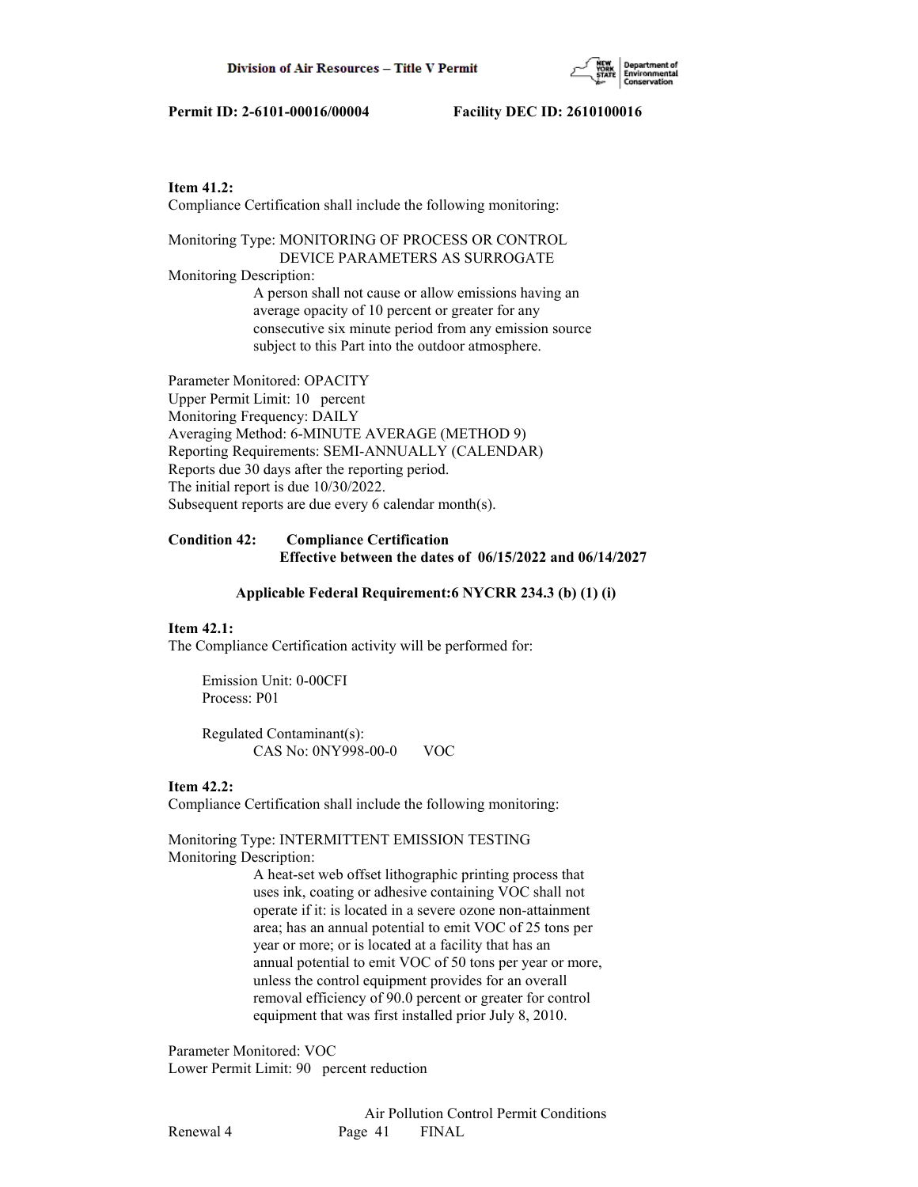**Item 41.2:**
Compliance Certification shall include the following monitoring:

Monitoring Type: MONITORING OF PROCESS OR CONTROL DEVICE PARAMETERS AS SURROGATE
Monitoring Description:

A person shall not cause or allow emissions having an average opacity of 10 percent or greater for any consecutive six minute period from any emission source subject to this Part into the outdoor atmosphere.

Parameter Monitored: OPACITY
Upper Permit Limit: 10 percent
Monitoring Frequency: DAILY
Averaging Method: 6-MINUTE AVERAGE (METHOD 9)
Reporting Requirements: SEMI-ANNUALLY (CALENDAR)
Reports due 30 days after the reporting period.
The initial report is due 10/30/2022.
Subsequent reports are due every 6 calendar month(s).

**Condition 42: Compliance Certification**
**Effective between the dates of 06/15/2022 and 06/14/2027**

**Applicable Federal Requirement:6 NYCRR 234.3 (b) (1) (i)**

**Item 42.1:**
The Compliance Certification activity will be performed for:

Emission Unit: 0-00CFI
Process: P01

Regulated Contaminant(s):
CAS No: 0NY998-00-0 VOC

**Item 42.2:**
Compliance Certification shall include the following monitoring:

Monitoring Type: INTERMITTENT EMISSION TESTING
Monitoring Description:

A heat-set web offset lithographic printing process that uses ink, coating or adhesive containing VOC shall not operate if it: is located in a severe ozone non-attainment area; has an annual potential to emit VOC of 25 tons per year or more; or is located at a facility that has an annual potential to emit VOC of 50 tons per year or more, unless the control equipment provides for an overall removal efficiency of 90.0 percent or greater for control equipment that was first installed prior July 8, 2010.

Parameter Monitored: VOC
Lower Permit Limit: 90 percent reduction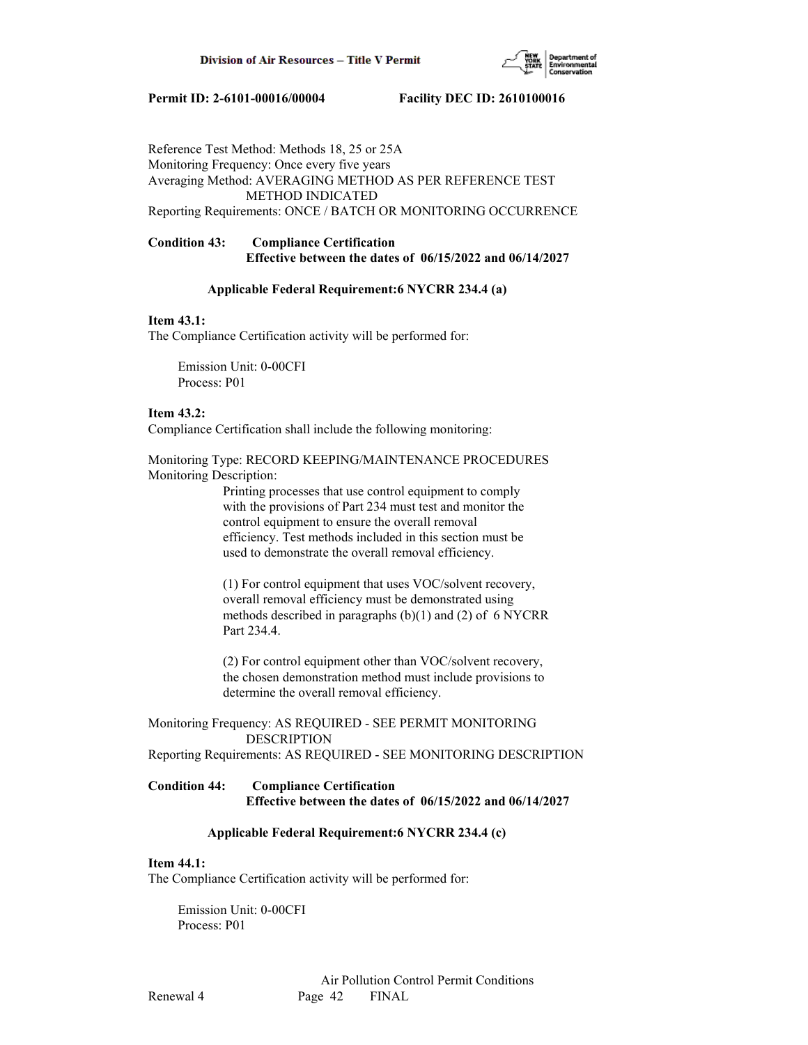Reference Test Method: Methods 18, 25 or 25A
Monitoring Frequency: Once every five years
Averaging Method: AVERAGING METHOD AS PER REFERENCE TEST METHOD INDICATED
Reporting Requirements: ONCE / BATCH OR MONITORING OCCURRENCE

**Condition 43: Compliance Certification**
**Effective between the dates of 06/15/2022 and 06/14/2027**

**Applicable Federal Requirement:6 NYCRR 234.4 (a)**

**Item 43.1:**
The Compliance Certification activity will be performed for:

Emission Unit: 0-00CFI
Process: P01

**Item 43.2:**
Compliance Certification shall include the following monitoring:

Monitoring Type: RECORD KEEPING/MAINTENANCE PROCEDURES
Monitoring Description:

Printing processes that use control equipment to comply with the provisions of Part 234 must test and monitor the control equipment to ensure the overall removal efficiency. Test methods included in this section must be used to demonstrate the overall removal efficiency.

(1) For control equipment that uses VOC/solvent recovery, overall removal efficiency must be demonstrated using methods described in paragraphs (b)(1) and (2) of 6 NYCRR Part 234.4.

(2) For control equipment other than VOC/solvent recovery, the chosen demonstration method must include provisions to determine the overall removal efficiency.

Monitoring Frequency: AS REQUIRED - SEE PERMIT MONITORING DESCRIPTION
Reporting Requirements: AS REQUIRED - SEE MONITORING DESCRIPTION

**Condition 44: Compliance Certification**
**Effective between the dates of 06/15/2022 and 06/14/2027**

**Applicable Federal Requirement:6 NYCRR 234.4 (c)**

**Item 44.1:**
The Compliance Certification activity will be performed for:

Emission Unit: 0-00CFI
Process: P01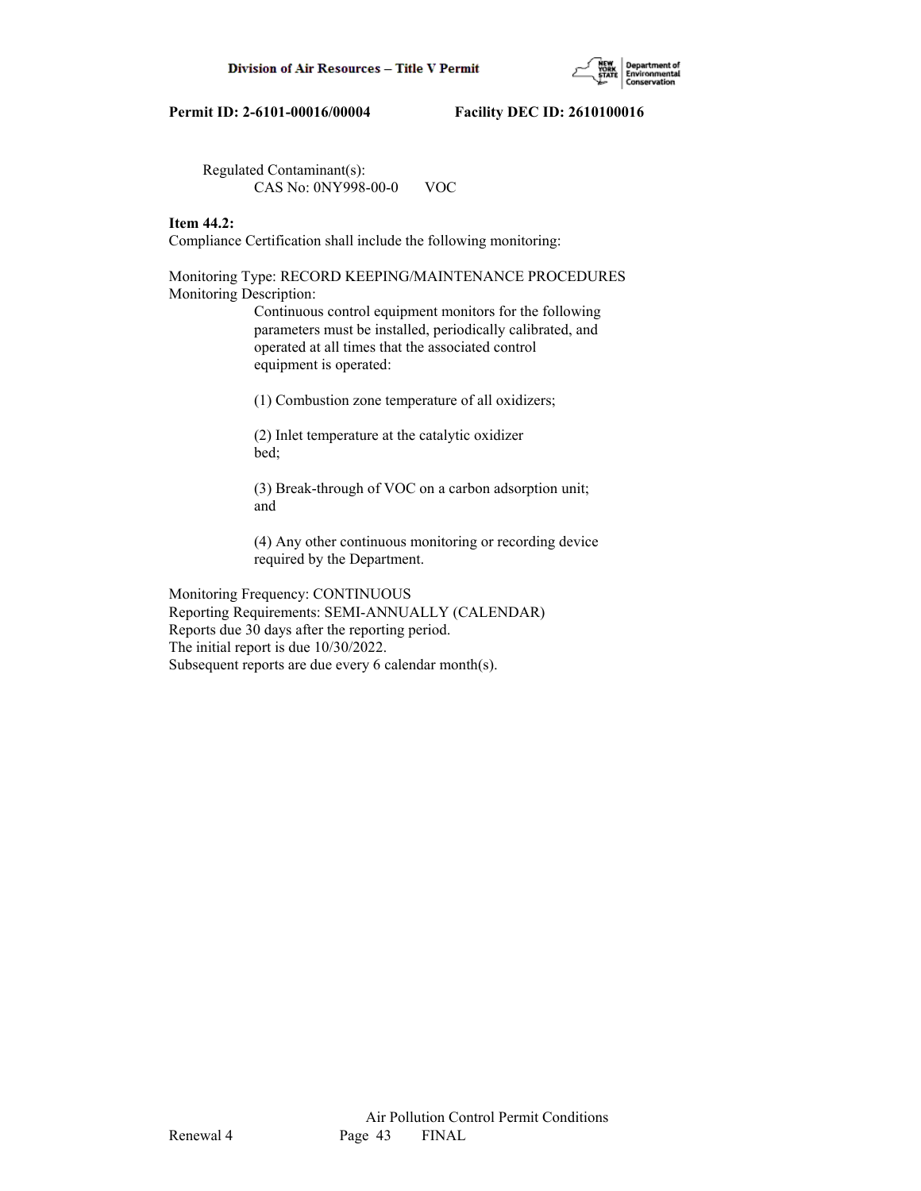Regulated Contaminant(s):
CAS No: 0NY998-00-0 VOC

**Item 44.2:**
Compliance Certification shall include the following monitoring:

Monitoring Type: RECORD KEEPING/MAINTENANCE PROCEDURES
Monitoring Description:

Continuous control equipment monitors for the following parameters must be installed, periodically calibrated, and operated at all times that the associated control equipment is operated:

(1) Combustion zone temperature of all oxidizers;

(2) Inlet temperature at the catalytic oxidizer bed;

(3) Break-through of VOC on a carbon adsorption unit; and

(4) Any other continuous monitoring or recording device required by the Department.

Monitoring Frequency: CONTINUOUS
Reporting Requirements: SEMI-ANNUALLY (CALENDAR)
Reports due 30 days after the reporting period.
The initial report is due 10/30/2022.
Subsequent reports are due every 6 calendar month(s).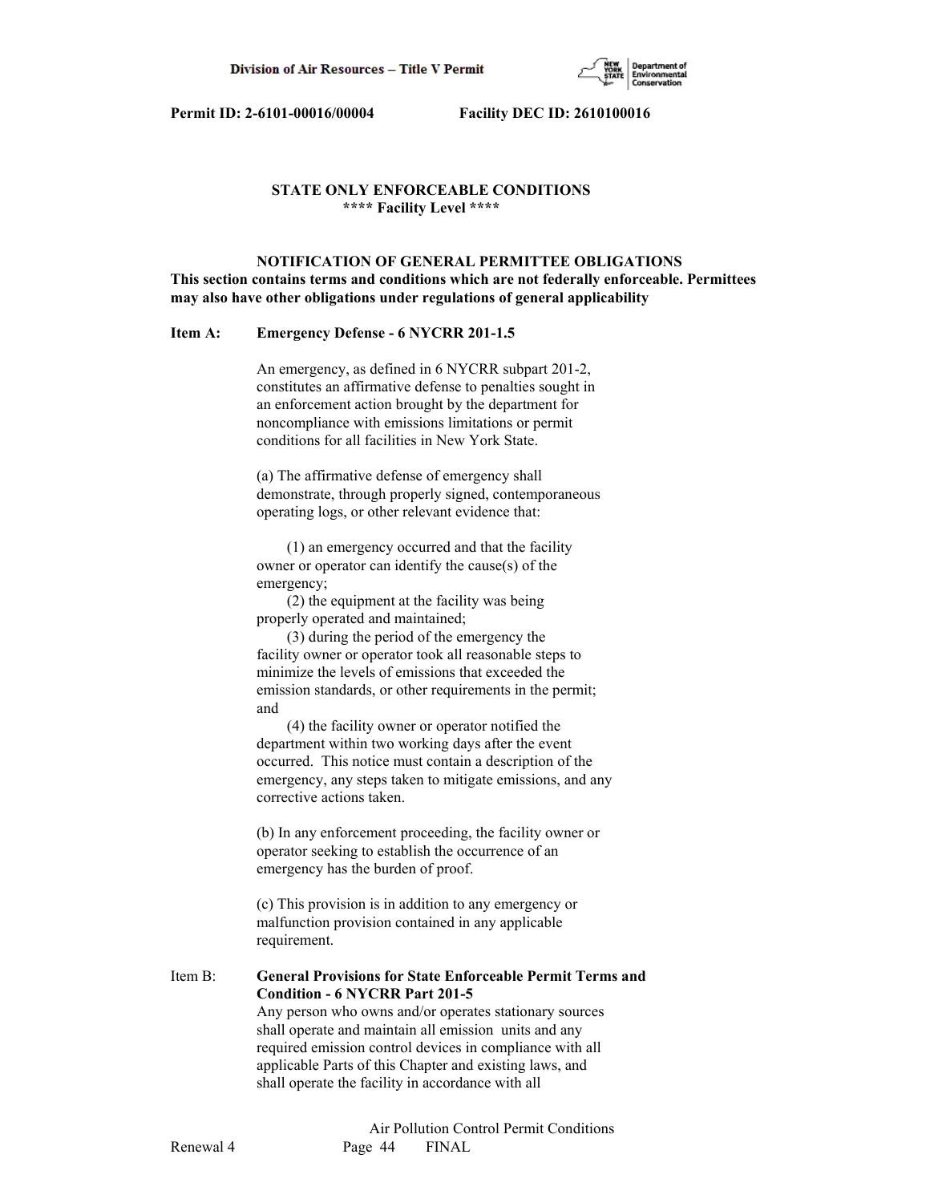**STATE ONLY ENFORCEABLE CONDITIONS**
**\*\*\*\* Facility Level \*\*\*\***

**NOTIFICATION OF GENERAL PERMITTEE OBLIGATIONS**
**This section contains terms and conditions which are not federally enforceable. Permittees may also have other obligations under regulations of general applicability**

**Item A: Emergency Defense - 6 NYCRR 201-1.5**

An emergency, as defined in 6 NYCRR subpart 201-2, constitutes an affirmative defense to penalties sought in an enforcement action brought by the department for noncompliance with emissions limitations or permit conditions for all facilities in New York State.

(a) The affirmative defense of emergency shall demonstrate, through properly signed, contemporaneous operating logs, or other relevant evidence that:

(1) an emergency occurred and that the facility owner or operator can identify the cause(s) of the emergency;
(2) the equipment at the facility was being properly operated and maintained;
(3) during the period of the emergency the facility owner or operator took all reasonable steps to minimize the levels of emissions that exceeded the emission standards, or other requirements in the permit; and
(4) the facility owner or operator notified the department within two working days after the event occurred. This notice must contain a description of the emergency, any steps taken to mitigate emissions, and any corrective actions taken.

(b) In any enforcement proceeding, the facility owner or operator seeking to establish the occurrence of an emergency has the burden of proof.

(c) This provision is in addition to any emergency or malfunction provision contained in any applicable requirement.

Item B: **General Provisions for State Enforceable Permit Terms and Condition - 6 NYCRR Part 201-5**
Any person who owns and/or operates stationary sources shall operate and maintain all emission units and any required emission control devices in compliance with all applicable Parts of this Chapter and existing laws, and shall operate the facility in accordance with all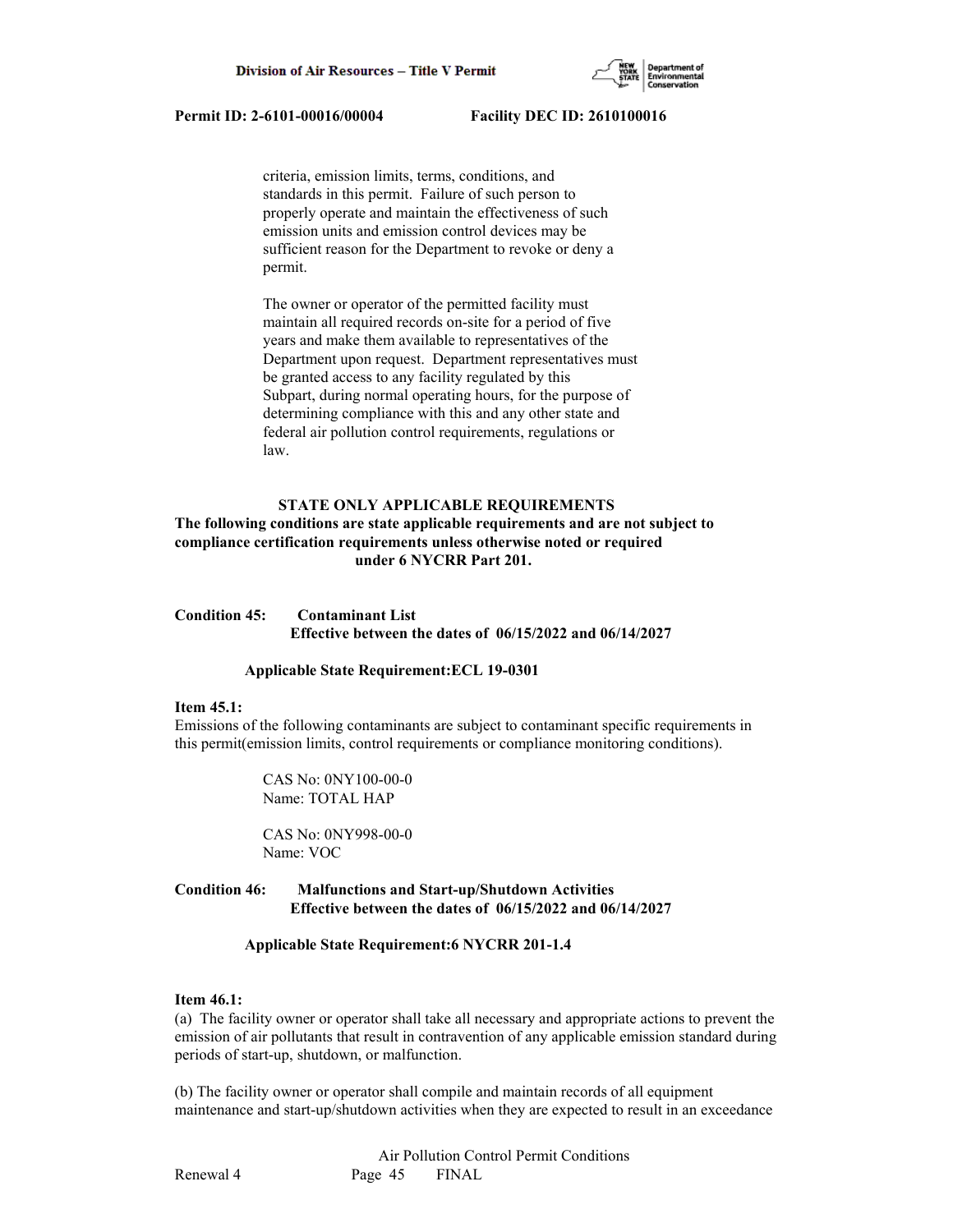criteria, emission limits, terms, conditions, and standards in this permit. Failure of such person to properly operate and maintain the effectiveness of such emission units and emission control devices may be sufficient reason for the Department to revoke or deny a permit.

The owner or operator of the permitted facility must maintain all required records on-site for a period of five years and make them available to representatives of the Department upon request. Department representatives must be granted access to any facility regulated by this Subpart, during normal operating hours, for the purpose of determining compliance with this and any other state and federal air pollution control requirements, regulations or law.

**STATE ONLY APPLICABLE REQUIREMENTS**

**The following conditions are state applicable requirements and are not subject to compliance certification requirements unless otherwise noted or required under 6 NYCRR Part 201.**

**Condition 45: Contaminant List**
**Effective between the dates of 06/15/2022 and 06/14/2027**

**Applicable State Requirement:ECL 19-0301**

**Item 45.1:**
Emissions of the following contaminants are subject to contaminant specific requirements in this permit(emission limits, control requirements or compliance monitoring conditions).

CAS No: 0NY100-00-0
Name: TOTAL HAP

CAS No: 0NY998-00-0
Name: VOC

**Condition 46: Malfunctions and Start-up/Shutdown Activities**
**Effective between the dates of 06/15/2022 and 06/14/2027**

**Applicable State Requirement:6 NYCRR 201-1.4**

**Item 46.1:**
(a) The facility owner or operator shall take all necessary and appropriate actions to prevent the emission of air pollutants that result in contravention of any applicable emission standard during periods of start-up, shutdown, or malfunction.

(b) The facility owner or operator shall compile and maintain records of all equipment maintenance and start-up/shutdown activities when they are expected to result in an exceedance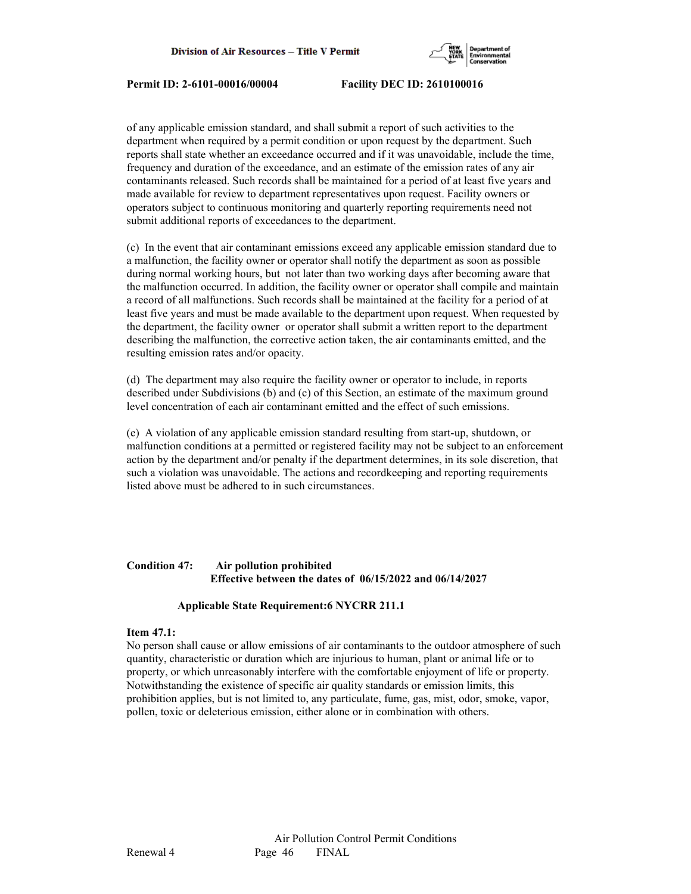of any applicable emission standard, and shall submit a report of such activities to the department when required by a permit condition or upon request by the department. Such reports shall state whether an exceedance occurred and if it was unavoidable, include the time, frequency and duration of the exceedance, and an estimate of the emission rates of any air contaminants released. Such records shall be maintained for a period of at least five years and made available for review to department representatives upon request. Facility owners or operators subject to continuous monitoring and quarterly reporting requirements need not submit additional reports of exceedances to the department.

(c) In the event that air contaminant emissions exceed any applicable emission standard due to a malfunction, the facility owner or operator shall notify the department as soon as possible during normal working hours, but not later than two working days after becoming aware that the malfunction occurred. In addition, the facility owner or operator shall compile and maintain a record of all malfunctions. Such records shall be maintained at the facility for a period of at least five years and must be made available to the department upon request. When requested by the department, the facility owner or operator shall submit a written report to the department describing the malfunction, the corrective action taken, the air contaminants emitted, and the resulting emission rates and/or opacity.

(d) The department may also require the facility owner or operator to include, in reports described under Subdivisions (b) and (c) of this Section, an estimate of the maximum ground level concentration of each air contaminant emitted and the effect of such emissions.

(e) A violation of any applicable emission standard resulting from start-up, shutdown, or malfunction conditions at a permitted or registered facility may not be subject to an enforcement action by the department and/or penalty if the department determines, in its sole discretion, that such a violation was unavoidable. The actions and recordkeeping and reporting requirements listed above must be adhered to in such circumstances.

**Condition 47: Air pollution prohibited**
**Effective between the dates of 06/15/2022 and 06/14/2027**

**Applicable State Requirement:6 NYCRR 211.1**

**Item 47.1:**

No person shall cause or allow emissions of air contaminants to the outdoor atmosphere of such quantity, characteristic or duration which are injurious to human, plant or animal life or to property, or which unreasonably interfere with the comfortable enjoyment of life or property. Notwithstanding the existence of specific air quality standards or emission limits, this prohibition applies, but is not limited to, any particulate, fume, gas, mist, odor, smoke, vapor, pollen, toxic or deleterious emission, either alone or in combination with others.